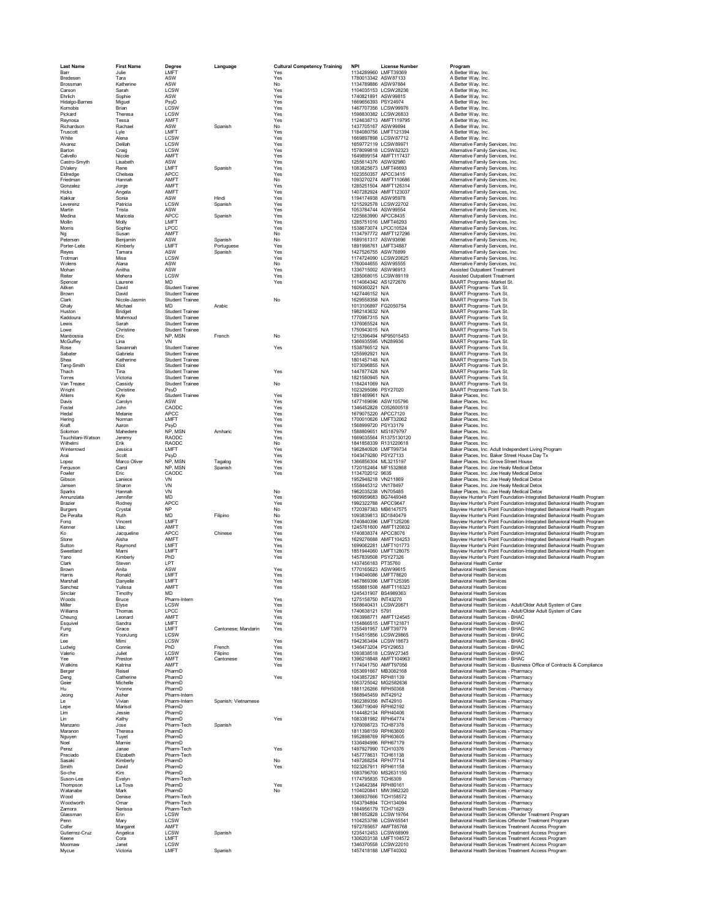| Last Name | First Name | Degree | Language | Cultural Competency Training | NPI | License Number | Program |
|---|---|---|---|---|---|---|---|
| Barr | Julie | LMFT | | Yes | 1134289960 | LMFT39369 | A Better Way, Inc. |
| Bredesen | Tara | ASW | | Yes | 1780013342 | ASW87133 | A Better Way, Inc. |
| Brossman | Katherine | ASW | | No | 1134789886 | ASW97884 | A Better Way, Inc. |
| Carson | Sarah | LCSW | | Yes | 1104035153 | LCSW28236 | A Better Way, Inc. |
| Ehrlich | Sophie | ASW | | Yes | 1740821891 | ASW99815 | A Better Way, Inc. |
| Hidalgo-Barnes | Miguel | PsyD | | Yes | 1669656393 | PSY24974 | A Better Way, Inc. |
| Kornobis | Brian | LCSW | | Yes | 1467707356 | LCSW99976 | A Better Way, Inc. |
| Pickard | Theresa | LCSW | | Yes | 1598830382 | LCSW26833 | A Better Way, Inc. |
| Reynosa | Tessa | AMFT | | Yes | 1124638713 | AMFT119795 | A Better Way, Inc. |
| Richardson | Rachael | ASW | Spanish | No | 1437705167 | ASW99894 | A Better Way, Inc. |
| Truscott | Lyle | LMFT | | Yes | 1184080756 | LMFT121394 | A Better Way, Inc. |
| White | Alena | LCSW | | Yes | 1669897898 | LCSW87712 | A Better Way, Inc. |
| Alvarez | Delilah | LCSW | | Yes | 1659772119 | LCSW89971 | Alternative Family Services, Inc. |
| Barton | Craig | LCSW | | Yes | 1578099818 | LCSW82323 | Alternative Family Services, Inc. |
| Calvello | Nicole | AMFT | | Yes | 1649899154 | AMFT117437 | Alternative Family Services, Inc. |
| Castro-Smyth | Lisabeth | ASW | | Yes | 1255614376 | ASW92980 | Alternative Family Services, Inc. |
| DValery | Rene | LMFT | Spanish | Yes | 1083825673 | LMFT46693 | Alternative Family Services, Inc. |
| Eldredge | Chelsea | APCC | | Yes | 1023550357 | APCC3415 | Alternative Family Services, Inc. |
| Friedman | Hannah | AMFT | | No | 1093270274 | AMFT110686 | Alternative Family Services, Inc. |
| Gonzalez | Jorge | AMFT | | Yes | 1285251504 | AMFT126314 | Alternative Family Services, Inc. |
| Hicks | Angela | AMFT | | Yes | 1407282924 | AMFT123037 | Alternative Family Services, Inc. |
| Kakkar | Sonia | ASW | Hindi | Yes | 1194174938 | ASW95978 | Alternative Family Services, Inc. |
| Leverenz | Patricia | LCSW | Spanish | Yes | 1215292578 | LCSW22702 | Alternative Family Services, Inc. |
| Martin | Trista | ASW | | Yes | 1053784744 | ASW99554 | Alternative Family Services, Inc. |
| Medina | Maricela | APCC | Spanish | Yes | 1225663990 | APCC8435 | Alternative Family Services, Inc. |
| Mollin | Molly | LMFT | | Yes | 1285751016 | LMFT46293 | Alternative Family Services, Inc. |
| Morris | Sophie | LPCC | | Yes | 1538673074 | LPCC10524 | Alternative Family Services, Inc. |
| Ng | Susan | AMFT | | No | 1134797772 | AMFT127296 | Alternative Family Services, Inc. |
| Petersen | Benjamin | ASW | Spanish | No | 1689161317 | ASW93696 | Alternative Family Services, Inc. |
| Porter-Leite | Kimberly | LMFT | Portuguese | Yes | 1891998761 | LMFT34887 | Alternative Family Services, Inc. |
| Reyes | Tamara | ASW | Spanish | Yes | 1427526755 | ASW76899 | Alternative Family Services, Inc. |
| Trotman | Misa | LCSW | | Yes | 1174724090 | LCSW20625 | Alternative Family Services, Inc. |
| Wolens | Alana | ASW | | No | 1760044655 | ASW95555 | Alternative Family Services, Inc. |
| Mohan | Anitha | ASW | | Yes | 1336715002 | ASW96913 | Assisted Outpatient Treatment |
| Reiter | Mehera | LCSW | | Yes | 1285068015 | LCSW89119 | Assisted Outpatient Treatment |
| Spencer | Laurene | MD | | Yes | 1114064342 | AS1272676 | BAART Programs- Market St. |
| Aitken | David | Student Trainee | | | 1609360221 | N/A | BAART Programs- Turk St. |
| Brown | David | Student Trainee | | | 1427446152 | N/A | BAART Programs- Turk St. |
| Clark | Nicole-Jasmin | Student Trainee | | No | 1629558358 | N/A | BAART Programs- Turk St. |
| Ghaly | Michael | MD | Arabic | | 1013106897 | FG2050754 | BAART Programs- Turk St. |
| Huston | Bridget | Student Trainee | | | 1982143632 | N/A | BAART Programs- Turk St. |
| Kaddoura | Mahmoud | Student Trainee | | | 1770987315 | N/A | BAART Programs- Turk St. |
| Lewis | Sarah | Student Trainee | | | 1376065524 | N/A | BAART Programs- Turk St. |
| Lowe | Christine | Student Trainee | | | 1750943015 | N/A | BAART Programs- Turk St. |
| Manbossia | Eric | NP, MSN | French | No | 1215396494 | NP95015453 | BAART Programs- Turk St. |
| McGuffey | Lina | VN | | | 1366935595 | VN289936 | BAART Programs- Turk St. |
| Rose | Savannah | Student Trainee | | Yes | 1538786512 | N/A | BAART Programs- Turk St. |
| Sabater | Gabriela | Student Trainee | | | 1255992921 | N/A | BAART Programs- Turk St. |
| Shea | Katherine | Student Trainee | | | 1801457148 | N/A | BAART Programs- Turk St. |
| Tang-Smith | Eliot | Student Trainee | | | 1073096855 | N/A | BAART Programs- Turk St. |
| Thach | Tina | Student Trainee | | Yes | 1447877428 | N/A | BAART Programs- Turk St. |
| Torres | Victoria | Student Trainee | | | 1821580945 | N/A | BAART Programs- Turk St. |
| Van Trease | Cassidy | Student Trainee | | No | 1184241069 | N/A | BAART Programs- Turk St. |
| Wright | Christine | PsyD | | | 1023295086 | PSY27020 | BAART Programs- Turk St. |
| Ahlers | Kyle | Student Trainee | | Yes | 1891469961 | N/A | Baker Places, Inc. |
| Davis | Carolyn | ASW | | Yes | 1477169696 | ASW105796 | Baker Places, Inc. |
| Fostel | John | CAODC | | Yes | 1346452828 | C052600518 | Baker Places, Inc. |
| Hedal | Melanie | APCC | | Yes | 1679075220 | APCC7120 | Baker Places, Inc. |
| Hering | Norman | LMFT | | Yes | 1700010626 | LMFT32062 | Baker Places, Inc. |
| Kraft | Aaron | PsyD | | Yes | 1568999720 | PSY33179 | Baker Places, Inc. |
| Solomon | Mahedere | NP, MSN | Amharic | Yes | 1588809651 | MS1879797 | Baker Places, Inc. |
| Tsuchitani-Watson | Jeremy | RAODC | | Yes | 1669035564 | R1375130120 | Baker Places, Inc. |
| Wilhelmi | Erik | RAODC | | No | 1841858339 | R131220618 | Baker Places, Inc. |
| Winterrowd | Jessica | LMFT | | Yes | 1962840926 | LMFT99734 | Baker Places, Inc. Adult Independent Living Program |
| Arai | Scott | PsyD | | Yes | 1043479280 | PSY27133 | Baker Places, Inc. Baker Street House Day Tx |
| Lopez | Marco Oliver | NP, MSN | Tagalog | Yes | 1366856304 | ML3215197 | Baker Places, Inc. Grove Street House |
| Ferguson | Carol | NP, MSN | Spanish | Yes | 1720162464 | MF1532868 | Baker Places, Inc. Joe Healy Medical Detox |
| Fowler | Eric | CAODC | | Yes | 1134702012 | 9635 | Baker Places, Inc. Joe Healy Medical Detox |
| Gibson | Laniece | VN | | | 1952948218 | VN211869 | Baker Places, Inc. Joe Healy Medical Detox |
| Jansen | Sharon | VN | | | 1558445312 | VN178497 | Baker Places, Inc. Joe Healy Medical Detox |
| Sparks | Hannah | VN | | No | 1962035238 | VN705485 | Baker Places, Inc. Joe Healy Medical Detox |
| Annunziata | Jennifer | MD | | Yes | 1609959683 | BG7449348 | Bayview Hunter's Point Foundation-Integrated Behavioral Health Program |
| Brazier | Rodney | APCC | | Yes | 1992322788 | APCC9647 | Bayview Hunter's Point Foundation-Integrated Behavioral Health Program |
| Burgers | Crystal | NP | | No | 1720397383 | MB6147575 | Bayview Hunter's Point Foundation-Integrated Behavioral Health Program |
| De Peralta | Ruth | MD | Filipino | No | 1093839813 | BD1840479 | Bayview Hunter's Point Foundation-Integrated Behavioral Health Program |
| Fong | Vincent | LMFT | | Yes | 1740840396 | LMFT125206 | Bayview Hunter's Point Foundation-Integrated Behavioral Health Program |
| Kenner | Lilac | AMFT | | Yes | 1245761600 | AMFT120832 | Bayview Hunter's Point Foundation-Integrated Behavioral Health Program |
| Ko | Jacqueline | APCC | Chinese | Yes | 1740838374 | APCC8076 | Bayview Hunter's Point Foundation-Integrated Behavioral Health Program |
| Stone | Aisha | AMFT | | Yes | 1629276898 | AMFT104253 | Bayview Hunter's Point Foundation-Integrated Behavioral Health Program |
| Sutton | Raymond | LMFT | | Yes | 1699062281 | LMFT101773 | Bayview Hunter's Point Foundation-Integrated Behavioral Health Program |
| Sweetland | Marni | LMFT | | Yes | 1851944060 | LMFT128075 | Bayview Hunter's Point Foundation-Integrated Behavioral Health Program |
| Yano | Kimberly | PhD | | Yes | 1457839508 | PSY27326 | Bayview Hunter's Point Foundation-Integrated Behavioral Health Program |
| Clark | Steven | LPT | | | 1437456183 | PT35760 | Behavioral Health Center |
| Brown | Anita | ASW | | Yes | 1770165623 | ASW99615 | Behavioral Health Services |
| Harris | Ronald | LMFT | | Yes | 1194046086 | LMFT78620 | Behavioral Health Services |
| Marshall | Danyelle | LMFT | | Yes | 1467869396 | LMFT125395 | Behavioral Health Services |
| Sanchez | Yulissa | AMFT | | Yes | 1558881508 | AMFT116323 | Behavioral Health Services |
| Sinclair | Timothy | MD | | | 1245431907 | BS4989363 | Behavioral Health Services |
| Woods | Bruce | Pharm-Intern | | Yes | 1275158750 | INT43270 | Behavioral Health Services |
| Miller | Elyse | LCSW | | Yes | 1568640431 | LCSW20671 | Behavioral Health Services - Adult/Older Adult System of Care |
| Williams | Thomas | LPCC | | Yes | 1740638121 | 5791 | Behavioral Health Services - Adult/Older Adult System of Care |
| Cheung | Leonard | AMFT | | Yes | 1063998771 | AMFT124545 | Behavioral Health Services - BHAC |
| Esquivel | Sandra | LMFT | | Yes | 1154866515 | LMFT121871 | Behavioral Health Services - BHAC |
| Fung | Grace | LMFT | Cantonese; Mandarin | Yes | 1255491957 | LMFT39779 | Behavioral Health Services - BHAC |
| Kim | YoonJung | LCSW | | | 1154515856 | LCSW29865 | Behavioral Health Services - BHAC |
| Lee | Mimi | LCSW | | Yes | 1942363494 | LCSW18673 | Behavioral Health Services - BHAC |
| Ludwig | Connie | PhD | French | Yes | 1346473204 | PSY29653 | Behavioral Health Services - BHAC |
| Valerio | Juliet | LCSW | Filipino | Yes | 1093838518 | LCSW27345 | Behavioral Health Services - BHAC |
| Yee | Preston | AMFT | Cantonese | Yes | 1396218848 | AMFT104963 | Behavioral Health Services - BHAC |
| Watkins | Katrina | AMFT | | Yes | 1174041750 | AMFT97056 | Behavioral Health Services - Business Office of Contracts & Compliance |
| Berger | Reisel | PharmD | | | 1053691667 | MB3082168 | Behavioral Health Services - Pharmacy |
| Deng | Catherine | PharmD | | Yes | 1043857287 | RPH81139 | Behavioral Health Services - Pharmacy |
| Geier | Michelle | PharmD | | | 1063725042 | MG2582636 | Behavioral Health Services - Pharmacy |
| Hu | Yvonne | PharmD | | | 1881126266 | RPH50368 | Behavioral Health Services - Pharmacy |
| Jeong | Asher | Pharm-Intern | | | 1568945459 | INT42912 | Behavioral Health Services - Pharmacy |
| Le | Vivian | Pharm-Intern | Spanish; Vietnamese | | 1902389356 | INT42910 | Behavioral Health Services - Pharmacy |
| Lepe | Marisol | PharmD | | | 1366719049 | RPH62192 | Behavioral Health Services - Pharmacy |
| Lim | Jessie | PharmD | | | 1144482134 | RPH40406 | Behavioral Health Services - Pharmacy |
| Lin | Kathy | PharmD | | Yes | 1083381982 | RPH64774 | Behavioral Health Services - Pharmacy |
| Manzano | Jose | Pharm-Tech | Spanish | | 1376098723 | TCH87378 | Behavioral Health Services - Pharmacy |
| Maranon | Theresa | PharmD | | | 1811398159 | RPH63600 | Behavioral Health Services - Pharmacy |
| Nguyen | Tuyet | PharmD | | | 1952898769 | RPH63605 | Behavioral Health Services - Pharmacy |
| Noel | Marnie | PharmD | | | 1336494996 | RPH67179 | Behavioral Health Services - Pharmacy |
| Perez | Janae | Pharm-Tech | | Yes | 1497927990 | TCH10376 | Behavioral Health Services - Pharmacy |
| Preciado | Elizabeth | Pharm-Tech | | | 1457778631 | TCH61138 | Behavioral Health Services - Pharmacy |
| Sasaki | Kimberly | PharmD | | No | 1497268254 | RPH77714 | Behavioral Health Services - Pharmacy |
| Smith | David | PharmD | | Yes | 1023267911 | RPH61158 | Behavioral Health Services - Pharmacy |
| So-che | Kim | PharmD | | | 1083796700 | MS2631150 | Behavioral Health Services - Pharmacy |
| Suson-Lee | Evelyn | Pharm-Tech | | | 1174795835 | TCH6309 | Behavioral Health Services - Pharmacy |
| Thompson | La Toya | PharmD | | Yes | 1124642384 | RPH80161 | Behavioral Health Services - Pharmacy |
| Watanabe | Mark | PharmD | | No | 1104020841 | MW3982320 | Behavioral Health Services - Pharmacy |
| Wood | Denise | Pharm-Tech | | | 1366937666 | TCH158572 | Behavioral Health Services - Pharmacy |
| Woodworth | Omar | Pharm-Tech | | | 1043794894 | TCH134094 | Behavioral Health Services - Pharmacy |
| Zamora | Nerissa | Pharm-Tech | | | 1184956179 | TCH71629 | Behavioral Health Services - Pharmacy |
| Glassman | Erin | LCSW | | | 1861652828 | LCSW19764 | Behavioral Health Services Offender Treatment Program |
| Penn | Mary | LCSW | | | 1104253798 | LCSW65541 | Behavioral Health Services Offender Treatment Program |
| Colfer | Margaret | AMFT | | | 1972785657 | AMFT85768 | Behavioral Health Services Treatment Access Program |
| Gutierrez-Cruz | Angelica | LCSW | Spanish | | 1235412453 | LCSW68909 | Behavioral Health Services Treatment Access Program |
| Keene | Cora | LMFT | | | 1306203138 | LMFT104572 | Behavioral Health Services Treatment Access Program |
| Moomaw | Janet | LCSW | | | 1346370558 | LCSW22010 | Behavioral Health Services Treatment Access Program |
| Mycue | Victoria | LMFT | Spanish | | 1457418188 | LMFT40302 | Behavioral Health Services Treatment Access Program |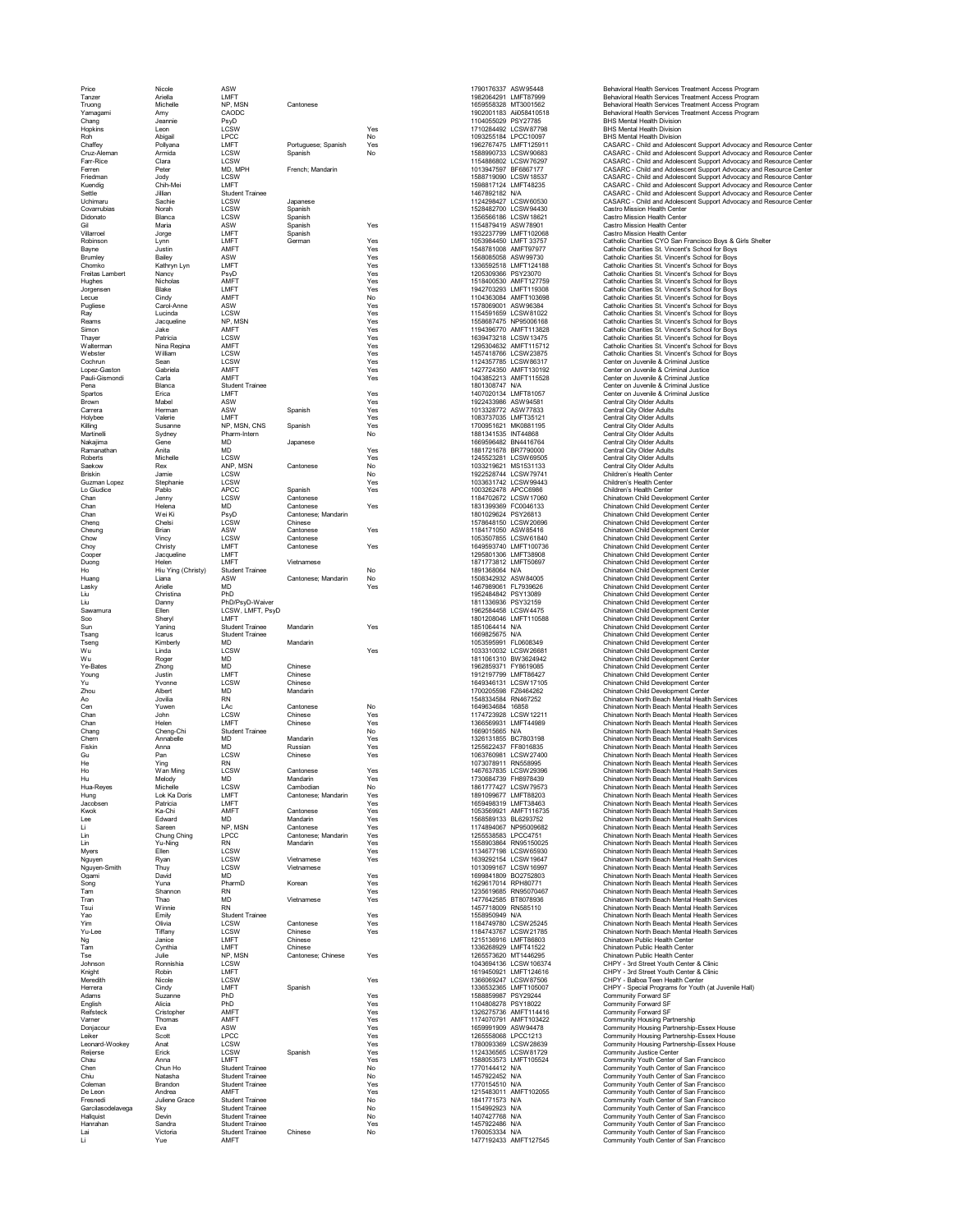| | | | | | | | |
|---|---|---|---|---|---|---|---|
| Price | Nicole | ASW | | | 1790176337 | ASW95448 | Behavioral Health Services Treatment Access Program |
| Tanzer | Ariella | LMFT | | | 1982064291 | LMFT87999 | Behavioral Health Services Treatment Access Program |
| Truong | Michelle | NP, MSN | Cantonese | | 1659558328 | MT3001562 | Behavioral Health Services Treatment Access Program |
| Yamagami | Amy | CAODC | | | 1902001183 | Ai058410518 | Behavioral Health Services Treatment Access Program |
| Chang | Jeannie | PsyD | | | 1104055029 | PSY27785 | BHS Mental Health Division |
| Hopkins | Leon | LCSW | | Yes | 1710284492 | LCSW87798 | BHS Mental Health Division |
| Roh | Abigail | LPCC | | No | 1093255184 | LPCC10097 | BHS Mental Health Division |
| Chaffey | Pollyana | LMFT | Portuguese; Spanish | Yes | 1962767475 | LMFT125911 | CASARC - Child and Adolescent Support Advocacy and Resource Center |
| Cruz-Aleman | Armida | LCSW | Spanish | No | 1588990733 | LCSW90683 | CASARC - Child and Adolescent Support Advocacy and Resource Center |
| Farr-Rice | Clara | LCSW | | | 1154866802 | LCSW76297 | CASARC - Child and Adolescent Support Advocacy and Resource Center |
| Ferren | Peter | MD, MPH | French; Mandarin | | 1013947597 | BF6867177 | CASARC - Child and Adolescent Support Advocacy and Resource Center |
| Friedman | Jody | LCSW | | | 1588719090 | LCSW18537 | CASARC - Child and Adolescent Support Advocacy and Resource Center |
| Kuendig | Chih-Mei | LMFT | | | 1598817124 | LMFT48235 | CASARC - Child and Adolescent Support Advocacy and Resource Center |
| Settle | Jillian | Student Trainee | | | 1467892182 | N/A | CASARC - Child and Adolescent Support Advocacy and Resource Center |
| Uchimaru | Sachie | LCSW | Japanese | | 1124298427 | LCSW60530 | CASARC - Child and Adolescent Support Advocacy and Resource Center |
| Covarrubias | Norah | LCSW | Spanish | | 1528482700 | LCSW94430 | Castro Mission Health Center |
| Didonato | Blanca | LCSW | Spanish | | 1356566186 | LCSW18621 | Castro Mission Health Center |
| Gil | Maria | ASW | Spanish | Yes | 1154879419 | ASW78901 | Castro Mission Health Center |
| Villarroel | Jorge | LMFT | Spanish | | 1932237799 | LMFT102068 | Castro Mission Health Center |
| Robinson | Lynn | LMFT | German | Yes | 1053984450 | LMFT 33757 | Catholic Charities CYO San Francisco Boys & Girls Shelter |
| Bayne | Justin | AMFT | | Yes | 1548781008 | AMFT97977 | Catholic Charities St. Vincent's School for Boys |
| Brumley | Bailey | ASW | | Yes | 1568085058 | ASW99730 | Catholic Charities St. Vincent's School for Boys |
| Chomko | Kathryn Lyn | LMFT | | Yes | 1336592518 | LMFT124188 | Catholic Charities St. Vincent's School for Boys |
| Freitas Lambert | Nancy | PsyD | | Yes | 1205309366 | PSY23070 | Catholic Charities St. Vincent's School for Boys |
| Hughes | Nicholas | AMFT | | Yes | 1518400530 | AMFT127759 | Catholic Charities St. Vincent's School for Boys |
| Jorgensen | Blake | LMFT | | Yes | 1942703293 | LMFT119308 | Catholic Charities St. Vincent's School for Boys |
| Lecue | Cindy | AMFT | | No | 1104363084 | AMFT103698 | Catholic Charities St. Vincent's School for Boys |
| Pugliese | Carol-Anne | ASW | | Yes | 1578069001 | ASW96384 | Catholic Charities St. Vincent's School for Boys |
| Ray | Lucinda | LCSW | | Yes | 1154591659 | LCSW81022 | Catholic Charities St. Vincent's School for Boys |
| Reams | Jacqueline | NP, MSN | | Yes | 1558687475 | NP95006168 | Catholic Charities St. Vincent's School for Boys |
| Simon | Jake | AMFT | | Yes | 1194396770 | AMFT113828 | Catholic Charities St. Vincent's School for Boys |
| Thayer | Patricia | LCSW | | Yes | 1639473218 | LCSW13475 | Catholic Charities St. Vincent's School for Boys |
| Walterman | Nina Regina | AMFT | | Yes | 1295304632 | AMFT115712 | Catholic Charities St. Vincent's School for Boys |
| Webster | William | LCSW | | Yes | 1457418766 | LCSW23875 | Catholic Charities St. Vincent's School for Boys |
| Cochrun | Sean | LCSW | | Yes | 1124357785 | LCSW86317 | Center on Juvenile & Criminal Justice |
| Lopez-Gaston | Gabriela | AMFT | | Yes | 1427724350 | AMFT130192 | Center on Juvenile & Criminal Justice |
| Pauli-Gismondi | Carla | AMFT | | Yes | 1043852213 | AMFT115528 | Center on Juvenile & Criminal Justice |
| Pena | Blanca | Student Trainee | | | 1801308747 | N/A | Center on Juvenile & Criminal Justice |
| Spartos | Erica | LMFT | | Yes | 1407020134 | LMFT81057 | Center on Juvenile & Criminal Justice |
| Brown | Mabel | ASW | | Yes | 1922433986 | ASW94581 | Central City Older Adults |
| Carrera | Herman | ASW | Spanish | Yes | 1013328772 | ASW77833 | Central City Older Adults |
| Holybee | Valerie | LMFT | | Yes | 1083737035 | LMFT35121 | Central City Older Adults |
| Killing | Susanne | NP, MSN, CNS | Spanish | Yes | 1700951621 | MK0881195 | Central City Older Adults |
| Martinelli | Sydney | Pharm-Intern | | No | 1881341535 | INT44868 | Central City Older Adults |
| Nakajima | Gene | MD | Japanese | | 1669596482 | BN4416764 | Central City Older Adults |
| Ramanathan | Anita | MD | | Yes | 1881721678 | BR7790000 | Central City Older Adults |
| Roberts | Michelle | LCSW | | Yes | 1245523281 | LCSW69505 | Central City Older Adults |
| Saekow | Rex | ANP, MSN | Cantonese | No | 1033219621 | MS1531133 | Central City Older Adults |
| Briskin | Jamie | LCSW | | No | 1922528744 | LCSW79741 | Children's Health Center |
| Guzman Lopez | Stephanie | LCSW | | Yes | 1033631742 | LCSW99443 | Children's Health Center |
| Lo Giudice | Pablo | APCC | Spanish | Yes | 1003262478 | APCC6986 | Children's Health Center |
| Chan | Jenny | LCSW | Cantonese | | 1184702672 | LCSW17060 | Chinatown Child Development Center |
| Chan | Helena | MD | Cantonese | Yes | 1831399369 | FC0046133 | Chinatown Child Development Center |
| Chan | Wei Ki | PsyD | Cantonese; Mandarin | | 1801029624 | PSY26813 | Chinatown Child Development Center |
| Cheng | Chelsi | LCSW | Chinese | | 1578648150 | LCSW20696 | Chinatown Child Development Center |
| Cheung | Brian | ASW | Cantonese | Yes | 1184171050 | ASW85416 | Chinatown Child Development Center |
| Chow | Vincy | LCSW | Cantonese | | 1053507855 | LCSW61840 | Chinatown Child Development Center |
| Choy | Christy | LMFT | Cantonese | Yes | 1649593740 | LMFT100736 | Chinatown Child Development Center |
| Cooper | Jacqueline | LMFT | | | 1295801306 | LMFT38908 | Chinatown Child Development Center |
| Duong | Helen | LMFT | Vietnamese | | 1871773812 | LMFT50697 | Chinatown Child Development Center |
| Ho | Hiu Ying (Christy) | Student Trainee | | No | 1891368064 | N/A | Chinatown Child Development Center |
| Huang | Liana | ASW | Cantonese; Mandarin | No | 1508342932 | ASW84005 | Chinatown Child Development Center |
| Lasky | Arielle | MD | | Yes | 1467989061 | FL7939626 | Chinatown Child Development Center |
| Liu | Christina | PhD | | | 1952484842 | PSY13089 | Chinatown Child Development Center |
| Liu | Danny | PhD/PsyD-Waiver | | | 1811336936 | PSY32159 | Chinatown Child Development Center |
| Sawamura | Ellen | LCSW, LMFT, PsyD | | | 1962584458 | LCSW4475 | Chinatown Child Development Center |
| Soo | Sheryl | LMFT | | | 1801208046 | LMFT110588 | Chinatown Child Development Center |
| Sun | Yaning | Student Trainee | Mandarin | Yes | 1851064414 | N/A | Chinatown Child Development Center |
| Tsang | Icarus | Student Trainee | | | 1669825675 | N/A | Chinatown Child Development Center |
| Tseng | Kimberly | MD | Mandarin | | 1053595991 | FL0608349 | Chinatown Child Development Center |
| Wu | Linda | LCSW | | Yes | 1033310032 | LCSW26681 | Chinatown Child Development Center |
| Wu | Roger | MD | | | 1811061310 | BW3624942 | Chinatown Child Development Center |
| Ye-Bates | Zhong | MD | Chinese | | 1962859371 | FY8619085 | Chinatown Child Development Center |
| Young | Justin | LMFT | Chinese | | 1912197799 | LMFT86427 | Chinatown Child Development Center |
| Yu | Yvonne | LCSW | Chinese | | 1649346131 | LCSW17105 | Chinatown Child Development Center |
| Zhou | Albert | MD | Mandarin | | 1700205598 | FZ6464262 | Chinatown Child Development Center |
| Ao | Jovilia | RN | | | 1548334584 | RN467252 | Chinatown North Beach Mental Health Services |
| Cen | Yuwen | LAc | Cantonese | No | 1649634684 | 16858 | Chinatown North Beach Mental Health Services |
| Chan | John | LCSW | Chinese | Yes | 1174723928 | LCSW12211 | Chinatown North Beach Mental Health Services |
| Chan | Helen | LMFT | Chinese | Yes | 1366569931 | LMFT44989 | Chinatown North Beach Mental Health Services |
| Chang | Cheng-Chi | Student Trainee | | No | 1669015665 | N/A | Chinatown North Beach Mental Health Services |
| Chern | Annabelle | MD | Mandarin | Yes | 1326131855 | BC7803198 | Chinatown North Beach Mental Health Services |
| Fiskin | Anna | MD | Russian | Yes | 1255622437 | FF8016835 | Chinatown North Beach Mental Health Services |
| Gu | Pan | LCSW | Chinese | Yes | 1063760981 | LCSW27400 | Chinatown North Beach Mental Health Services |
| He | Ying | RN | | | 1073078911 | RN558995 | Chinatown North Beach Mental Health Services |
| Ho | Wan Ming | LCSW | Cantonese | Yes | 1467637835 | LCSW29396 | Chinatown North Beach Mental Health Services |
| Hu | Melody | MD | Mandarin | Yes | 1730684739 | FH8978439 | Chinatown North Beach Mental Health Services |
| Hua-Reyes | Michelle | LCSW | Cambodian | No | 1861777427 | LCSW79573 | Chinatown North Beach Mental Health Services |
| Hung | Lok Ka Doris | LMFT | Cantonese; Mandarin | Yes | 1891099677 | LMFT88203 | Chinatown North Beach Mental Health Services |
| Jacobsen | Patricia | LMFT | | Yes | 1659498319 | LMFT38463 | Chinatown North Beach Mental Health Services |
| Kwok | Ka-Chi | AMFT | Cantonese | Yes | 1053569921 | AMFT116735 | Chinatown North Beach Mental Health Services |
| Lee | Edward | MD | Mandarin | Yes | 1568589133 | BL6293752 | Chinatown North Beach Mental Health Services |
| Li | Sareen | NP, MSN | Cantonese | Yes | 1174894067 | NP95009682 | Chinatown North Beach Mental Health Services |
| Lin | Chung Ching | LPCC | Cantonese; Mandarin | Yes | 1255538583 | LPCC4751 | Chinatown North Beach Mental Health Services |
| Lin | Yu-Ning | RN | Mandarin | Yes | 1558903864 | RN95150025 | Chinatown North Beach Mental Health Services |
| Myers | Ellen | LCSW | | Yes | 1134677198 | LCSW65930 | Chinatown North Beach Mental Health Services |
| Nguyen | Ryan | LCSW | Vietnamese | Yes | 1639292154 | LCSW19647 | Chinatown North Beach Mental Health Services |
| Nguyen-Smith | Thuy | LCSW | Vietnamese | | 1013099167 | LCSW16997 | Chinatown North Beach Mental Health Services |
| Ogami | David | MD | | Yes | 1699841809 | BO2752803 | Chinatown North Beach Mental Health Services |
| Song | Yuna | PharmD | Korean | Yes | 1629617014 | RPH80771 | Chinatown North Beach Mental Health Services |
| Tam | Shannon | RN | | Yes | 1235619685 | RN95070467 | Chinatown North Beach Mental Health Services |
| Tran | Thao | MD | Vietnamese | Yes | 1477642585 | BT8078936 | Chinatown North Beach Mental Health Services |
| Tsui | Winnie | RN | | | 1457718009 | RN585110 | Chinatown North Beach Mental Health Services |
| Yao | Emily | Student Trainee | | Yes | 1558950949 | N/A | Chinatown North Beach Mental Health Services |
| Yim | Olivia | LCSW | Cantonese | Yes | 1184749780 | LCSW25245 | Chinatown North Beach Mental Health Services |
| Yu-Lee | Tiffany | LCSW | Chinese | Yes | 1184743767 | LCSW21785 | Chinatown North Beach Mental Health Services |
| Ng | Janice | LMFT | Chinese | | 1215136916 | LMFT86803 | Chinatown Public Health Center |
| Tam | Cynthia | LMFT | Chinese | | 1336268929 | LMFT41522 | Chinatown Public Health Center |
| Tse | Julie | NP, MSN | Cantonese; Chinese | Yes | 1265573620 | MT1446295 | Chinatown Public Health Center |
| Johnson | Ronnishia | LCSW | | | 1043694136 | LCSW106374 | CHPY - 3rd Street Youth Center & Clinic |
| Knight | Robin | LMFT | | | 1619450921 | LMFT124616 | CHPY - 3rd Street Youth Center & Clinic |
| Meredith | Nicole | LCSW | | Yes | 1366069247 | LCSW87506 | CHPY - Balboa Teen Health Center |
| Herrera | Cindy | LMFT | Spanish | | 1336532365 | LMFT105007 | CHPY - Special Programs for Youth (at Juvenile Hall) |
| Adams | Suzanne | PhD | | Yes | 1588859987 | PSY29244 | Community Forward SF |
| English | Alicia | PhD | | Yes | 1104808278 | PSY18022 | Community Forward SF |
| Reifsteck | Cristopher | AMFT | | Yes | 1326275736 | AMFT114416 | Community Forward SF |
| Varner | Thomas | AMFT | | Yes | 1174070791 | AMFT103422 | Community Housing Partnership |
| Donjacour | Eva | ASW | | Yes | 1659991909 | ASW94478 | Community Housing Partnership-Essex House |
| Leiker | Scott | LPCC | | Yes | 1265558068 | LPCC1213 | Community Housing Partnership-Essex House |
| Leonard-Wookey | Anat | LCSW | | Yes | 1780093369 | LCSW28639 | Community Housing Partnership-Essex House |
| Reijerse | Erick | LCSW | Spanish | Yes | 1124336565 | LCSW81729 | Community Justice Center |
| Chau | Anna | LMFT | | Yes | 1588053573 | LMFT105524 | Community Youth Center of San Francisco |
| Chen | Chun Ho | Student Trainee | | No | 1770144412 | N/A | Community Youth Center of San Francisco |
| Chiu | Natasha | Student Trainee | | No | 1457922452 | N/A | Community Youth Center of San Francisco |
| Coleman | Brandon | Student Trainee | | Yes | 1770154510 | N/A | Community Youth Center of San Francisco |
| De Leon | Andrea | AMFT | | Yes | 1215483011 | AMFT102055 | Community Youth Center of San Francisco |
| Fresnedi | Juliene Grace | Student Trainee | | No | 1841771573 | N/A | Community Youth Center of San Francisco |
| Garcilasodelavega | Sky | Student Trainee | | No | 1154992923 | N/A | Community Youth Center of San Francisco |
| Hallquist | Devin | Student Trainee | | No | 1407427768 | N/A | Community Youth Center of San Francisco |
| Hanrahan | Sandra | Student Trainee | | Yes | 1457922486 | N/A | Community Youth Center of San Francisco |
| Lai | Victoria | Student Trainee | Chinese | No | 1760053334 | N/A | Community Youth Center of San Francisco |
| Li | Yue | AMFT | | | 1477192433 | AMFT127545 | Community Youth Center of San Francisco |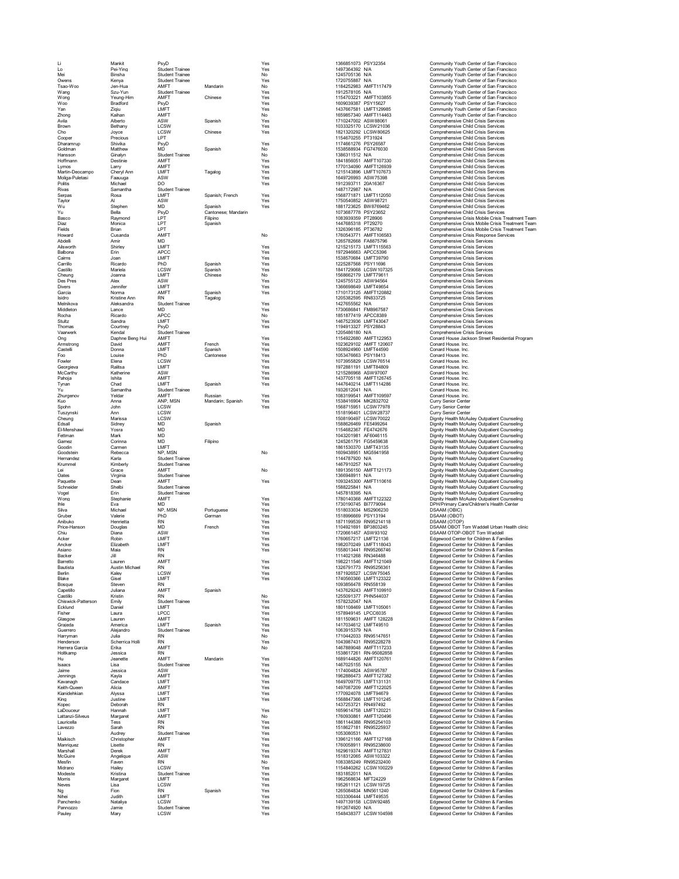| | | | | | | | |
|---|---|---|---|---|---|---|---|
| Li | Mankit | PsyD | | Yes | 1366851073 | PSY32354 | Community Youth Center of San Francisco |
| Lo | Pei-Ying | Student Trainee | | Yes | 1497364392 | N/A | Community Youth Center of San Francisco |
| Mei | Binsha | Student Trainee | | No | 1245705136 | N/A | Community Youth Center of San Francisco |
| Owens | Kenya | Student Trainee | | Yes | 1720755887 | N/A | Community Youth Center of San Francisco |
| Tsao-Woo | Jen-Hua | AMFT | Mandarin | No | 1184252983 | AMFT117479 | Community Youth Center of San Francisco |
| Wang | Szu-Yun | Student Trainee | | Yes | 1912578105 | N/A | Community Youth Center of San Francisco |
| Wong | Yeung-Him | AMFT | Chinese | Yes | 1154703221 | AMFT103855 | Community Youth Center of San Francisco |
| Woo | Bradford | PsyD | | Yes | 1609039387 | PSY15627 | Community Youth Center of San Francisco |
| Yan | Ziqiu | LMFT | | Yes | 1437667581 | LMFT129985 | Community Youth Center of San Francisco |
| Zhong | Kaihan | AMFT | | No | 1659857340 | AMFT114463 | Community Youth Center of San Francisco |
| Avila | Alberto | ASW | Spanish | Yes | 1710247002 | ASW88061 | Comprehensive Child Crisis Services |
| Brown | Bethany | LCSW | | Yes | 1033325170 | LCSW21036 | Comprehensive Child Crisis Services |
| Cho | Joyce | LCSW | Chinese | Yes | 1821320292 | LCSW80625 | Comprehensive Child Crisis Services |
| Cooper | Precious | LPT | | | 1154670255 | PT31924 | Comprehensive Child Crisis Services |
| Dharamrup | Shivika | PsyD | | Yes | 1174661276 | PSY26587 | Comprehensive Child Crisis Services |
| Goldman | Matthew | MD | Spanish | No | 1538588934 | FG7476030 | Comprehensive Child Crisis Services |
| Hansson | Ginalyn | Student Trainee | | No | 1386311512 | N/A | Comprehensive Child Crisis Services |
| Hoffmann | Destinie | AMFT | | Yes | 1841856051 | AMFT107330 | Comprehensive Child Crisis Services |
| Lymos | Larry | AMFT | | Yes | 1770134090 | AMFT126939 | Comprehensive Child Crisis Services |
| Martin-Deocampo | Cheryl Ann | LMFT | Tagalog | Yes | 1215143896 | LMFT107673 | Comprehensive Child Crisis Services |
| Moliga-Puletasi | Faauuga | ASW | | Yes | 1649726993 | ASW75398 | Comprehensive Child Crisis Services |
| Politis | Michael | DO | | Yes | 1912393711 | 20A16367 | Comprehensive Child Crisis Services |
| Rivas | Samantha | Student Trainee | | | 1487172987 | N/A | Comprehensive Child Crisis Services |
| Serpas | Rosa | LMFT | Spanish; French | Yes | 1568771871 | LMFT112050 | Comprehensive Child Crisis Services |
| Taylor | Al | ASW | | Yes | 1750540852 | ASW98721 | Comprehensive Child Crisis Services |
| Wu | Stephen | MD | Spanish | Yes | 1881723625 | BW8769462 | Comprehensive Child Crisis Services |
| Yu | Bella | PsyD | Cantonese; Mandarin | | 1073687778 | PSY23652 | Comprehensive Child Crisis Services |
| Basco | Raymond | LPT | Filipino | | 1083939359 | PT28906 | Comprehensive Crisis Mobile Crisis Treatment Team |
| Diaz | Monica | LPT | Spanish | | 1447685318 | PT29270 | Comprehensive Crisis Mobile Crisis Treatment Team |
| Fields | Brian | LPT | | | 1326396185 | PT36782 | Comprehensive Crisis Mobile Crisis Treatment Team |
| Howard | Cusanda | AMFT | | No | 1760543771 | AMFT106583 | Comprehensive Crisis Response Services |
| Abdelli | Amir | MD | | | 1265782668 | FA8875796 | Comprehensive Crisis Services |
| Allsworth | Shirley | LMFT | | Yes | 1215215173 | LMFT115563 | Comprehensive Crisis Services |
| Balbona | Erin | APCC | | Yes | 1972946663 | APCC5396 | Comprehensive Crisis Services |
| Cairns | Joan | LMFT | | Yes | 1538570684 | LMFT39790 | Comprehensive Crisis Services |
| Carrillo | Ricardo | PhD | Spanish | Yes | 1225287568 | PSY11696 | Comprehensive Crisis Services |
| Castillo | Mariela | LCSW | Spanish | Yes | 1841729068 | LCSW107325 | Comprehensive Crisis Services |
| Cheung | Joanna | LMFT | Chinese | No | 1568662179 | LMFT79611 | Comprehensive Crisis Services |
| Des Pres | Alex | ASW | | Yes | 1245755123 | ASW94564 | Comprehensive Crisis Services |
| Divers | Jennifer | LMFT | | Yes | 1366698649 | LMFT49654 | Comprehensive Crisis Services |
| Garcia | Norma | AMFT | Spanish | Yes | 1710173125 | AMFT120882 | Comprehensive Crisis Services |
| Isidro | Kristine Ann | RN | Tagalog | | 1205382595 | RN833725 | Comprehensive Crisis Services |
| Melnikova | Aleksandra | Student Trainee | | Yes | 1427655562 | N/A | Comprehensive Crisis Services |
| Middleton | Lance | MD | | Yes | 1730686841 | FM8967587 | Comprehensive Crisis Services |
| Rocha | Ricardo | APCC | | No | 1851877419 | APCC8389 | Comprehensive Crisis Services |
| Stultz | Sandra | LMFT | | Yes | 1467523936 | LMFT43047 | Comprehensive Crisis Services |
| Thomas | Courtney | PsyD | | Yes | 1194913327 | PSY28843 | Comprehensive Crisis Services |
| Vaarwerk | Kendal | Student Trainee | | | 1205486180 | N/A | Comprehensive Crisis Services |
| Ong | Daphne Beng Hui | AMFT | | Yes | 1154922680 | AMFT122953 | Conard House Jackson Street Residential Program |
| Armstrong | David | AMFT | French | Yes | 1023629102 | AMFT 120607 | Conard House. Inc. |
| Castelli | Donna | LMFT | Spanish | Yes | 1508924960 | LMFT44590 | Conard House. Inc. |
| Foo | Louise | PhD | Cantonese | Yes | 1053476663 | PSY18413 | Conard House. Inc. |
| Fowler | Elena | LCSW | | Yes | 1073955829 | LCSW76514 | Conard House. Inc. |
| Georgieva | Ralitsa | LMFT | | Yes | 1972881191 | LMFT84809 | Conard House. Inc. |
| McCarthy | Katherine | ASW | | Yes | 1215286968 | ASW97007 | Conard House. Inc. |
| Pahoja | Ishita | AMFT | | Yes | 1437705118 | AMFT126745 | Conard House. Inc. |
| Tynan | Chad | LMFT | Spanish | Yes | 1447640214 | LMFT114286 | Conard House. Inc. |
| Yu | Samantha | Student Trainee | | | 1932612041 | N/A | Conard House. Inc. |
| Zhurgenov | Yeldar | AMFT | Russian | Yes | 1083199541 | AMFT109597 | Conard House. Inc. |
| Kuo | Anna | ANP, MSN | Mandarin; Spanish | Yes | 1538416904 | MK2832702 | Curry Senior Center |
| Spohn | John | LCSW | | Yes | 1568715951 | LCSW77978 | Curry Senior Center |
| Tuszynski | Ann | LCSW | | | 1518196401 | LCSW28737 | Curry Senior Center |
| Cheung | Marissa | LCSW | | | 1508190497 | LCSW70022 | Dignity Health McAuley Outpatient Counseling |
| Edsall | Sidney | MD | Spanish | | 1588626469 | FE5499264 | Dignity Health McAuley Outpatient Counseling |
| El-Menshawi | Yosra | MD | | | 1154682367 | FE4742676 | Dignity Health McAuley Outpatient Counseling |
| Fettman | Mark | MD | | | 1043201981 | AF6046115 | Dignity Health McAuley Outpatient Counseling |
| Gamez | Corinna | MD | Filipino | | 1245261791 | FG5459638 | Dignity Health McAuley Outpatient Counseling |
| Goodin | Carmen | LMFT | | | 1861530370 | LMFT43135 | Dignity Health McAuley Outpatient Counseling |
| Goodstein | Rebecca | NP, MSN | | No | 1609438951 | MG5941958 | Dignity Health McAuley Outpatient Counseling |
| Hernandez | Karla | Student Trainee | | | 1144787920 | N/A | Dignity Health McAuley Outpatient Counseling |
| Krummel | Kimberly | Student Trainee | | | 1467910257 | N/A | Dignity Health McAuley Outpatient Counseling |
| Lei | Grace | AMFT | | No | 1891356150 | AMFT121173 | Dignity Health McAuley Outpatient Counseling |
| Oates | Virginia | Student Trainee | | | 1366948911 | N/A | Dignity Health McAuley Outpatient Counseling |
| Paquette | Dean | AMFT | | Yes | 1093245300 | AMFT110616 | Dignity Health McAuley Outpatient Counseling |
| Schneider | Shelbi | Student Trainee | | | 1588225841 | N/A | Dignity Health McAuley Outpatient Counseling |
| Vogel | Erin | Student Trainee | | | 1457818395 | N/A | Dignity Health McAuley Outpatient Counseling |
| Wong | Stephanie | AMFT | | Yes | 1780140368 | AMFT122322 | Dignity Health McAuley Outpatient Counseling |
| Ihle | Eva | MD | | Yes | 1730190745 | BI7779094 | DPH/Primary Care/Children's Health Center |
| Silva | Michael | NP, MSN | Portuguese | Yes | 1518033034 | MS2906230 | DSAAM (OBIC) |
| Gruber | Valerie | PhD | German | Yes | 1518996669 | PSY13194 | DSAAM (OBOT) |
| Anibuko | Henrietta | RN | | Yes | 1871199539 | RN95214118 | DSAAM (OTOP) |
| Price-Hanson | Douglas | MD | French | Yes | 1104921691 | BP3803245 | DSAAM OBOT Tom Waddell Urban Health clinic |
| Chiu | Diana | ASW | | Yes | 1720661457 | ASW93102 | DSAAM OTOP-OBOT Tom Waddell |
| Acker | Robin | LMFT | | Yes | 1760657217 | LMFT21136 | Edgewood Center for Children & Families |
| Ancker | Elizabeth | LMFT | | Yes | 1982070249 | LMFT118043 | Edgewood Center for Children & Families |
| Asiano | Maia | RN | | Yes | 1558013441 | RN95266746 | Edgewood Center for Children & Families |
| Backer | Jill | RN | | | 1114021268 | RN346488 | Edgewood Center for Children & Families |
| Barretto | Lauren | AMFT | | Yes | 1982211546 | AMFT121049 | Edgewood Center for Children & Families |
| Bautista | Austin Michael | RN | | Yes | 1326791773 | RN95256361 | Edgewood Center for Children & Families |
| Berlin | Kaley | LCSW | | Yes | 1871926527 | LCSW75045 | Edgewood Center for Children & Families |
| Blake | Gisel | LMFT | | Yes | 1740560366 | LMFT123322 | Edgewood Center for Children & Families |
| Bosque | Steven | RN | | | 1093856478 | RN558139 | Edgewood Center for Children & Families |
| Capetillo | Juliana | AMFT | Spanish | | 1437629243 | AMFT109910 | Edgewood Center for Children & Families |
| Castillo | Kristin | RN | | No | 1255091377 | PHN544037 | Edgewood Center for Children & Families |
| Chiswick-Patterson | Emily | Student Trainee | | Yes | 1578232047 | N/A | Edgewood Center for Children & Families |
| Ecklund | Daniel | LMFT | | Yes | 1801108469 | LMFT105061 | Edgewood Center for Children & Families |
| Fisher | Laura | LPCC | | Yes | 1578949145 | LPCC6035 | Edgewood Center for Children & Families |
| Glasgow | Lauren | AMFT | | Yes | 1811509631 | AMFT 128228 | Edgewood Center for Children & Families |
| Grajeda | America | LMFT | Spanish | Yes | 1417034612 | LMFT49510 | Edgewood Center for Children & Families |
| Guerrero | Alejandro | Student Trainee | | Yes | 1063915379 | N/A | Edgewood Center for Children & Families |
| Harryman | Julia | RN | | No | 1710442033 | RN95147651 | Edgewood Center for Children & Families |
| Henderson | Scherrica Holli | RN | | Yes | 1043967431 | RN95228278 | Edgewood Center for Children & Families |
| Herrera Garcia | Erika | AMFT | | No | 1467889048 | AMFT117233 | Edgewood Center for Children & Families |
| Holtkamp | Jessica | RN | | | 1538617261 | RN-95082858 | Edgewood Center for Children & Families |
| Hu | Jeanette | AMFT | Mandarin | Yes | 1689144826 | AMFT120761 | Edgewood Center for Children & Families |
| Isaacs | Lisa | Student Trainee | | Yes | 1467025155 | N/A | Edgewood Center for Children & Families |
| Jaime | Jessica | ASW | | Yes | 1174004824 | ASW95787 | Edgewood Center for Children & Families |
| Jennings | Kayla | AMFT | | Yes | 1962886473 | AMFT127382 | Edgewood Center for Children & Families |
| Kavanagh | Candace | LMFT | | Yes | 1649709775 | LMFT131131 | Edgewood Center for Children & Families |
| Keith-Queen | Alicia | AMFT | | Yes | 1497087209 | AMFT122025 | Edgewood Center for Children & Families |
| Kianidehkian | Alyssa | LMFT | | Yes | 1770924078 | LMFT94679 | Edgewood Center for Children & Families |
| King | Justine | LMFT | | Yes | 1568847366 | LMFT101245 | Edgewood Center for Children & Families |
| Kopec | Deborah | RN | | | 1437253721 | RN497492 | Edgewood Center for Children & Families |
| LaDouceur | Hannah | LMFT | | Yes | 1659614758 | LMFT120221 | Edgewood Center for Children & Families |
| Lattanzi-Silveus | Margaret | AMFT | | No | 1760930861 | AMFT120496 | Edgewood Center for Children & Families |
| Lauricella | Tess | RN | | Yes | 1861144388 | RN95254103 | Edgewood Center for Children & Families |
| Lavezzo | Sarah | RN | | Yes | 1518627181 | RN95225937 | Edgewood Center for Children & Families |
| Li | Audrey | Student Trainee | | Yes | 1053080531 | N/A | Edgewood Center for Children & Families |
| Maikisch | Christopher | AMFT | | Yes | 1396121166 | AMFT127168 | Edgewood Center for Children & Families |
| Manriquez | Lisette | RN | | Yes | 1760058911 | RN95238600 | Edgewood Center for Children & Families |
| Marshall | Derek | AMFT | | Yes | 1629619374 | AMFT127831 | Edgewood Center for Children & Families |
| McGuire | Angelique | ASW | | Yes | 1518312065 | ASW103322 | Edgewood Center for Children & Families |
| Mesfin | Faven | RN | | No | 1083385249 | RN95232400 | Edgewood Center for Children & Families |
| Midrano | Hailey | LCSW | | Yes | 1154840262 | LCSW100229 | Edgewood Center for Children & Families |
| Modeste | Kristina | Student Trainee | | Yes | 1831852011 | N/A | Edgewood Center for Children & Families |
| Morris | Margaret | LMFT | | Yes | 1962568634 | MFT24229 | Edgewood Center for Children & Families |
| Neves | Lisa | LCSW | | Yes | 1952811121 | LCSW19725 | Edgewood Center for Children & Families |
| Ng | Fion | RN | Spanish | Yes | 1265084834 | MN5611240 | Edgewood Center for Children & Families |
| Nihei | Judith | LMFT | | Yes | 1033306444 | LMFT49535 | Edgewood Center for Children & Families |
| Panchenko | Nataliya | LCSW | | Yes | 1497139158 | LCSW92485 | Edgewood Center for Children & Families |
| Pannozzo | Jamie | Student Trainee | | Yes | 1912674920 | N/A | Edgewood Center for Children & Families |
| Pauley | Mary | LCSW | | Yes | 1548438377 | LCSW104598 | Edgewood Center for Children & Families |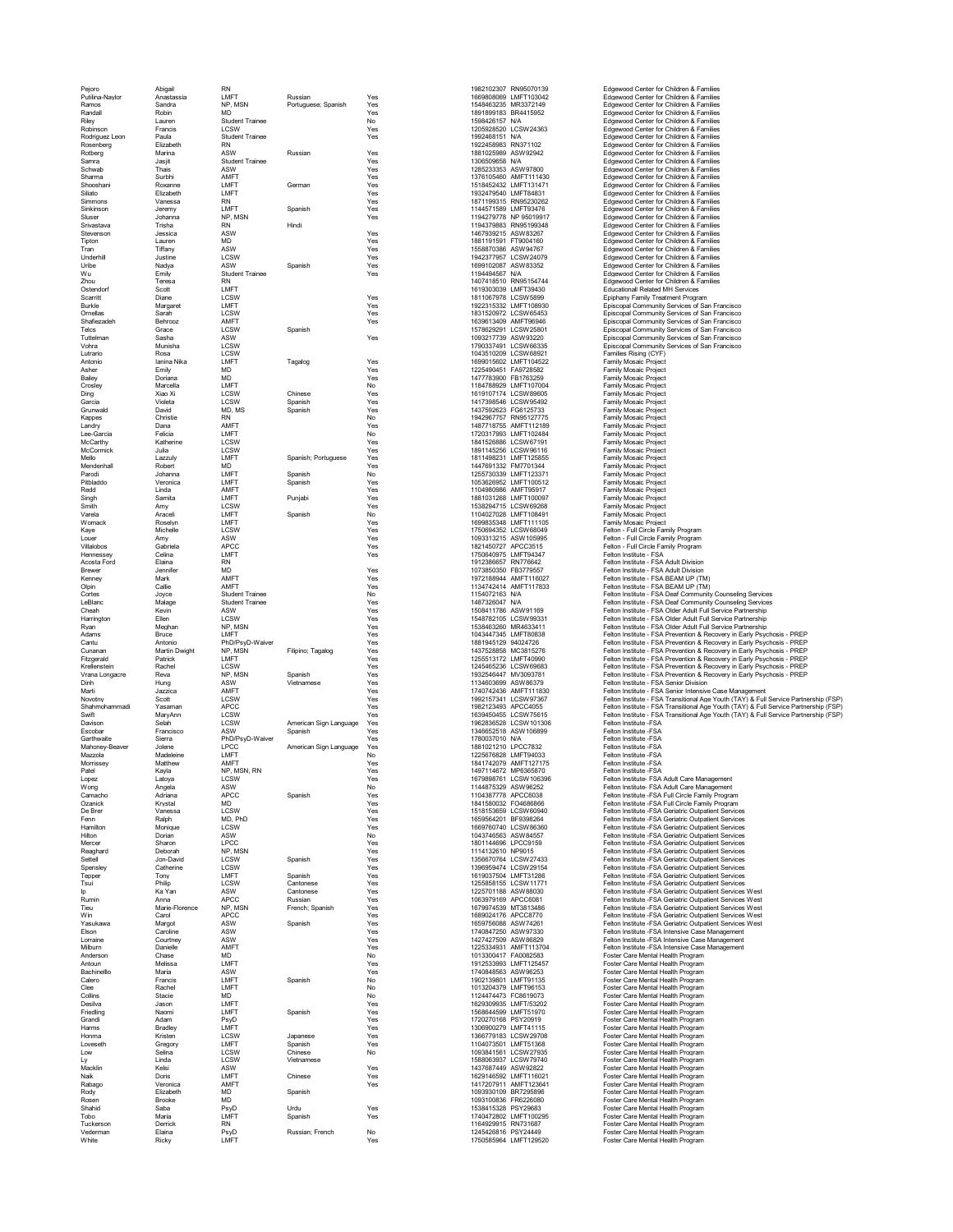| | | | | | | | |
|---|---|---|---|---|---|---|---|
| Pejoro | Abigail | RN | | | 1982102307 | RN95070139 | Edgewood Center for Children & Families |
| Putilina-Naylor | Anastassia | LMFT | Russian | Yes | 1669808069 | LMFT103042 | Edgewood Center for Children & Families |
| Ramos | Sandra | NP, MSN | Portuguese; Spanish | Yes | 1548463235 | MR3372149 | Edgewood Center for Children & Families |
| Randall | Robin | MD | | Yes | 1891899183 | BR4415952 | Edgewood Center for Children & Families |
| Riley | Lauren | Student Trainee | | No | 1598426157 | N/A | Edgewood Center for Children & Families |
| Robinson | Francis | LCSW | | Yes | 1205928520 | LCSW24363 | Edgewood Center for Children & Families |
| Rodriguez Leon | Paula | Student Trainee | | Yes | 1992468151 | N/A | Edgewood Center for Children & Families |
| Rosenberg | Elizabeth | RN | | | 1922458983 | RN371102 | Edgewood Center for Children & Families |
| Rotberg | Marina | ASW | Russian | Yes | 1881025989 | ASW92942 | Edgewood Center for Children & Families |
| Samra | Jasjit | Student Trainee | | Yes | 1306509658 | N/A | Edgewood Center for Children & Families |
| Schwab | Thais | ASW | | Yes | 1285233353 | ASW97800 | Edgewood Center for Children & Families |
| Sharma | Surbhi | AMFT | | Yes | 1376105460 | AMFT111430 | Edgewood Center for Children & Families |
| Shooshani | Roxanne | LMFT | German | Yes | 1518452432 | LMFT131471 | Edgewood Center for Children & Families |
| Siliato | Elizabeth | LMFT | | Yes | 1932479540 | LMFT84831 | Edgewood Center for Children & Families |
| Simmons | Vanessa | RN | | Yes | 1871199315 | RN95230262 | Edgewood Center for Children & Families |
| Sinkinson | Jeremy | LMFT | Spanish | Yes | 1144571589 | LMFT93476 | Edgewood Center for Children & Families |
| Sluser | Johanna | NP, MSN | | Yes | 1194279778 | NP 95019917 | Edgewood Center for Children & Families |
| Srivastava | Trisha | RN | Hindi | | 1194379883 | RN95199348 | Edgewood Center for Children & Families |
| Stevenson | Jessica | ASW | | Yes | 1467939215 | ASW83267 | Edgewood Center for Children & Families |
| Tipton | Lauren | MD | | Yes | 1881191591 | FT9004160 | Edgewood Center for Children & Families |
| Tran | Tiffany | ASW | | Yes | 1558870386 | ASW94767 | Edgewood Center for Children & Families |
| Underhill | Justine | LCSW | | Yes | 1942377957 | LCSW24079 | Edgewood Center for Children & Families |
| Uribe | Nadya | ASW | Spanish | Yes | 1699102087 | ASW83352 | Edgewood Center for Children & Families |
| Wu | Emily | Student Trainee | | Yes | 1194494567 | N/A | Edgewood Center for Children & Families |
| Zhou | Teresa | RN | | | 1407418510 | RN95154744 | Edgewood Center for Children & Families |
| Ostendorf | Scott | LMFT | | | 1619303039 | LMFT39430 | Educationall Related MH Services |
| Scarritt | Diane | LCSW | | Yes | 1811067978 | LCSW5899 | Epiphany Family Treatment Program |
| Burkle | Margaret | LMFT | | Yes | 1922315332 | LMFT108930 | Episcopal Community Services of San Francisco |
| Ornellas | Sarah | LCSW | | Yes | 1831520972 | LCSW65453 | Episcopal Community Services of San Francisco |
| Shafiezadeh | Behrooz | AMFT | | Yes | 1639613409 | AMFT96946 | Episcopal Community Services of San Francisco |
| Telcs | Grace | LCSW | Spanish | | 1578629291 | LCSW25801 | Episcopal Community Services of San Francisco |
| Tuttelman | Sasha | ASW | | Yes | 1093217739 | ASW93220 | Episcopal Community Services of San Francisco |
| Vohra | Munisha | LCSW | | | 1790337491 | LCSW66335 | Episcopal Community Services of San Francisco |
| Lutrario | Rosa | LCSW | | | 1043510209 | LCSW68921 | Families Rising (CYF) |
| Antonio | Ianina Nika | LMFT | Tagalog | Yes | 1699015602 | LMFT104522 | Family Mosaic Project |
| Asher | Emily | MD | | Yes | 1225490451 | FA9728582 | Family Mosaic Project |
| Bailey | Doriana | MD | | Yes | 1477783900 | FB1763259 | Family Mosaic Project |
| Crosley | Marcella | LMFT | | No | 1184788929 | LMFT107004 | Family Mosaic Project |
| Ding | Xiao Xi | LCSW | Chinese | Yes | 1619107174 | LCSW89605 | Family Mosaic Project |
| Garcia | Violeta | LCSW | Spanish | Yes | 1417398546 | LCSW95492 | Family Mosaic Project |
| Grunwald | David | MD, MS | Spanish | Yes | 1437592623 | FG6125733 | Family Mosaic Project |
| Kappes | Christie | RN | | No | 1942967757 | RN95127775 | Family Mosaic Project |
| Landry | Dana | AMFT | | Yes | 1487718755 | AMFT112189 | Family Mosaic Project |
| Lee-Garcia | Felicia | LMFT | | No | 1720317993 | LMFT102484 | Family Mosaic Project |
| McCarthy | Katherine | LCSW | | Yes | 1841526886 | LCSW67191 | Family Mosaic Project |
| McCormick | Julia | LCSW | | Yes | 1891145256 | LCSW96116 | Family Mosaic Project |
| Mello | Lazzuly | LMFT | Spanish; Portuguese | Yes | 1811498231 | LMFT125855 | Family Mosaic Project |
| Mendenhall | Robert | MD | | Yes | 1447691332 | FM7701344 | Family Mosaic Project |
| Parodi | Johanna | LMFT | Spanish | No | 1255730339 | LMFT123371 | Family Mosaic Project |
| Pitbladdo | Veronica | LMFT | Spanish | Yes | 1053626952 | LMFT100512 | Family Mosaic Project |
| Redd | Linda | AMFT | | Yes | 1104980986 | AMFT95917 | Family Mosaic Project |
| Singh | Samita | LMFT | Punjabi | Yes | 1881031268 | LMFT100097 | Family Mosaic Project |
| Smith | Amy | LCSW | | Yes | 1538294715 | LCSW69268 | Family Mosaic Project |
| Varela | Araceli | LMFT | Spanish | No | 1104027028 | LMFT108491 | Family Mosaic Project |
| Womack | Roselyn | LMFT | | Yes | 1699835348 | LMFT111105 | Family Mosaic Project |
| Kaye | Michelle | LCSW | | Yes | 1750694352 | LCSW68049 | Felton - Full Circle Family Program |
| Louer | Amy | ASW | | Yes | 1093313215 | ASW105995 | Felton - Full Circle Family Program |
| Villalobos | Gabriela | APCC | | Yes | 1821450727 | APCC3515 | Felton - Full Circle Family Program |
| Hennessey | Celina | LMFT | | Yes | 1750640975 | LMFT94347 | Felton Institute - FSA |
| Acosta Ford | Elaina | RN | | | 1912386657 | RN776642 | Felton Institute - FSA Adult Division |
| Brewer | Jennifer | MD | | Yes | 1073850350 | FB3779557 | Felton Institute - FSA Adult Division |
| Kenney | Mark | AMFT | | Yes | 1972188944 | AMFT116027 | Felton Institute - FSA BEAM UP (TM) |
| Olpin | Callie | AMFT | | Yes | 1134742414 | AMFT117833 | Felton Institute - FSA BEAM UP (TM) |
| Cortes | Joyce | Student Trainee | | No | 1154072163 | N/A | Felton Institute - FSA Deaf Community Counseling Services |
| LeBlanc | Malage | Student Trainee | | Yes | 1487326047 | N/A | Felton Institute - FSA Deaf Community Counseling Services |
| Cheah | Kevin | ASW | | Yes | 1508411786 | ASW91169 | Felton Institute - FSA Older Adult Full Service Partnership |
| Harrington | Ellen | LCSW | | Yes | 1548782105 | LCSW99331 | Felton Institute - FSA Older Adult Full Service Partnership |
| Ryan | Meghan | NP, MSN | | Yes | 1538463260 | MR4633411 | Felton Institute - FSA Older Adult Full Service Partnership |
| Adams | Bruce | LMFT | | Yes | 1043447345 | LMFT80838 | Felton Institute - FSA Prevention & Recovery in Early Psychosis - PREP |
| Cantu | Antonio | PhD/PsyD-Waiver | | Yes | 1881945129 | 94024726 | Felton Institute - FSA Prevention & Recovery in Early Psychosis - PREP |
| Cunanan | Martin Dwight | NP, MSN | Filipino; Tagalog | Yes | 1437528858 | MC3815276 | Felton Institute - FSA Prevention & Recovery in Early Psychosis - PREP |
| Fitzgerald | Patrick | LMFT | | Yes | 1255513172 | LMFT40990 | Felton Institute - FSA Prevention & Recovery in Early Psychosis - PREP |
| Krellenstein | Rachel | LCSW | | Yes | 1245465236 | LCSW69683 | Felton Institute - FSA Prevention & Recovery in Early Psychosis - PREP |
| Vrana Longacre | Reva | NP, MSN | Spanish | Yes | 1932546447 | MV3093781 | Felton Institute - FSA Prevention & Recovery in Early Psychosis - PREP |
| Dinh | Hung | ASW | Vietnamese | Yes | 1134603699 | ASW88379 | Felton Institute - FSA Senior Division |
| Marti | Jazzica | AMFT | | Yes | 1740742436 | AMFT111830 | Felton Institute - FSA Senior Intensive Case Management |
| Novotny | Scott | LCSW | | Yes | 1992157341 | LCSW97367 | Felton Institute - FSA Transitional Age Youth (TAY) & Full Service Partnership (FSP) |
| Shahmohammadi | Yasaman | APCC | | Yes | 1982123493 | APCC4055 | Felton Institute - FSA Transitional Age Youth (TAY) & Full Service Partnership (FSP) |
| Swift | MaryAnn | LCSW | | Yes | 1639450455 | LCSW75615 | Felton Institute - FSA Transitional Age Youth (TAY) & Full Service Partnership (FSP) |
| Davison | Selah | LCSW | American Sign Language | Yes | 1962836528 | LCSW101306 | Felton Institute -FSA |
| Escobar | Francisco | ASW | Spanish | Yes | 1346652518 | ASW106899 | Felton Institute -FSA |
| Garthwaite | Sierra | PhD/PsyD-Waiver | | Yes | 1780037010 | N/A | Felton Institute -FSA |
| Mahoney-Beaver | Jolene | LPCC | American Sign Language | Yes | 1881021210 | LPCC7832 | Felton Institute -FSA |
| Mazzola | Madeleine | LMFT | | No | 1225676828 | LMFT94033 | Felton Institute -FSA |
| Morrissey | Matthew | AMFT | | Yes | 1841742079 | AMFT127175 | Felton Institute -FSA |
| Patel | Kayla | NP, MSN, RN | | Yes | 1497114672 | MP6365870 | Felton Institute -FSA |
| Lopez | Latoya | LCSW | | Yes | 1679898761 | LCSW106396 | Felton Institute- FSA Adult Care Management |
| Wong | Angela | ASW | | No | 1144875329 | ASW96252 | Felton Institute- FSA Adult Care Management |
| Camacho | Adriana | APCC | Spanish | Yes | 1104387778 | APCC6038 | Felton Institute -FSA Full Circle Family Program |
| Ozanick | Krystal | MD | | Yes | 1841580032 | FO4686666 | Felton Institute -FSA Full Circle Family Program |
| De Brer | Vanessa | LCSW | | Yes | 1518153659 | LCSW60940 | Felton Institute -FSA Geriatric Outpatient Services |
| Fenn | Ralph | MD, PhD | | Yes | 1659564201 | BF8398264 | Felton Institute -FSA Geriatric Outpatient Services |
| Hamilton | Monique | LCSW | | Yes | 1669760740 | LCSW86360 | Felton Institute -FSA Geriatric Outpatient Services |
| Hilton | Dorian | ASW | | No | 1043746563 | ASW84557 | Felton Institute -FSA Geriatric Outpatient Services |
| Mercer | Sharon | LPCC | | Yes | 1801144696 | LPCC9159 | Felton Institute -FSA Geriatric Outpatient Services |
| Reaghard | Deborah | NP, MSN | | Yes | 1114132610 | NP9015 | Felton Institute -FSA Geriatric Outpatient Services |
| Settell | Jon-David | LCSW | Spanish | Yes | 1356870764 | LCSW27433 | Felton Institute -FSA Geriatric Outpatient Services |
| Spensley | Catherine | LCSW | | Yes | 1396959474 | LCSW29154 | Felton Institute -FSA Geriatric Outpatient Services |
| Tepper | Tony | LMFT | Spanish | Yes | 1619037504 | LMFT31286 | Felton Institute -FSA Geriatric Outpatient Services |
| Tsui | Philip | LCSW | Cantonese | Yes | 1255858155 | LCSW11771 | Felton Institute -FSA Geriatric Outpatient Services |
| Ip | Ka Yan | ASW | Cantonese | Yes | 1225701188 | ASW88030 | Felton Institute -FSA Geriatric Outpatient Services West |
| Rumin | Anna | APCC | Russian | Yes | 1063979169 | APCC6081 | Felton Institute -FSA Geriatric Outpatient Services West |
| Tieu | Marie-Florence | NP, MSN | French; Spanish | Yes | 1679974539 | MT3813486 | Felton Institute -FSA Geriatric Outpatient Services West |
| Win | Carol | APCC | | Yes | 1689024176 | APCC8770 | Felton Institute -FSA Geriatric Outpatient Services West |
| Yasukawa | Margot | ASW | Spanish | Yes | 1659756068 | ASW74261 | Felton Institute -FSA Geriatric Outpatient Services West |
| Elson | Caroline | ASW | | Yes | 1740847250 | ASW97330 | Felton Institute -FSA Intensive Case Management |
| Lorraine | Courtney | ASW | | Yes | 1427427509 | ASW86829 | Felton Institute -FSA Intensive Case Management |
| Milburn | Danielle | AMFT | | Yes | 1225334931 | AMFT113704 | Felton Institute -FSA Intensive Case Management |
| Anderson | Chase | MD | | No | 1013300417 | FA0082583 | Foster Care Mental Health Program |
| Antoun | Melissa | LMFT | | Yes | 1912533993 | LMFT125457 | Foster Care Mental Health Program |
| Bachinelllo | Maria | ASW | | Yes | 1740848563 | ASW96253 | Foster Care Mental Health Program |
| Calero | Francis | LMFT | Spanish | No | 1902139801 | LMFT91135 | Foster Care Mental Health Program |
| Clee | Rachel | LMFT | | No | 1013204379 | LMFT96153 | Foster Care Mental Health Program |
| Collins | Stacie | MD | | No | 1124474473 | FC8619073 | Foster Care Mental Health Program |
| Desilva | Jason | LMFT | | Yes | 1629309935 | LMFT/53202 | Foster Care Mental Health Program |
| Friedling | Naomi | LMFT | Spanish | Yes | 1568644599 | LMFT51970 | Foster Care Mental Health Program |
| Grandi | Adam | PsyD | | Yes | 1720270168 | PSY20919 | Foster Care Mental Health Program |
| Harms | Bradley | LMFT | | Yes | 1306900279 | LMFT41115 | Foster Care Mental Health Program |
| Honma | Kristen | LCSW | Japanese | Yes | 1366779183 | LCSW29708 | Foster Care Mental Health Program |
| Loveseth | Gregory | LMFT | Spanish | Yes | 1104073501 | LMFT51368 | Foster Care Mental Health Program |
| Low | Selina | LCSW | Chinese | No | 1093841561 | LCSW27935 | Foster Care Mental Health Program |
| Ly | Linda | LCSW | Vietnamese | | 1588063937 | LCSW79740 | Foster Care Mental Health Program |
| Macklin | Kelsi | ASW | | Yes | 1437687449 | ASW92822 | Foster Care Mental Health Program |
| Naik | Doris | LMFT | Chinese | Yes | 1629146592 | LMFT116021 | Foster Care Mental Health Program |
| Rabago | Veronica | AMFT | | Yes | 1417207911 | AMFT123641 | Foster Care Mental Health Program |
| Rody | Elizabeth | MD | Spanish | | 1093930109 | BR7295896 | Foster Care Mental Health Program |
| Rosen | Brooke | MD | | | 1093100836 | FR6226080 | Foster Care Mental Health Program |
| Shahid | Saba | PsyD | Urdu | Yes | 1538415328 | PSY29683 | Foster Care Mental Health Program |
| Tobo | Maria | LMFT | Spanish | Yes | 1740472802 | LMFT100295 | Foster Care Mental Health Program |
| Tuckerson | Derrick | RN | | | 1164929915 | RN731687 | Foster Care Mental Health Program |
| Vederman | Elaina | PsyD | Russian; French | No | 1245426816 | PSY24449 | Foster Care Mental Health Program |
| White | Ricky | LMFT | | Yes | 1750585964 | LMFT129520 | Foster Care Mental Health Program |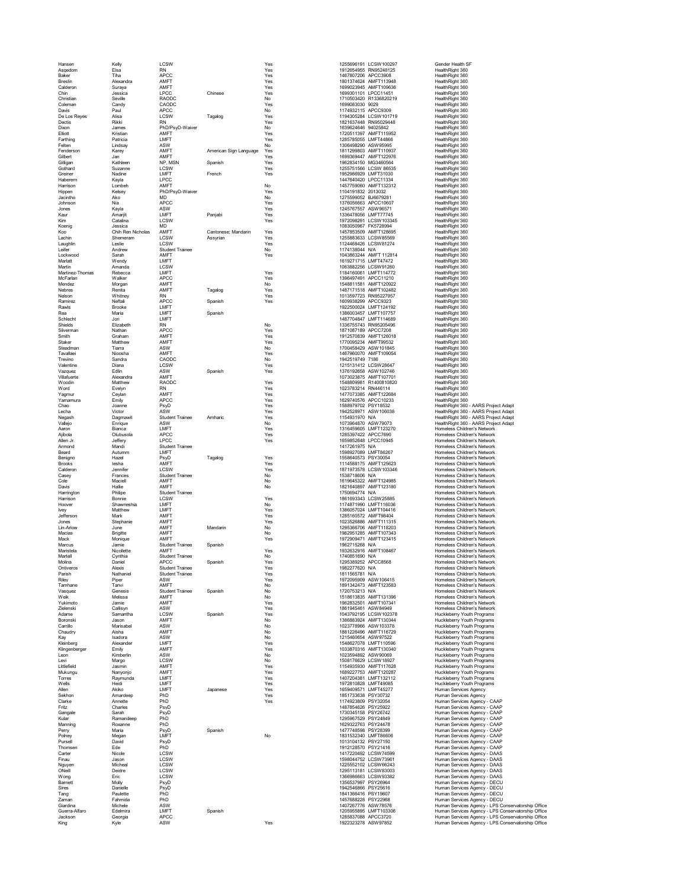| | | | | | | | |
|---|---|---|---|---|---|---|---|
| Hansen | Kelly | LCSW | | Yes | 1255696191 | LCSW100297 | Gender Health SF |
| Asgedom | Elsa | RN | | Yes | 1912654955 | RN95248125 | HealthRight 360 |
| Baker | Tiha | APCC | | Yes | 1467807206 | APCC3908 | HealthRight 360 |
| Breslin | Alexandra | AMFT | | Yes | 1801374624 | AMFT113948 | HealthRight 360 |
| Calderon | Suraya | AMFT | | Yes | 1699023945 | AMFT109636 | HealthRight 360 |
| Chin | Jessica | LPCC | Chinese | Yes | 1699301101 | LPCC11451 | HealthRight 360 |
| Christian | Seville | RADOC | | No | 1710503420 | R1336820219 | HealthRight 360 |
| Coleman | Candy | CAODC | | Yes | 1699083030 | 9029 | HealthRight 360 |
| Davis | Paul | APCC | | No | 1174932115 | APCC9309 | HealthRight 360 |
| De Los Reyes | Alisa | LCSW | Tagalog | Yes | 1194305284 | LCSW101719 | HealthRight 360 |
| Dectis | Rikki | RN | | Yes | 1821637448 | RN95029448 | HealthRight 360 |
| Dixon | James | PhD/PsyD-Waiver | | No | 1639624646 | 94025842 | HealthRight 360 |
| Elliott | Kristian | AMFT | | Yes | 1720511397 | AMFT115952 | HealthRight 360 |
| Farthing | Patricia | LMFT | | Yes | 1285785055 | LMFT44866 | HealthRight 360 |
| Felten | Lindsay | ASW | | No | 1306498290 | ASW95995 | HealthRight 360 |
| Fenderson | Karey | AMFT | American Sign Language | Yes | 1811299803 | AMFT110937 | HealthRight 360 |
| Gilbert | Jan | AMFT | | Yes | 1699369447 | AMFT122976 | HealthRight 360 |
| Gilligan | Kathleen | NP, MSN | Spanish | Yes | 1962834150 | MG3460564 | HealthRight 360 |
| Gothard | Suzanne | LCSW | | Yes | 1255751566 | LCSW 86535 | HealthRight 360 |
| Greiner | Nadine | LMFT | French | Yes | 1952986929 | LMFT31030 | HealthRight 360 |
| Haberern | Kayla | LPCC | | | 1447640420 | LPCC11334 | HealthRight 360 |
| Harrison | Lombeh | AMFT | | No | 1457759060 | AMFT132312 | HealthRight 360 |
| Hippen | Kelsey | PhD/PsyD-Waiver | | Yes | 1104191832 | 2013032 | HealthRight 360 |
| Jacintho | Ako | MD | | No | 1275599052 | BJ6679281 | HealthRight 360 |
| Johnson | Nia | APCC | | Yes | 1376056663 | APCC10607 | HealthRight 360 |
| Jones | Kayla | ASW | | Yes | 1245767557 | ASW96571 | HealthRight 360 |
| Kaur | Amarjit | LMFT | Panjabi | Yes | 1336478056 | LMFT77745 | HealthRight 360 |
| Kim | Catalina | LCSW | | Yes | 1972098291 | LCSW103345 | HealthRight 360 |
| Koenig | Jessica | MD | | | 1083050967 | FK5728994 | HealthRight 360 |
| Koo | Chih Ren Nicholas | AMFT | Cantonese; Mandarin | Yes | 1457853509 | AMFT128695 | HealthRight 360 |
| Lachin | Shemeram | LCSW | Assyrian | Yes | 1255883633 | LCSW85569 | HealthRight 360 |
| Laughlin | Leslie | LCSW | | Yes | 1124468426 | LCSW81274 | HealthRight 360 |
| Leifer | Andrew | Student Trainee | | No | 1174138044 | N/A | HealthRight 360 |
| Lockwood | Sarah | AMFT | | Yes | 1043863244 | AMFT 112814 | HealthRight 360 |
| Marlatt | Wendy | LMFT | | | 1619271715 | LMFT47472 | HealthRight 360 |
| Martin | Amanda | LCSW | | | 1063882256 | LCSW91260 | HealthRight 360 |
| Martinez-Thomas | Rebecca | LMFT | | Yes | 1184160061 | LMFT114772 | HealthRight 360 |
| McFarlan | Walker | APCC | | Yes | 1396497491 | APCC11210 | HealthRight 360 |
| Mendez | Morgan | AMFT | | No | 1548811581 | AMFT120922 | HealthRight 360 |
| Nebres | Renita | AMFT | Tagalog | Yes | 1487171518 | AMFT102482 | HealthRight 360 |
| Nelson | Whitney | RN | | Yes | 1013597723 | RN95227957 | HealthRight 360 |
| Ramirez | Neftali | APCC | Spanish | Yes | 1609938299 | APCC9323 | HealthRight 360 |
| Rawls | Brooke | LMFT | | | 1922500024 | LMFT124192 | HealthRight 360 |
| Rea | Maria | LMFT | Spanish | | 1386003457 | LMFT107757 | HealthRight 360 |
| Schlecht | Jori | LMFT | | | 1487704847 | LMFT114689 | HealthRight 360 |
| Shields | Elizabeth | RN | | No | 1336755743 | RN95205496 | HealthRight 360 |
| Silverman | Nathan | APCC | | Yes | 1871087189 | APCC7208 | HealthRight 360 |
| Smith | Graham | AMFT | | Yes | 1912570839 | AMFT126018 | HealthRight 360 |
| Staker | Matthew | AMFT | | Yes | 1770095234 | AMFT99532 | HealthRight 360 |
| Steadman | Tiarra | ASW | | No | 1700458429 | ASW101845 | HealthRight 360 |
| Tavallaei | Nicosha | AMFT | | Yes | 1467960070 | AMFT109054 | HealthRight 360 |
| Trevino | Sandra | CAODC | | No | 1942519749 | 7186 | HealthRight 360 |
| Valentine | Diana | LCSW | | Yes | 1215131412 | LCSW28647 | HealthRight 360 |
| Vazquez | Edlin | ASW | Spanish | Yes | 1376192658 | ASW102746 | HealthRight 360 |
| Villafuerte | Alexandra | AMFT | | | 1073023875 | AMFT107701 | HealthRight 360 |
| Woodin | Matthew | RAODC | | Yes | 1548809981 | R1400810820 | HealthRight 360 |
| Word | Evelyn | RN | | Yes | 1023783214 | RN446114 | HealthRight 360 |
| Yagmur | Ceylan | AMFT | | Yes | 1477073385 | AMFT122684 | HealthRight 360 |
| Yamamura | Emily | APCC | | Yes | 1629740576 | APCC10233 | HealthRight 360 |
| Chao | Joanne | PsyD | | Yes | 1588979702 | PSY18532 | HealthRight 360 - AARS Project Adapt |
| Lecha | Victor | ASW | | Yes | 1942528971 | ASW106038 | HealthRight 360 - AARS Project Adapt |
| Negash | Dagmawit | Student Trainee | Amharic | Yes | 1154931970 | N/A | HealthRight 360 - AARS Project Adapt |
| Vallejo | Enrique | ASW | | No | 1073964870 | ASW79073 | HealthRight 360 - AARS Project Adapt |
| Aaron | Bianca | LMFT | | Yes | 1316459605 | LMFT123270 | Homeless Children's Network |
| Ajibola | Olubusola | APCC | | Yes | 1285397422 | APCC7690 | Homeless Children's Network |
| Allen Jr. | Jeffery | LPCC | | Yes | 1659852648 | LPCC10945 | Homeless Children's Network |
| Armond | Mandi | Student Trainee | | | 1417261975 | N/A | Homeless Children's Network |
| Beard | Autumm | LMFT | | | 1598927089 | LMFT86267 | Homeless Children's Network |
| Benigno | Hazel | PsyD | Tagalog | Yes | 1558640573 | PSY30054 | Homeless Children's Network |
| Brooks | Iesha | AMFT | | Yes | 1114588175 | AMFT125623 | Homeless Children's Network |
| Calderon | Jennifer | LCSW | | Yes | 1871973578 | LCSW103346 | Homeless Children's Network |
| Casey | Frances | Student Trainee | | No | 1538718606 | N/A | Homeless Children's Network |
| Cole | Maciell | AMFT | | No | 1619645322 | AMFT124985 | Homeless Children's Network |
| Davis | Hallie | AMFT | | No | 1821640897 | AMFT123180 | Homeless Children's Network |
| Harrington | Philipe | Student Trainee | | | 1750694774 | N/A | Homeless Children's Network |
| Harrison | Bonnie | LCSW | | Yes | 1861693343 | LCSW25885 | Homeless Children's Network |
| Hoover | Shawneshia | LMFT | | No | 1174871990 | LMFT116036 | Homeless Children's Network |
| Ivey | Matthew | LMFT | | Yes | 1386057024 | LMFT104416 | Homeless Children's Network |
| Jefferson | Mark | AMFT | | Yes | 1285160572 | AMFT98404 | Homeless Children's Network |
| Jones | Stephanie | AMFT | | Yes | 1023526886 | AMFT111315 | Homeless Children's Network |
| Lin-Arlow | June | AMFT | Mandarin | No | 1295366706 | AMFT118203 | Homeless Children's Network |
| Macias | Brigitte | AMFT | | No | 1962951285 | AMFT107343 | Homeless Children's Network |
| Mack | Monique | AMFT | | Yes | 1972909471 | AMFT123415 | Homeless Children's Network |
| Marcus | Jamie | Student Trainee | Spanish | | 1962715268 | N/A | Homeless Children's Network |
| Maristela | Nicollette | AMFT | | Yes | 1932632916 | AMFT108467 | Homeless Children's Network |
| Martell | Cynthia | Student Trainee | | No | 1740851690 | N/A | Homeless Children's Network |
| Molina | Daniel | APCC | Spanish | Yes | 1295389252 | APCC8568 | Homeless Children's Network |
| Ontiveros | Alexis | Student Trainee | | Yes | 1982277620 | N/A | Homeless Children's Network |
| Parish | Nathaniel | Student Trainee | | Yes | 1811565781 | N/A | Homeless Children's Network |
| Riley | Piper | ASW | | Yes | 1972095909 | ASW106415 | Homeless Children's Network |
| Tamhane | Tanvi | AMFT | | No | 1891342473 | AMFT123583 | Homeless Children's Network |
| Vasquez | Genesis | Student Trainee | Spanish | No | 1720753213 | N/A | Homeless Children's Network |
| Weik | Melissa | AMFT | | No | 1518613835 | AMFT131396 | Homeless Children's Network |
| Yukimoto | Jamie | AMFT | | Yes | 1962832501 | AMFT107341 | Homeless Children's Network |
| Zielenski | Callisyn | ASW | | Yes | 1861945461 | ASW84949 | Homeless Children's Network |
| Adame | Samantha | LCSW | Spanish | Yes | 1043792195 | LCSW102378 | Huckleberry Youth Programs |
| Boronski | Jason | AMFT | | No | 1386883924 | AMFT130344 | Huckleberry Youth Programs |
| Carrillo | Marisabel | ASW | | No | 1023778966 | ASW103378 | Huckleberry Youth Programs |
| Chaudry | Aisha | AMFT | | No | 1881226496 | AMFT116729 | Huckleberry Youth Programs |
| Kay | Isadora | ASW | | No | 1215460654 | ASW97522 | Huckleberry Youth Programs |
| Kleinberg | Alexander | LMFT | | Yes | 1548627078 | LMFT110596 | Huckleberry Youth Programs |
| Klingenberger | Emily | AMFT | | Yes | 1033870316 | AMFT130340 | Huckleberry Youth Programs |
| Leon | Kimberlin | ASW | | No | 1023594892 | ASW90069 | Huckleberry Youth Programs |
| Levi | Margo | LCSW | | No | 1508176629 | LCSW18927 | Huckleberry Youth Programs |
| Littlefield | Jasmin | AMFT | | Yes | 1154935930 | AMFT117628 | Huckleberry Youth Programs |
| Mukungu | Nanyonjo | AMFT | | Yes | 1689227753 | AMFT120287 | Huckleberry Youth Programs |
| Torres | Raymunda | LMFT | | Yes | 1407204381 | LMFT132112 | Huckleberry Youth Programs |
| Wells | Heidi | LMFT | | Yes | 1972810828 | LMFT49085 | Huckleberry Youth Programs |
| Allen | Akiko | LMFT | Japanese | Yes | 1659409571 | LMFT45277 | Human Services Agency |
| Sekhon | Amardeep | PhD | | Yes | 1851733638 | PSY30732 | Human Services Agency |
| Clarke | Annette | PhD | | Yes | 1174923809 | PSY32054 | Human Services Agency - CAAP |
| Fritz | Charles | PsyD | | | 1487854626 | PSY25922 | Human Services Agency - CAAP |
| Gangale | Sarah | PsyD | | | 1730345158 | PSY26742 | Human Services Agency - CAAP |
| Kular | Ramandeep | PhD | | | 1295967529 | PSY24849 | Human Services Agency - CAAP |
| Manning | Roxanne | PhD | | | 1629322763 | PSY24478 | Human Services Agency - CAAP |
| Perry | Maria | PsyD | Spanish | | 1477748598 | PSY28399 | Human Services Agency - CAAP |
| Polney | Megan | LMFT | | No | 1831532340 | LMFT86606 | Human Services Agency - CAAP |
| Pursell | David | PsyD | | | 1013104132 | PSY27150 | Human Services Agency - CAAP |
| Thomsen | Ede | PhD | | | 1912128570 | PSY21416 | Human Services Agency - CAAP |
| Carter | Nicole | LCSW | | | 1417220492 | LCSW74599 | Human Services Agency - DAAS |
| Finau | Jason | LCSW | | | 1598044752 | LCSW73961 | Human Services Agency - DAAS |
| Nguyen | Micheal | LCSW | | | 1225552102 | LCSW66243 | Human Services Agency - DAAS |
| ONeill | Deidre | LCSW | | | 1295113181 | LCSW83003 | Human Services Agency - DAAS |
| Wong | Eric | LCSW | | | 1366986663 | LCSW93382 | Human Services Agency - DAAS |
| Barnett | Molly | PsyD | | | 1356537997 | PSY26964 | Human Services Agency - DECU |
| Sires | Danielle | PsyD | | | 1942546866 | PSY25616 | Human Services Agency - DECU |
| Tang | Paulette | PhD | | | 1841366416 | PSY19607 | Human Services Agency - DECU |
| Zaman | Fahmida | PhD | | | 1457688228 | PSY22968 | Human Services Agency - DECU |
| Giardina | Michele | ASW | | | 1407267776 | ASW78576 | Human Services Agency - LPS Conservatorship Office |
| Guerra-Alfaro | Edelmira | LMFT | Spanish | | 1205955895 | LMFT103306 | Human Services Agency - LPS Conservatorship Office |
| Jackson | Georgia | APCC | | | 1285837088 | APCC3720 | Human Services Agency - LPS Conservatorship Office |
| King | Kyle | ASW | | Yes | 1922323278 | ASW97852 | Human Services Agency - LPS Conservatorship Office |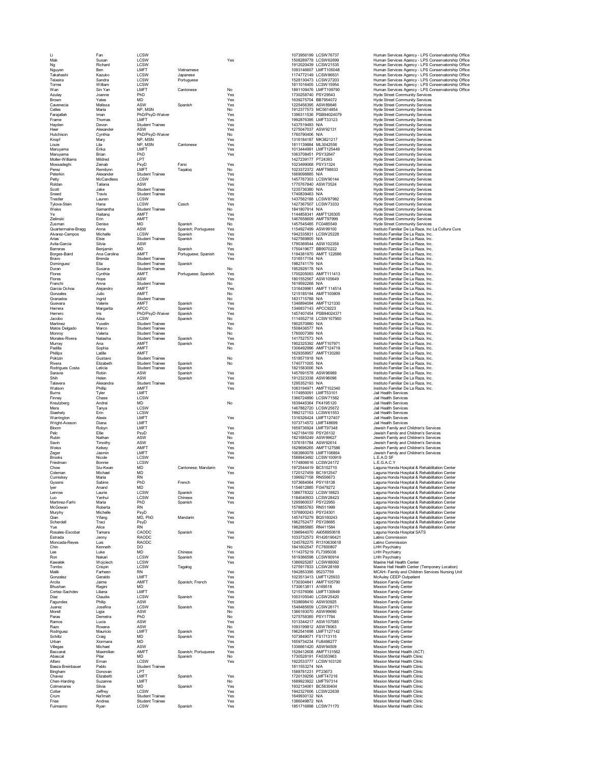| | | | | | | | |
|---|---|---|---|---|---|---|---|
| Li | Fan | LCSW | | | 1073956199 | LCSW76737 | Human Services Agency - LPS Conservatorship Office |
| Mak | Susan | LCSW | | Yes | 1508289778 | LCSW62699 | Human Services Agency - LPS Conservatorship Office |
| Ng | Richard | LCSW | | | 1912020439 | LCSW21535 | Human Services Agency - LPS Conservatorship Office |
| Nguyen | Ben | LMFT | Vietnamese | | 1093146607 | LMFT105048 | Human Services Agency - LPS Conservatorship Office |
| Takahashi | Kazuko | LCSW | Japanese | | 1174772149 | LCSW86631 | Human Services Agency - LPS Conservatorship Office |
| Teixeira | Sandra | LCSW | Portuguese | | 1528130473 | LCSW27203 | Human Services Agency - LPS Conservatorship Office |
| Torres | William | LCSW | | | 1811016405 | LCSW15954 | Human Services Agency - LPS Conservatorship Office |
| Wan | Sin Yan | LMFT | Cantonese | No | 1891109476 | LMFT109790 | Human Services Agency - LPS Conservatorship Office |
| Azulay | Joanne | PhD | | Yes | 1730258740 | PSY29543 | Hyde Street Community Services |
| Brown | Yates | MD | | Yes | 1639275704 | BB7954072 | Hyde Street Community Services |
| Cavenecia | Melissa | ASW | Spanish | Yes | 1225456395 | ASW89846 | Hyde Street Community Services |
| Celles | Maria | NP, MSN | | No | 1912377573 | MC5614854 | Hyde Street Community Services |
| Farajallah | Iman | PhD/PsyD-Waiver | | Yes | 1396311536 | PSB94024079 | Hyde Street Community Services |
| Frame | Thomas | LMFT | | Yes | 1992876395 | LMFT33123 | Hyde Street Community Services |
| Hayden | Devon | Student Trainee | | Yes | 1437519493 | N/A | Hyde Street Community Services |
| Heer | Alexander | ASW | | Yes | 1275047037 | ASW92131 | Hyde Street Community Services |
| Hutchison | Cynthia | PhD/PsyD-Waiver | | No | 1760790406 | N/A | Hyde Street Community Services |
| Knopf | Mary | NP, MSN | | Yes | 1316184187 | MK3821217 | Hyde Street Community Services |
| Louie | Lila | NP, MSN | Cantonese | Yes | 1811139884 | ML3042556 | Hyde Street Community Services |
| Maruyama | Erika | LMFT | | Yes | 1013444991 | LMFT125449 | Hyde Street Community Services |
| Maruyama | Brian | PhD | | Yes | 1063708451 | PSY32647 | Hyde Street Community Services |
| Moller-Williams | Mildred | LPT | | | 1427239177 | PT24393 | Hyde Street Community Services |
| Mossadeghi | Zeinab | PsyD | Farsi | Yes | 1023499068 | PSY31324 | Hyde Street Community Services |
| Perez | Remilynn | LMFT | Tagalog | No | 1023372372 | AMFT98633 | Hyde Street Community Services |
| Peterkin | Alexander | Student Trainee | | Yes | 1669098885 | N/A | Hyde Street Community Services |
| Petty | McCandless | LCSW | | Yes | 1457767303 | LCSW90144 | Hyde Street Community Services |
| Roldan | Tatiana | ASW | | Yes | 1770767840 | ASW73524 | Hyde Street Community Services |
| Scott | Jake | Student Trainee | | Yes | 1235736380 | N/A | Hyde Street Community Services |
| Sneed | Travis | Student Trainee | | Yes | 1740839463 | N/A | Hyde Street Community Services |
| Trestler | Lauren | LCSW | | Yes | 1437562188 | LCSW87982 | Hyde Street Community Services |
| Tylova-Stein | Hana | LCSW | Czech | Yes | 1427367507 | LCSW73333 | Hyde Street Community Services |
| Weiss | Samantha | Student Trainee | | No | 1841807914 | N/A | Hyde Street Community Services |
| Ye | Haitang | AMFT | | Yes | 1144858341 | AMFT126305 | Hyde Street Community Services |
| Zielinski | Erin | AMFT | | Yes | 1467658609 | AMFT97999 | Hyde Street Community Services |
| Zusman | Denise | MD | Spanish | No | 1457545485 | FC0485549 | Hyde Street Community Services |
| Quartermaine-Bragg | Anna | ASW | Spanish; Portuguese | Yes | 1154927499 | ASW99100 | Instituto Familiar De La Raza, Inc La Cultura Cura |
| Alvarez-Campos | Michelle | LCSW | Spanish | Yes | 1942335831 | LCSW25228 | Instituto Familiar De La Raza, Inc. |
| Arias | Elsie | Student Trainee | Spanish | Yes | 1427569805 | N/A | Instituto Familiar De La Raza, Inc. |
| Avila-Garcia | Silvia | ASW | | No | 1790369544 | ASW102358 | Instituto Familiar De La Raza, Inc. |
| Barreras | Benjamin | MD | Spanish | Yes | 1750419677 | BB9070222 | Instituto Familiar De La Raza, Inc. |
| Borges-Baird | Ana Carolina | AMFT | Portuguese; Spanish | Yes | 1194381970 | AMFT 122686 | Instituto Familiar De La Raza, Inc. |
| Bravo | Brenda | Student Trainee | | Yes | 1316517154 | N/A | Instituto Familiar De La Raza, Inc. |
| Dominguez | Elia | Student Trainee | Spanish | | 1982741179 | N/A | Instituto Familiar De La Raza, Inc. |
| Duran | Susana | Student Trainee | | No | 1952928178 | N/A | Instituto Familiar De La Raza, Inc. |
| Flores | Cynthia | AMFT | Portuguese; Spanish | Yes | 1700205093 | AMFT111413 | Instituto Familiar De La Raza, Inc. |
| Flores | Hope | ASW | | Yes | 1801552567 | ASW105649 | Instituto Familiar De La Raza, Inc. |
| Franchi | Anna | Student Trainee | | No | 1619592268 | N/A | Instituto Familiar De La Raza, Inc. |
| Garcia Ochoa | Alejandro | AMFT | | Yes | 1316439961 | AMFT 114514 | Instituto Familiar De La Raza, Inc. |
| Gonzales | Julio | AMFT | | No | 1215185194 | AMFT100809 | Instituto Familiar De La Raza, Inc. |
| Granados | Ingrid | Student Trainee | | No | 1831715788 | N/A | Instituto Familiar De La Raza, Inc. |
| Guevara | Valerie | AMFT | Spanish | Yes | 1346894094 | AMFT121330 | Instituto Familiar De La Raza, Inc. |
| Herrera | Margarita | APCC | Spanish | Yes | 1346837143 | APCC9223 | Instituto Familiar De La Raza, Inc. |
| Herrero | Iris | PhD/PsyD-Waiver | Spanish | Yes | 1457407454 | PSB94024371 | Instituto Familiar De La Raza, Inc. |
| Jacobo | Alisa | LCSW | Spanish | No | 1114552718 | LCSW107560 | Instituto Familiar De La Raza, Inc. |
| Martinez | Yuselin | Student Trainee | | Yes | 1902570880 | N/A | Instituto Familiar De La Raza, Inc. |
| Matos Delgado | Marco | Student Trainee | | No | 1508436577 | N/A | Instituto Familiar De La Raza, Inc. |
| Monroy | Valeria | Student Trainee | | No | 1760007389 | N/A | Instituto Familiar De La Raza, Inc. |
| Morales-Rivera | Natasha | Student Trainee | Spanish | Yes | 1417527573 | N/A | Instituto Familiar De La Raza, Inc. |
| Murray | Ana | AMFT | Spanish | Yes | 1902325392 | AMFT107971 | Instituto Familiar De La Raza, Inc. |
| Padilla | Sophia | AMFT | | No | 1306492996 | AMFT124719 | Instituto Familiar De La Raza, Inc. |
| Phillips | Latille | AMFT | | | 1629358957 | AMFT130280 | Instituto Familiar De La Raza, Inc. |
| Poktzin | Gustavo | Student Trainee | | No | 1518571918 | N/A | Instituto Familiar De La Raza, Inc. |
| Rivera | Elizabeth | Student Trainee | Spanish | No | 1740771005 | N/A | Instituto Familiar De La Raza, Inc. |
| Rodrigues Costa | Leticia | Student Trainee | Spanish | | 1821583006 | N/A | Instituto Familiar De La Raza, Inc. |
| Saravia | Robin | ASW | Spanish | Yes | 1457691578 | ASW96989 | Instituto Familiar De La Raza, Inc. |
| Shih | Helen | ASW | Spanish | Yes | 1912323338 | ASW96096 | Instituto Familiar De La Raza, Inc. |
| Talavera | Alexandra | Student Trainee | | Yes | 1295352193 | N/A | Instituto Familiar De La Raza, Inc. |
| Watson | Phillip | AMFT | | Yes | 1083194971 | AMFT102340 | Instituto Familiar De La Raza, Inc. |
| Burns | Tyler | LMFT | | | 1174950091 | LMFT53101 | Jail Health Services |
| Finney | Chase | LCSW | | | 1366724890 | LCSW71582 | Jail Health Services |
| Kreutzberg | Andrei | MD | | No | 1639445364 | FK4195120 | Jail Health Services |
| Mera | Tanya | LCSW | | | 1467882720 | LCSW25672 | Jail Health Services |
| Staehely | Erin | LCSW | | | 1992127153 | LCSW61553 | Jail Health Services |
| Warrington | Alexis | LMFT | | Yes | 1316326424 | LMFT127407 | Jail Health Services |
| Wright-Aveson | Diana | LMFT | | | 1073714572 | LMFT48699 | Jail Health Services |
| Bloom | Robyn | LMFT | | Yes | 1659736924 | LMFT97348 | Jewish Family and Children's Services |
| Pelc | Ellie | PsyD | | Yes | 1427184159 | PSY26132 | Jewish Family and Children's Services |
| Rubin | Nathan | ASW | | No | 1821685249 | ASW99627 | Jewish Family and Children's Services |
| Savin | Timothy | ASW | | Yes | 1376181784 | ASW92614 | Jewish Family and Children's Services |
| Weiss | Kelsey | AMFT | | Yes | 1629696265 | AMFT127586 | Jewish Family and Children's Services |
| Zeger | Jasmin | LMFT | | Yes | 1063960078 | LMFT106864 | Jewish Family and Children's Services |
| Brooks | Nicole | LCSW | | Yes | 1588943492 | LCSW100919 | L.E.A.D SF |
| Friedman | Bonnie | LCSW | | | 1174806616 | LCSW24172 | L.E.G.A.C.Y |
| Chow | Siu-Kwan | MD | Cantonese; Mandarin | Yes | 1972544419 | BC5102710 | Laguna Honda Hospital & Rehabilitation Center |
| Coleman | Michael | MD | | Yes | 1720127459 | BC1912547 | Laguna Honda Hospital & Rehabilitation Center |
| Cumiskey | Maria | RN | | | 1396927158 | RN556673 | Laguna Honda Hospital & Rehabilitation Center |
| Gysens | Sabine | PhD | French | Yes | 1073684064 | PSY18138 | Laguna Honda Hospital & Rehabilitation Center |
| Iyer | Anand | MD | | Yes | 1154612885 | FI3479272 | Laguna Honda Hospital & Rehabilitation Center |
| Lenrow | Laurie | LCSW | Spanish | Yes | 1386778322 | LCSW18823 | Laguna Honda Hospital & Rehabilitation Center |
| Luo | Yanhui | LCSW | Chinese | Yes | 1184040933 | LCSW28423 | Laguna Honda Hospital & Rehabilitation Center |
| Martinez-Farhi | Maria | PhD | Spanish | Yes | 1295960037 | PSY22950 | Laguna Honda Hospital & Rehabilitation Center |
| McGowan | Roberta | RN | | | 1578855763 | RN511999 | Laguna Honda Hospital & Rehabilitation Center |
| Murphy | Michelle | PsyD | | Yes | 1376800243 | PSY24301 | Laguna Honda Hospital & Rehabilitation Center |
| Qian | Yifang | MD, PhD | Mandarin | Yes | 1457475279 | BQ5160243 | Laguna Honda Hospital & Rehabilitation Center |
| Scherdell | Traci | PsyD | | Yes | 1962752477 | PSY28685 | Laguna Honda Hospital & Rehabilitation Center |
| Yue | Alice | RN | | | 1982885885 | RN411584 | Laguna Honda Hospital & Rehabilitation Center |
| Rosales-Escobar | Tamara | CAODC | Spanish | Yes | 1396944070 | AI058950618 | Laguna Honda Hospital SATS |
| Estrada | Jenny | RAODC | | Yes | 1033732573 | R1426190421 | Latino Commission |
| Moncada-Reyes | Luis | RAODC | | | 1245782275 | R1310630618 | Latino Commission |
| Chin | Kenneth | DO | | No | 1841602547 | FC7600807 | LHH Psychiatry |
| Lee | Luke | MD | Chinese | Yes | 1114375219 | FL7395038 | LHH Psychiatry |
| Ron | Nakari | LCSW | Spanish | Yes | 1619366598 | LCSW80914 | LHH Psychiatry |
| Kawalek | Wojciech | LCSW | | Yes | 1386925287 | LCSW88092 | Maxine Hall Health Center |
| Tombo | Crispin | LCSW | Tagalog | | 1275917833 | LCSW28169 | Maxine Hall Health Center (Temporary Location) |
| Malik | Farheen | RN | | Yes | 1942853395 | 95237759 | MCAH- Family and Children Services Nursing Unit |
| Gonzalez | Geraldo | LMFT | | Yes | 1023513413 | LMFT125933 | McAuley CEEP Outpatient |
| Arcila | Jaime | AMFT | Spanish; French | Yes | 1730304841 | AMFT105790 | Mission Family Center |
| Bhushan | Ragini | MD | | Yes | 1730613811 | A169518 | Mission Family Center |
| Cortez-Sachdev | Liliana | LMFT | | Yes | 1215376066 | LMFT130949 | Mission Family Center |
| Diaz | Claudia | LCSW | Spanish | Yes | 1003105040 | LCSW25420 | Mission Family Center |
| Fagundes | Philip | ASW | | Yes | 1538698410 | ASW93925 | Mission Family Center |
| Juarez | Josefina | LCSW | Spanish | Yes | 1548485659 | LCSW26171 | Mission Family Center |
| Morell | Ligia | ASW | | No | 1366193070 | ASW99690 | Mission Family Center |
| Paras | Demetra | PhD | | No | 1275758385 | PSY17784 | Mission Family Center |
| Ramos | Lucia | ASW | | Yes | 1013344217 | ASW107585 | Mission Family Center |
| Razo | Roxana | ASW | | No | 1093199812 | ASW78063 | Mission Family Center |
| Rodriguez | Mauricio | LMFT | Spanish | Yes | 1962541698 | LMFT127142 | Mission Family Center |
| Schiltz | Craig | MD | Spanish | Yes | 1073849071 | FS1713115 | Mission Family Center |
| Urban | Xiormara | MD | | Yes | 1659734234 | FU8496277 | Mission Family Center |
| Villegas | Michael | ASW | | Yes | 1336661420 | ASW94509 | Mission Family Center |
| Baccarat | Maximilian | AMFT | Spanish; Portuguese | Yes | 1528412608 | AMFT131562 | Mission Mental Health (ACT) |
| Abascal | Pilar | MD | Spanish | No | 1730528191 | FA5353963 | Mission Mental Health Clinic |
| Alfaro | Ernan | LCSW | | Yes | 1922533777 | LCSW103126 | Mission Mental Health Clinic |
| Baeza Breinbauer | Pablo | Student Trainee | | | 1811553274 | N/A | Mission Mental Health Clinic |
| Bingham | Donovan | LPT | | | 1588781231 | PT23673 | Mission Mental Health Clinic |
| Chavez | Elizabeth | LMFT | Spanish | Yes | 1720139256 | LMFT47216 | Mission Mental Health Clinic |
| Chen-Harding | Suzanne | LMFT | | No | 1689923922 | LMFT97314 | Mission Mental Health Clinic |
| Colmenares | Silvia | MD | Spanish | Yes | 1932134061 | BC5630404 | Mission Mental Health Clinic |
| Cotter | Jeffrey | LCSW | | Yes | 1942327606 | LCSW22639 | Mission Mental Health Clinic |
| Crum | Na'Imah | Student Trainee | | Yes | 1649930132 | N/A | Mission Mental Health Clinic |
| Frias | Andrea | Student Trainee | | Yes | 1386049872 | N/A | Mission Mental Health Clinic |
| Fuimaono | Ryan | LCSW | Spanish | Yes | 1851716898 | LCSW71170 | Mission Mental Health Clinic |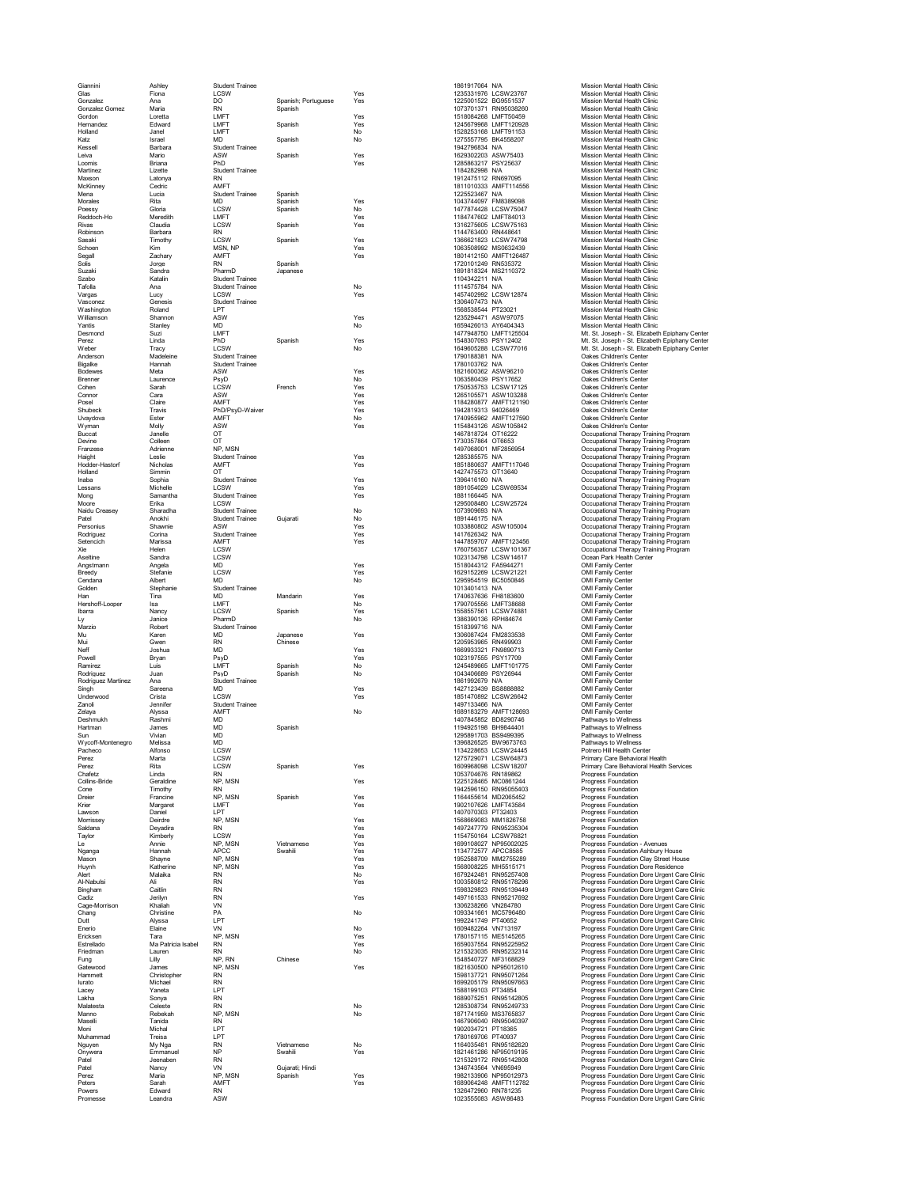| | | | | | | | |
|---|---|---|---|---|---|---|---|
| Giannini | Ashley | Student Trainee | | | 1861917064 | N/A | Mission Mental Health Clinic |
| Glas | Fiona | LCSW | | Yes | 1235331976 | LCSW23767 | Mission Mental Health Clinic |
| Gonzalez | Ana | DO | Spanish; Portuguese | Yes | 1225001522 | BG9551537 | Mission Mental Health Clinic |
| Gonzalez Gomez | Maria | RN | Spanish | | 1073701371 | RN95038260 | Mission Mental Health Clinic |
| Gordon | Loretta | LMFT | | Yes | 1518084268 | LMFT50459 | Mission Mental Health Clinic |
| Hernandez | Edward | LMFT | Spanish | Yes | 1245679968 | LMFT120928 | Mission Mental Health Clinic |
| Holland | Janel | LMFT | | No | 1528253168 | LMFT91153 | Mission Mental Health Clinic |
| Katz | Israel | MD | Spanish | No | 1275557795 | BK4558207 | Mission Mental Health Clinic |
| Kessell | Barbara | Student Trainee | | | 1942796834 | N/A | Mission Mental Health Clinic |
| Leiva | Mario | ASW | Spanish | Yes | 1629302203 | ASW75403 | Mission Mental Health Clinic |
| Loomis | Briana | PhD | | Yes | 1285863217 | PSY25637 | Mission Mental Health Clinic |
| Martinez | Lizette | Student Trainee | | | 1184282998 | N/A | Mission Mental Health Clinic |
| Maxson | Latonya | RN | | | 1912475112 | RN697095 | Mission Mental Health Clinic |
| McKinney | Cedric | AMFT | | | 1811010333 | AMFT114556 | Mission Mental Health Clinic |
| Mena | Lucia | Student Trainee | Spanish | | 1225523467 | N/A | Mission Mental Health Clinic |
| Morales | Rita | MD | Spanish | Yes | 1043744097 | FM8389098 | Mission Mental Health Clinic |
| Poessy | Gloria | LCSW | Spanish | No | 1477874428 | LCSW75047 | Mission Mental Health Clinic |
| Reddoch-Ho | Meredith | LMFT | | Yes | 1184747602 | LMFT84013 | Mission Mental Health Clinic |
| Rivas | Claudia | LCSW | Spanish | Yes | 1316275605 | LCSW75163 | Mission Mental Health Clinic |
| Robinson | Barbara | RN | | | 1144763400 | RN448641 | Mission Mental Health Clinic |
| Sasaki | Timothy | LCSW | Spanish | Yes | 1366621823 | LCSW74798 | Mission Mental Health Clinic |
| Schoen | Kim | MSN, NP | | Yes | 1063508992 | MS0632439 | Mission Mental Health Clinic |
| Segall | Zachary | AMFT | | Yes | 1801412150 | AMFT126487 | Mission Mental Health Clinic |
| Solis | Jorge | RN | Spanish | | 1720101249 | RN535372 | Mission Mental Health Clinic |
| Suzaki | Sandra | PharmD | Japanese | | 1891818324 | MS2110372 | Mission Mental Health Clinic |
| Szabo | Katalin | Student Trainee | | | 1104342211 | N/A | Mission Mental Health Clinic |
| Tafolla | Ana | Student Trainee | | No | 1114575784 | N/A | Mission Mental Health Clinic |
| Vargas | Lucy | LCSW | | Yes | 1457402992 | LCSW12874 | Mission Mental Health Clinic |
| Vasconez | Genesis | Student Trainee | | | 1306407473 | N/A | Mission Mental Health Clinic |
| Washington | Roland | LPT | | | 1568538544 | PT23021 | Mission Mental Health Clinic |
| Williamson | Shannon | ASW | | Yes | 1235294471 | ASW97075 | Mission Mental Health Clinic |
| Yantis | Stanley | MD | | No | 1659426013 | AY6404343 | Mission Mental Health Clinic |
| Desmond | Suzi | LMFT | | | 1477948750 | LMFT125504 | Mt. St. Joseph - St. Elizabeth Epiphany Center |
| Perez | Linda | PhD | Spanish | Yes | 1548307093 | PSY12402 | Mt. St. Joseph - St. Elizabeth Epiphany Center |
| Weber | Tracy | LCSW | | No | 1649605288 | LCSW77016 | Mt. St. Joseph - St. Elizabeth Epiphany Center |
| Anderson | Madeleine | Student Trainee | | | 1790188381 | N/A | Oakes Children's Center |
| Bigalke | Hannah | Student Trainee | | | 1780103762 | N/A | Oakes Children's Center |
| Bodewes | Meta | ASW | | Yes | 1821600362 | ASW96210 | Oakes Children's Center |
| Brenner | Laurence | PsyD | | No | 1063580439 | PSY17652 | Oakes Children's Center |
| Cohen | Sarah | LCSW | French | Yes | 1750535753 | LCSW17125 | Oakes Children's Center |
| Connor | Cara | ASW | | Yes | 1265105571 | ASW103288 | Oakes Children's Center |
| Posel | Claire | AMFT | | Yes | 1184280877 | AMFT121190 | Oakes Children's Center |
| Shubeck | Travis | PhD/PsyD-Waiver | | Yes | 1942819313 | 94026469 | Oakes Children's Center |
| Uvaydova | Ester | AMFT | | No | 1740955962 | AMFT127590 | Oakes Children's Center |
| Wyman | Molly | ASW | | Yes | 1154843126 | ASW105842 | Oakes Children's Center |
| Buccat | Janelle | OT | | | 1467818724 | OT16222 | Occupational Therapy Training Program |
| Devine | Colleen | OT | | | 1730357864 | OT8653 | Occupational Therapy Training Program |
| Franzese | Adrienne | NP, MSN | | | 1497068001 | MF2856954 | Occupational Therapy Training Program |
| Haight | Leslie | Student Trainee | | Yes | 1285385575 | N/A | Occupational Therapy Training Program |
| Hodder-Hastorf | Nicholas | AMFT | | Yes | 1851880637 | AMFT117046 | Occupational Therapy Training Program |
| Holland | Simmin | OT | | | 1427475573 | OT13640 | Occupational Therapy Training Program |
| Inaba | Sophia | Student Trainee | | Yes | 1396416160 | N/A | Occupational Therapy Training Program |
| Lessans | Michelle | LCSW | | Yes | 1891054029 | LCSW69534 | Occupational Therapy Training Program |
| Mong | Samantha | Student Trainee | | Yes | 1881166445 | N/A | Occupational Therapy Training Program |
| Moore | Erika | LCSW | | | 1295008480 | LCSW25724 | Occupational Therapy Training Program |
| Naidu Creasey | Sharadha | Student Trainee | | No | 1073909693 | N/A | Occupational Therapy Training Program |
| Patel | Anokhi | Student Trainee | Gujarati | No | 1891446175 | N/A | Occupational Therapy Training Program |
| Personius | Shawnie | ASW | | Yes | 1033880802 | ASW105004 | Occupational Therapy Training Program |
| Rodriguez | Corina | Student Trainee | | Yes | 1417626342 | N/A | Occupational Therapy Training Program |
| Setencich | Marissa | AMFT | | Yes | 1447859707 | AMFT123456 | Occupational Therapy Training Program |
| Xie | Helen | LCSW | | | 1760756357 | LCSW101367 | Occupational Therapy Training Program |
| Aseltine | Sandra | LCSW | | | 1023134798 | LCSW14617 | Ocean Park Health Center |
| Angstmann | Angela | MD | | Yes | 1518044312 | FA5944271 | OMI Family Center |
| Breedy | Stefanie | LCSW | | Yes | 1629152269 | LCSW21221 | OMI Family Center |
| Cendana | Albert | MD | | Yes | 1295954519 | BC5050846 | OMI Family Center |
| Golden | Stephanie | Student Trainee | | | 1013401413 | N/A | OMI Family Center |
| Han | Tina | MD | Mandarin | Yes | 1740637636 | FH8183600 | OMI Family Center |
| Hershoff-Looper | Isa | LMFT | | No | 1790705556 | LMFT38688 | OMI Family Center |
| Ibarra | Nancy | LCSW | Spanish | Yes | 1558557561 | LCSW74881 | OMI Family Center |
| Ly | Janice | PharmD | | No | 1386390136 | RPH84674 | OMI Family Center |
| Marzio | Robert | Student Trainee | | | 1518399716 | N/A | OMI Family Center |
| Mu | Karen | MD | Japanese | Yes | 1306087424 | FM2833538 | OMI Family Center |
| Mui | Gwen | RN | Chinese | | 1205953965 | RN499903 | OMI Family Center |
| Neff | Joshua | MD | | Yes | 1669933321 | FN9890713 | OMI Family Center |
| Powell | Bryan | PsyD | | Yes | 1023197555 | PSY17709 | OMI Family Center |
| Ramirez | Luis | LMFT | Spanish | No | 1245489665 | LMFT101775 | OMI Family Center |
| Rodriguez | Juan | PsyD | Spanish | No | 1043406689 | PSY26944 | OMI Family Center |
| Rodriguez Martinez | Ana | Student Trainee | | | 1861992679 | N/A | OMI Family Center |
| Singh | Sareena | MD | | Yes | 1427123439 | BS8888882 | OMI Family Center |
| Underwood | Crista | LCSW | | Yes | 1851470892 | LCSW26642 | OMI Family Center |
| Zanoli | Jennifer | Student Trainee | | | 1497133466 | N/A | OMI Family Center |
| Zelaya | Alyssa | AMFT | | No | 1689183279 | AMFT128693 | OMI Family Center |
| Deshmukh | Rashmi | MD | | | 1407845852 | BD8290746 | Pathways to Wellness |
| Hartman | James | MD | Spanish | | 1194925198 | BH9844401 | Pathways to Wellness |
| Sun | Vivian | MD | | | 1295891703 | BS9499395 | Pathways to Wellness |
| Wycoff-Montenegro | Melissa | MD | | | 1396826525 | BW9673763 | Pathways to Wellness |
| Pacheco | Alfonso | LCSW | | | 1134228653 | LCSW24445 | Potrero Hill Health Center |
| Perez | Marta | LCSW | | | 1275729071 | LCSW64873 | Primary Care Behavioral Health |
| Perez | Rita | LCSW | Spanish | Yes | 1609968098 | LCSW18207 | Primary Care Behavioral Health Services |
| Chafetz | Linda | RN | | | 1053704676 | RN189862 | Progress Foundation |
| Collins-Bride | Geraldine | NP, MSN | | Yes | 1225128465 | MC0861244 | Progress Foundation |
| Cone | Timothy | RN | | | 1942596150 | RN95055403 | Progress Foundation |
| Dreier | Francine | NP, MSN | Spanish | Yes | 1164455614 | MD2065452 | Progress Foundation |
| Krier | Margaret | LMFT | | Yes | 1902107626 | LMFT43584 | Progress Foundation |
| Lawson | Daniel | LPT | | | 1407070303 | PT32403 | Progress Foundation |
| Morrissey | Deirdre | NP, MSN | | Yes | 1568669083 | MM1826758 | Progress Foundation |
| Saldana | Deyadira | RN | | Yes | 1497247779 | RN95235304 | Progress Foundation |
| Taylor | Kimberly | LCSW | | Yes | 1154750164 | LCSW76821 | Progress Foundation |
| Le | Annie | NP, MSN | Vietnamese | Yes | 1699108027 | NP95002025 | Progress Foundation - Avenues |
| Nganga | Hannah | APCC | Swahili | Yes | 1134772577 | APCC8585 | Progress Foundation Ashbury House |
| Mason | Shayne | NP, MSN | | Yes | 1952588709 | MM2755289 | Progress Foundation Clay Street House |
| Huynh | Katherine | NP, MSN | | Yes | 1568008225 | MH5515171 | Progress Foundation Dore Residence |
| Alert | Malaika | RN | | No | 1679242481 | RN95257408 | Progress Foundation Dore Urgent Care Clinic |
| Al-Nabulsi | Ali | RN | | Yes | 1003580812 | RN95178296 | Progress Foundation Dore Urgent Care Clinic |
| Bingham | Caitlin | RN | | | 1598329823 | RN95139449 | Progress Foundation Dore Urgent Care Clinic |
| Cadiz | Jerilyn | RN | | Yes | 1497161533 | RN95217692 | Progress Foundation Dore Urgent Care Clinic |
| Cage-Morrison | Khaliah | VN | | | 1306238266 | VN284780 | Progress Foundation Dore Urgent Care Clinic |
| Chang | Christine | PA | | No | 1093341661 | MC5796480 | Progress Foundation Dore Urgent Care Clinic |
| Dutt | Alyssa | LPT | | | 1992241749 | PT40652 | Progress Foundation Dore Urgent Care Clinic |
| Enerio | Elaine | VN | | No | 1609482264 | VN713197 | Progress Foundation Dore Urgent Care Clinic |
| Ericksen | Tara | NP, MSN | | Yes | 1780157115 | ME5145265 | Progress Foundation Dore Urgent Care Clinic |
| Estrellado | Ma Patricia Isabel | RN | | Yes | 1659037554 | RN95225952 | Progress Foundation Dore Urgent Care Clinic |
| Friedman | Lauren | RN | | No | 1215323035 | RN95232314 | Progress Foundation Dore Urgent Care Clinic |
| Fung | Lilly | NP, RN | Chinese | | 1548540727 | MF3168829 | Progress Foundation Dore Urgent Care Clinic |
| Gatewood | James | NP, MSN | | Yes | 1821630500 | NP95012610 | Progress Foundation Dore Urgent Care Clinic |
| Hammett | Christopher | RN | | | 1598137721 | RN95071264 | Progress Foundation Dore Urgent Care Clinic |
| Iurato | Michael | RN | | | 1699205179 | RN95097663 | Progress Foundation Dore Urgent Care Clinic |
| Lacey | Yaneta | LPT | | | 1588199103 | PT34854 | Progress Foundation Dore Urgent Care Clinic |
| Lakha | Sonya | RN | | | 1689075251 | RN95142805 | Progress Foundation Dore Urgent Care Clinic |
| Malatesta | Celeste | RN | | No | 1285308734 | RN95249733 | Progress Foundation Dore Urgent Care Clinic |
| Manno | Rebekah | NP, MSN | | No | 1871741959 | MS3765837 | Progress Foundation Dore Urgent Care Clinic |
| Maselli | Tanida | RN | | | 1467906040 | RN95040397 | Progress Foundation Dore Urgent Care Clinic |
| Moni | Michal | LPT | | | 1902034721 | PT18365 | Progress Foundation Dore Urgent Care Clinic |
| Muhammad | Treisa | LPT | | | 1780169706 | PT40937 | Progress Foundation Dore Urgent Care Clinic |
| Nguyen | My Nga | RN | Vietnamese | No | 1164035481 | RN95182620 | Progress Foundation Dore Urgent Care Clinic |
| Onywera | Emmanuel | NP | Swahili | Yes | 1821461286 | NP95019195 | Progress Foundation Dore Urgent Care Clinic |
| Patel | Jeenaben | RN | | | 1215329172 | RN95142808 | Progress Foundation Dore Urgent Care Clinic |
| Patel | Nancy | VN | Gujarati; Hindi | | 1346743564 | VN695949 | Progress Foundation Dore Urgent Care Clinic |
| Perez | Maria | NP, MSN | Spanish | Yes | 1962133906 | NP95012973 | Progress Foundation Dore Urgent Care Clinic |
| Peters | Sarah | AMFT | | Yes | 1689064248 | AMFT112782 | Progress Foundation Dore Urgent Care Clinic |
| Powers | Edward | RN | | | 1326472960 | RN781235 | Progress Foundation Dore Urgent Care Clinic |
| Promesse | Leandra | ASW | | | 1023555083 | ASW86483 | Progress Foundation Dore Urgent Care Clinic |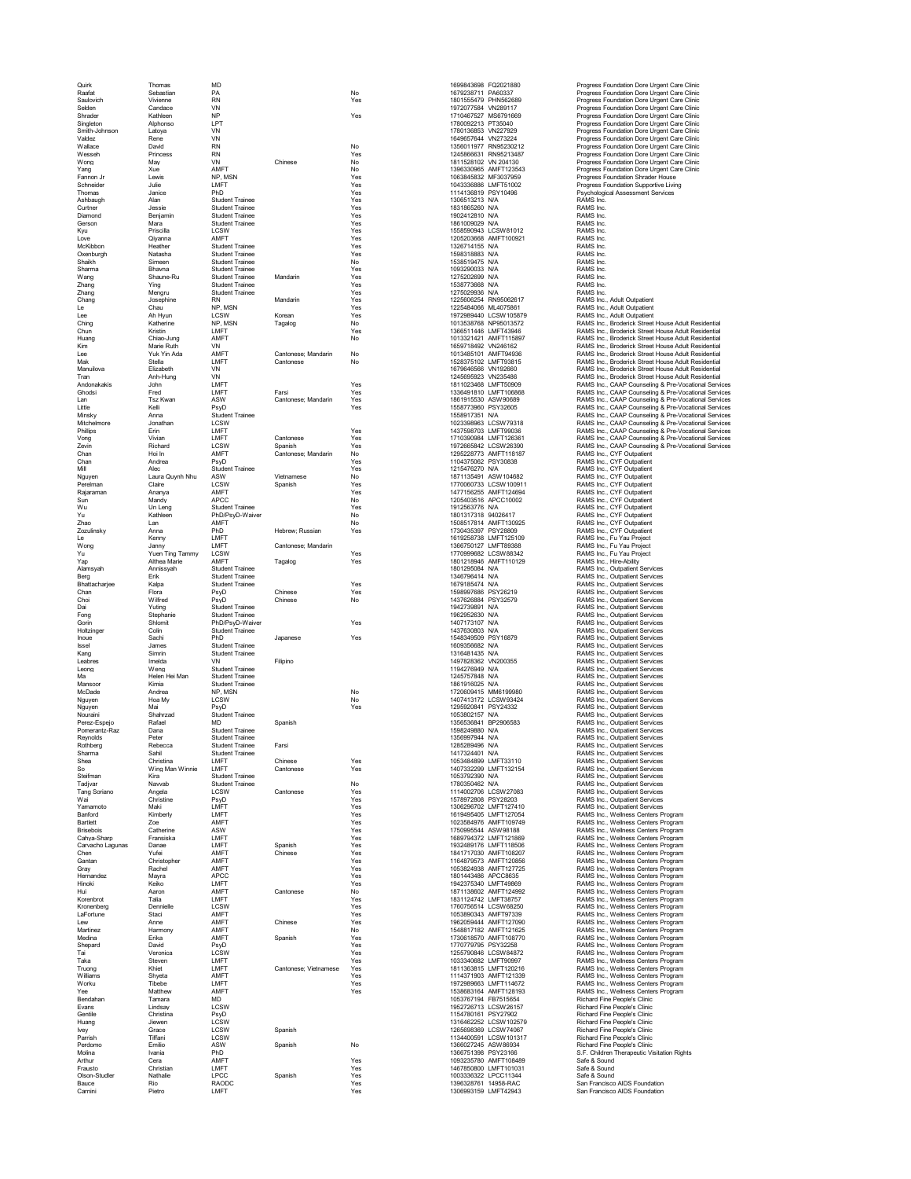| | | | | | | | |
|---|---|---|---|---|---|---|---|
| Quirk | Thomas | MD | | | 1699843698 | FQ2021880 | Progress Foundation Dore Urgent Care Clinic |
| Raafat | Sebastian | PA | | No | 1679238711 | PA60337 | Progress Foundation Dore Urgent Care Clinic |
| Saulovich | Vivienne | RN | | Yes | 1801555479 | PHN562689 | Progress Foundation Dore Urgent Care Clinic |
| Selden | Candace | VN | | | 1972077584 | VN289117 | Progress Foundation Dore Urgent Care Clinic |
| Shrader | Kathleen | NP | | Yes | 1710467527 | MS6791669 | Progress Foundation Dore Urgent Care Clinic |
| Singleton | Alphonso | LPT | | | 1780092213 | PT35040 | Progress Foundation Dore Urgent Care Clinic |
| Smith-Johnson | Latoya | VN | | | 1780136853 | VN227929 | Progress Foundation Dore Urgent Care Clinic |
| Valdez | Rene | VN | | | 1649657644 | VN273224 | Progress Foundation Dore Urgent Care Clinic |
| Wallace | David | RN | | No | 1356011977 | RN95230212 | Progress Foundation Dore Urgent Care Clinic |
| Wesseh | Princess | RN | | Yes | 1245866831 | RN95213487 | Progress Foundation Dore Urgent Care Clinic |
| Wong | May | VN | Chinese | No | 1811528102 | VN 204130 | Progress Foundation Dore Urgent Care Clinic |
| Yang | Xue | AMFT | | No | 1396330965 | AMFT123543 | Progress Foundation Dore Urgent Care Clinic |
| Fannon Jr | Lewis | NP, MSN | | Yes | 1063845832 | MF3037959 | Progress Foundation Shrader House |
| Schneider | Julie | LMFT | | Yes | 1043336886 | LMFT51002 | Progress Foundation Supportive Living |
| Thomas | Janice | PhD | | Yes | 1114136819 | PSY10496 | Psychological Assessment Services |
| Ashbaugh | Alan | Student Trainee | | Yes | 1306513213 | N/A | RAMS Inc. |
| Curtner | Jessie | Student Trainee | | Yes | 1831865260 | N/A | RAMS Inc. |
| Diamond | Benjamin | Student Trainee | | Yes | 1902412810 | N/A | RAMS Inc. |
| Gerson | Mara | Student Trainee | | Yes | 1861009029 | N/A | RAMS Inc. |
| Kyu | Priscilla | LCSW | | Yes | 1558590943 | LCSW81012 | RAMS Inc. |
| Love | Qiyanna | AMFT | | Yes | 1205203668 | AMFT100921 | RAMS Inc. |
| McKibbon | Heather | Student Trainee | | Yes | 1326714155 | N/A | RAMS Inc. |
| Oxenburgh | Natasha | Student Trainee | | Yes | 1598318883 | N/A | RAMS Inc. |
| Shaikh | Simeen | Student Trainee | | No | 1538519475 | N/A | RAMS Inc. |
| Sharma | Bhavna | Student Trainee | | Yes | 1093290033 | N/A | RAMS Inc. |
| Wang | Shaune-Ru | Student Trainee | Mandarin | Yes | 1275202699 | N/A | RAMS Inc. |
| Zhang | Ying | Student Trainee | | Yes | 1538773668 | N/A | RAMS Inc. |
| Zhang | Mengru | Student Trainee | | Yes | 1275029936 | N/A | RAMS Inc. |
| Chang | Josephine | RN | Mandarin | Yes | 1225606254 | RN95062617 | RAMS Inc., Adult Outpatient |
| Le | Chau | NP, MSN | | Yes | 1225484066 | ML4075861 | RAMS Inc., Adult Outpatient |
| Lee | Ah Hyun | LCSW | Korean | Yes | 1972989440 | LCSW105879 | RAMS Inc., Adult Outpatient |
| Ching | Katherine | NP, MSN | Tagalog | No | 1013538768 | NP95013572 | RAMS Inc., Broderick Street House Adult Residential |
| Chun | Kristin | LMFT | | Yes | 1366511446 | LMFT43946 | RAMS Inc., Broderick Street House Adult Residential |
| Huang | Chiao-Jung | AMFT | | No | 1013321421 | AMFT115897 | RAMS Inc., Broderick Street House Adult Residential |
| Kim | Marie Ruth | VN | | | 1659718492 | VN246162 | RAMS Inc., Broderick Street House Adult Residential |
| Lee | Yuk Yin Ada | AMFT | Cantonese; Mandarin | No | 1013485101 | AMFT94936 | RAMS Inc., Broderick Street House Adult Residential |
| Mak | Stella | LMFT | Cantonese | No | 1528375102 | LMFT93815 | RAMS Inc., Broderick Street House Adult Residential |
| Manuilova | Elizabeth | VN | | | 1679646566 | VN192660 | RAMS Inc., Broderick Street House Adult Residential |
| Tran | Anh-Hung | VN | | | 1245695923 | VN235486 | RAMS Inc., Broderick Street House Adult Residential |
| Andonakakis | John | LMFT | | Yes | 1811023468 | LMFT50909 | RAMS Inc., CAAP Counseling & Pre-Vocational Services |
| Ghodsi | Fred | LMFT | Farsi | Yes | 1336491810 | LMFT106868 | RAMS Inc., CAAP Counseling & Pre-Vocational Services |
| Lan | Tsz Kwan | ASW | Cantonese; Mandarin | Yes | 1861915530 | ASW90689 | RAMS Inc., CAAP Counseling & Pre-Vocational Services |
| Little | Kelli | PsyD | | Yes | 1558773960 | PSY32605 | RAMS Inc., CAAP Counseling & Pre-Vocational Services |
| Minsky | Anna | Student Trainee | | | 1558917351 | N/A | RAMS Inc., CAAP Counseling & Pre-Vocational Services |
| Mitchelmore | Jonathan | LCSW | | | 1023398963 | LCSW79318 | RAMS Inc., CAAP Counseling & Pre-Vocational Services |
| Phillips | Erin | LMFT | | Yes | 1437598703 | LMFT99036 | RAMS Inc., CAAP Counseling & Pre-Vocational Services |
| Vong | Vivian | LMFT | Cantonese | Yes | 1710390984 | LMFT126361 | RAMS Inc., CAAP Counseling & Pre-Vocational Services |
| Zevin | Richard | LCSW | Spanish | Yes | 1972665842 | LCSW26390 | RAMS Inc., CAAP Counseling & Pre-Vocational Services |
| Chan | Hoi In | AMFT | Cantonese; Mandarin | No | 1295228773 | AMFT118187 | RAMS Inc., CYF Outpatient |
| Chan | Andrea | PsyD | | Yes | 1104375062 | PSY30838 | RAMS Inc., CYF Outpatient |
| Mill | Alec | Student Trainee | | Yes | 1215476270 | N/A | RAMS Inc., CYF Outpatient |
| Nguyen | Laura Quynh Nhu | ASW | Vietnamese | No | 1871135491 | ASW104682 | RAMS Inc., CYF Outpatient |
| Perelman | Claire | LCSW | Spanish | Yes | 1770060733 | LCSW100911 | RAMS Inc., CYF Outpatient |
| Rajaraman | Ananya | AMFT | | Yes | 1477156255 | AMFT124694 | RAMS Inc., CYF Outpatient |
| Sun | Mandy | APCC | | No | 1205403516 | APCC10002 | RAMS Inc., CYF Outpatient |
| Wu | Un Leng | Student Trainee | | Yes | 1912563776 | N/A | RAMS Inc., CYF Outpatient |
| Yu | Kathleen | PhD/PsyD-Waiver | | No | 1801317318 | 94026417 | RAMS Inc., CYF Outpatient |
| Zhao | Lan | AMFT | | No | 1508517814 | AMFT130925 | RAMS Inc., CYF Outpatient |
| Zozulinsky | Anna | PhD | Hebrew; Russian | Yes | 1730435397 | PSY28809 | RAMS Inc., CYF Outpatient |
| Le | Kenny | LMFT | | | 1619258738 | LMFT125109 | RAMS Inc., Fu Yau Project |
| Wong | Janny | LMFT | Cantonese; Mandarin | | 1366750127 | LMFT89388 | RAMS Inc., Fu Yau Project |
| Yu | Yuen Ting Tammy | LCSW | | Yes | 1770999682 | LCSW88342 | RAMS Inc., Fu Yau Project |
| Yap | Althea Marie | AMFT | Tagalog | Yes | 1801218946 | AMFT110129 | RAMS Inc., Hire-Ability |
| Alamsyah | Annissyah | Student Trainee | | | 1801295084 | N/A | RAMS Inc., Outpatient Services |
| Berg | Erik | Student Trainee | | | 1346796414 | N/A | RAMS Inc., Outpatient Services |
| Bhattacharjee | Kalpa | Student Trainee | | Yes | 1679185474 | N/A | RAMS Inc., Outpatient Services |
| Chan | Flora | PsyD | Chinese | Yes | 1598997686 | PSY26219 | RAMS Inc., Outpatient Services |
| Choi | Wilfred | PsyD | Chinese | No | 1437626884 | PSY32579 | RAMS Inc., Outpatient Services |
| Dai | Yuting | Student Trainee | | | 1942739891 | N/A | RAMS Inc., Outpatient Services |
| Fong | Stephanie | Student Trainee | | | 1962952630 | N/A | RAMS Inc., Outpatient Services |
| Gorin | Shlomit | PhD/PsyD-Waiver | | Yes | 1407173107 | N/A | RAMS Inc., Outpatient Services |
| Holtzinger | Colin | Student Trainee | | | 1437630803 | N/A | RAMS Inc., Outpatient Services |
| Inoue | Sachi | PhD | Japanese | Yes | 1548349509 | PSY16879 | RAMS Inc., Outpatient Services |
| Issel | James | Student Trainee | | | 1609356682 | N/A | RAMS Inc., Outpatient Services |
| Kang | Simrin | Student Trainee | | | 1316481435 | N/A | RAMS Inc., Outpatient Services |
| Leabres | Imelda | VN | Filipino | | 1497828362 | VN200355 | RAMS Inc., Outpatient Services |
| Leong | Weng | Student Trainee | | | 1194276949 | N/A | RAMS Inc., Outpatient Services |
| Ma | Helen Hei Man | Student Trainee | | | 1245757848 | N/A | RAMS Inc., Outpatient Services |
| Mansoor | Kimia | Student Trainee | | | 1861916025 | N/A | RAMS Inc., Outpatient Services |
| McDade | Andrea | NP, MSN | | No | 1720609415 | MM6199980 | RAMS Inc., Outpatient Services |
| Nguyen | Hoa My | LCSW | | No | 1407413172 | LCSW93424 | RAMS Inc., Outpatient Services |
| Nguyen | Mai | PsyD | | Yes | 1295920841 | PSY24332 | RAMS Inc., Outpatient Services |
| Nouraini | Shahrzad | Student Trainee | | | 1053802157 | N/A | RAMS Inc., Outpatient Services |
| Perez-Espejo | Rafael | MD | Spanish | | 1356536841 | BP2906583 | RAMS Inc., Outpatient Services |
| Pomerantz-Raz | Dana | Student Trainee | | | 1598249880 | N/A | RAMS Inc., Outpatient Services |
| Reynolds | Peter | Student Trainee | | | 1356997944 | N/A | RAMS Inc., Outpatient Services |
| Rothberg | Rebecca | Student Trainee | Farsi | | 1285289496 | N/A | RAMS Inc., Outpatient Services |
| Sharma | Sahil | Student Trainee | | | 1417324401 | N/A | RAMS Inc., Outpatient Services |
| Shea | Christina | LMFT | Chinese | Yes | 1053484899 | LMFT33110 | RAMS Inc., Outpatient Services |
| So | Wing Man Winnie | LMFT | Cantonese | Yes | 1407332299 | LMFT132154 | RAMS Inc., Outpatient Services |
| Steifman | Kira | Student Trainee | | | 1053792390 | N/A | RAMS Inc., Outpatient Services |
| Tadjvar | Navvab | Student Trainee | | No | 1780350462 | N/A | RAMS Inc., Outpatient Services |
| Tang Soriano | Angela | LCSW | Cantonese | Yes | 1114002706 | LCSW27083 | RAMS Inc., Outpatient Services |
| Wai | Christine | PsyD | | Yes | 1578972808 | PSY28203 | RAMS Inc., Outpatient Services |
| Yamamoto | Maki | LMFT | | Yes | 1306296702 | LMFT127410 | RAMS Inc., Outpatient Services |
| Banford | Kimberly | LMFT | | Yes | 1619495405 | LMFT127054 | RAMS Inc., Wellness Centers Program |
| Bartlett | Zoe | AMFT | | Yes | 1023584976 | AMFT109749 | RAMS Inc., Wellness Centers Program |
| Brisebois | Catherine | ASW | | Yes | 1750995544 | ASW98188 | RAMS Inc., Wellness Centers Program |
| Cahya-Sharp | Fransiska | LMFT | | Yes | 1689794372 | LMFT121869 | RAMS Inc., Wellness Centers Program |
| Carvacho Lagunas | Danae | LMFT | Spanish | Yes | 1932489176 | LMFT118506 | RAMS Inc., Wellness Centers Program |
| Chen | Yufei | AMFT | Chinese | Yes | 1841717030 | AMFT108207 | RAMS Inc., Wellness Centers Program |
| Gantan | Christopher | AMFT | | Yes | 1164879573 | AMFT120856 | RAMS Inc., Wellness Centers Program |
| Gray | Rachel | AMFT | | Yes | 1053824938 | AMFT127725 | RAMS Inc., Wellness Centers Program |
| Hernandez | Mayra | APCC | | Yes | 1801443486 | APCC8635 | RAMS Inc., Wellness Centers Program |
| Hinoki | Keiko | LMFT | | Yes | 1942375340 | LMFT49869 | RAMS Inc., Wellness Centers Program |
| Hui | Aaron | AMFT | Cantonese | No | 1871138602 | AMFT124992 | RAMS Inc., Wellness Centers Program |
| Korenbrot | Talia | LMFT | | Yes | 1831124742 | LMFT38757 | RAMS Inc., Wellness Centers Program |
| Kronenberg | Dennielle | LCSW | | Yes | 1760756514 | LCSW68250 | RAMS Inc., Wellness Centers Program |
| LaFortune | Staci | AMFT | | Yes | 1053890343 | AMFT97339 | RAMS Inc., Wellness Centers Program |
| Lew | Anne | AMFT | Chinese | Yes | 1962059444 | AMFT127090 | RAMS Inc., Wellness Centers Program |
| Martinez | Harmony | AMFT | | No | 1548817182 | AMFT121625 | RAMS Inc., Wellness Centers Program |
| Medina | Erika | AMFT | Spanish | Yes | 1730618570 | AMFT108770 | RAMS Inc., Wellness Centers Program |
| Shepard | David | PsyD | | Yes | 1770779795 | PSY32258 | RAMS Inc., Wellness Centers Program |
| Tai | Veronica | LCSW | | Yes | 1255790846 | LCSW84872 | RAMS Inc., Wellness Centers Program |
| Taka | Steven | LMFT | | Yes | 1033340682 | LMFT90997 | RAMS Inc., Wellness Centers Program |
| Truong | Khiet | LMFT | Cantonese; Vietnamese | Yes | 1811363815 | LMFT120216 | RAMS Inc., Wellness Centers Program |
| Williams | Shyeta | AMFT | | Yes | 1114371903 | AMFT121339 | RAMS Inc., Wellness Centers Program |
| Worku | Tibebe | LMFT | | Yes | 1972989663 | LMFT114672 | RAMS Inc., Wellness Centers Program |
| Yee | Matthew | AMFT | | Yes | 1538683164 | AMFT128193 | RAMS Inc., Wellness Centers Program |
| Bendahan | Tamara | MD | | | 1053767194 | FB7515654 | Richard Fine People's Clinic |
| Evans | Lindsay | LCSW | | | 1952726713 | LCSW26157 | Richard Fine People's Clinic |
| Gentile | Christina | PsyD | | | 1154780161 | PSY27902 | Richard Fine People's Clinic |
| Huang | Jiewen | LCSW | | | 1316462252 | LCSW102579 | Richard Fine People's Clinic |
| Ivey | Grace | LCSW | Spanish | | 1265898369 | LCSW74067 | Richard Fine People's Clinic |
| Parrish | Tiffani | LCSW | | | 1134400591 | LCSW101317 | Richard Fine People's Clinic |
| Perdomo | Emilio | ASW | Spanish | No | 1366027245 | ASW86934 | Richard Fine People's Clinic |
| Molina | Ivania | PhD | | | 1366751398 | PSY23166 | S.F. Children Therapeutic Visitation Rights |
| Arthur | Cera | AMFT | | Yes | 1093235780 | AMFT108489 | Safe & Sound |
| Frausto | Christian | LMFT | | Yes | 1467850800 | LMFT101031 | Safe & Sound |
| Olson-Studler | Nathalie | LPCC | Spanish | Yes | 1003336322 | LPCC11344 | Safe & Sound |
| Bauce | Rio | RAODC | | Yes | 1396328761 | 14958-RAC | San Francisco AIDS Foundation |
| Carnini | Pietro | LMFT | | Yes | 1306993159 | LMFT42943 | San Francisco AIDS Foundation |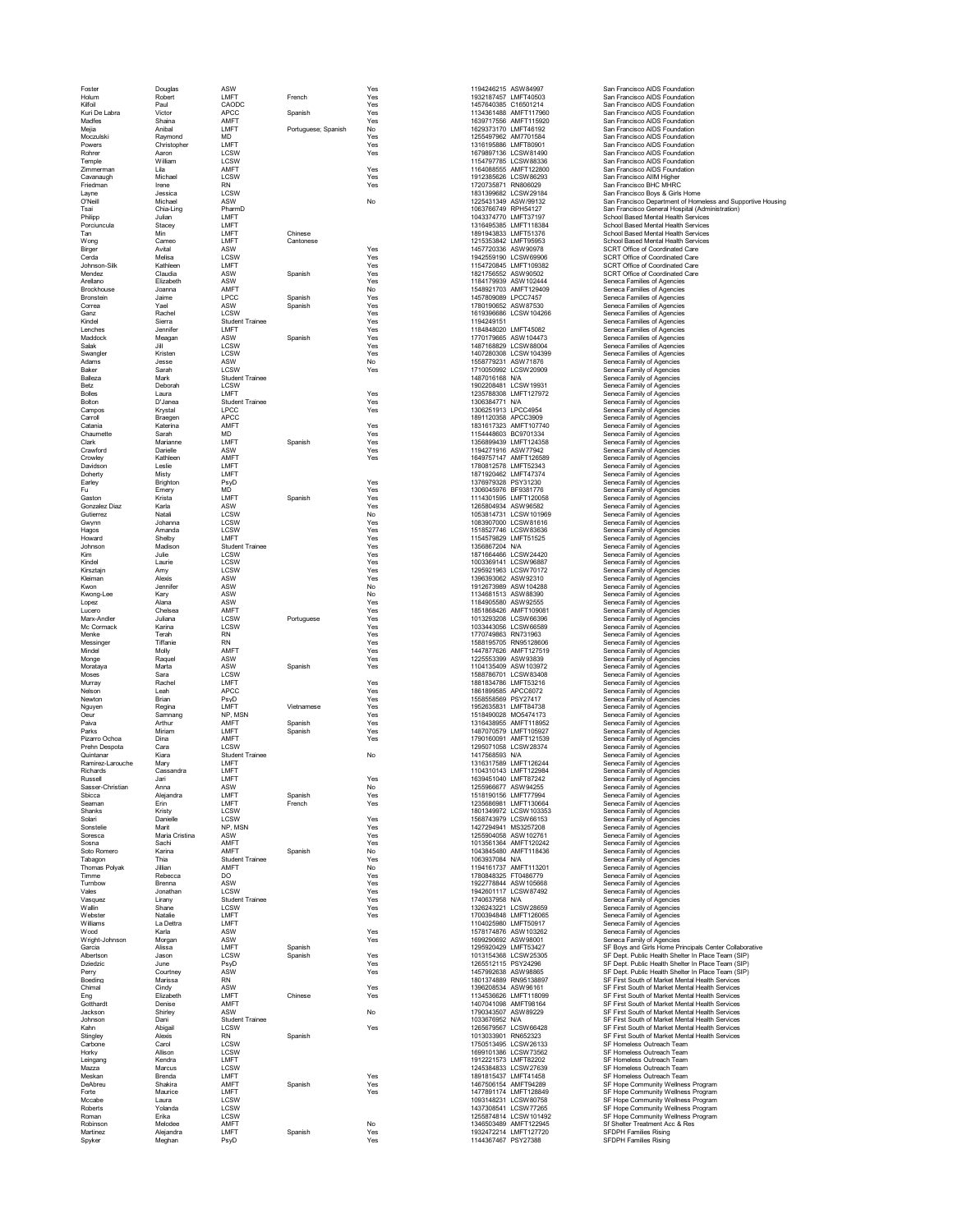| | | | | | | | |
|---|---|---|---|---|---|---|---|
| Foster | Douglas | ASW | | Yes | 1194246215 | ASW84997 | San Francisco AIDS Foundation |
| Holum | Robert | LMFT | French | Yes | 1932187457 | LMFT40503 | San Francisco AIDS Foundation |
| Kilfoil | Paul | CAODC | | Yes | 1457640385 | C16501214 | San Francisco AIDS Foundation |
| Kuri De Labra | Victor | APCC | Spanish | Yes | 1134361488 | AMFT117960 | San Francisco AIDS Foundation |
| Madfes | Shaina | AMFT | | Yes | 1639717556 | AMFT115920 | San Francisco AIDS Foundation |
| Mejia | Anibal | LMFT | Portuguese; Spanish | No | 1629373170 | LMFT46192 | San Francisco AIDS Foundation |
| Moczulski | Raymond | MD | | Yes | 1255497962 | AM7701584 | San Francisco AIDS Foundation |
| Powers | Christopher | LMFT | | Yes | 1316195886 | LMFT80901 | San Francisco AIDS Foundation |
| Rohrer | Aaron | LCSW | | Yes | 1679897136 | LCSW81490 | San Francisco AIDS Foundation |
| Temple | William | LCSW | | | 1154797785 | LCSW88336 | San Francisco AIDS Foundation |
| Zimmerman | Lila | AMFT | | Yes | 1164088555 | AMFT122800 | San Francisco AIDS Foundation |
| Cavanaugh | Michael | LCSW | | Yes | 1912385626 | LCSW86293 | San Francisco AIIM Higher |
| Friedman | Irene | RN | | Yes | 1720735871 | RN806029 | San Francisco BHC MHRC |
| Layne | Jessica | LCSW | | | 1831399682 | LCSW29184 | San Francisco Boys & Girls Home |
| O'Neill | Michael | ASW | | No | 1225431349 | ASW99132 | San Francisco Department of Homeless and Supportive Housing |
| Tsai | Chia-Ling | PharmD | | | 1063766749 | RPH54127 | San Francisco General Hospital (Administration) |
| Philipp | Julian | LMFT | | | 1043374770 | LMFT37197 | School Based Mental Health Services |
| Porciuncula | Stacey | LMFT | | | 1316495385 | LMFT118384 | School Based Mental Health Services |
| Tan | Min | LMFT | Chinese | | 1891943833 | LMFT51376 | School Based Mental Health Services |
| Wong | Cameo | LMFT | Cantonese | | 1215353842 | LMFT95953 | School Based Mental Health Services |
| Birger | Avital | ASW | | Yes | 1457720336 | ASW90978 | SCRT Office of Coordinated Care |
| Cerda | Melisa | LCSW | | Yes | 1942559190 | LCSW69906 | SCRT Office of Coordinated Care |
| Johnson-Silk | Kathleen | LMFT | | Yes | 1154720845 | LMFT109382 | SCRT Office of Coordinated Care |
| Mendez | Claudia | ASW | Spanish | Yes | 1821756552 | ASW90502 | SCRT Office of Coordinated Care |
| Arellano | Elizabeth | ASW | | Yes | 1184179939 | ASW102444 | Seneca Families of Agencies |
| Brockhouse | Joanna | AMFT | | No | 1548921703 | AMFT129409 | Seneca Families of Agencies |
| Bronstein | Jaime | LPCC | Spanish | Yes | 1457809089 | LPCC7457 | Seneca Families of Agencies |
| Correa | Yael | ASW | Spanish | Yes | 1780190852 | ASW87530 | Seneca Families of Agencies |
| Ganz | Rachel | LCSW | | Yes | 1619396686 | LCSW104266 | Seneca Families of Agencies |
| Kindel | Sierra | Student Trainee | | Yes | 1194249151 | | Seneca Families of Agencies |
| Lenches | Jennifer | LMFT | | Yes | 1184848020 | LMFT45082 | Seneca Families of Agencies |
| Maddock | Meagan | ASW | Spanish | Yes | 1770179665 | ASW104473 | Seneca Families of Agencies |
| Salak | Jill | LCSW | | Yes | 1487168829 | LCSW88004 | Seneca Families of Agencies |
| Swangler | Kristen | LCSW | | Yes | 1407280308 | LCSW104399 | Seneca Families of Agencies |
| Adams | Jesse | ASW | | No | 1558779231 | ASW71876 | Seneca Family of Agencies |
| Baker | Sarah | LCSW | | Yes | 1710050992 | LCSW20909 | Seneca Family of Agencies |
| Balleza | Mark | Student Trainee | | | 1487016168 | N/A | Seneca Family of Agencies |
| Betz | Deborah | LCSW | | | 1902208481 | LCSW19931 | Seneca Family of Agencies |
| Bolles | Laura | LMFT | | Yes | 1235788308 | LMFT127972 | Seneca Family of Agencies |
| Bolton | D'Janea | Student Trainee | | Yes | 1306384771 | N/A | Seneca Family of Agencies |
| Campos | Krystal | LPCC | | Yes | 1306251913 | LPCC4954 | Seneca Family of Agencies |
| Carroll | Braegen | APCC | | | 1891120358 | APCC3909 | Seneca Family of Agencies |
| Catania | Katerina | AMFT | | Yes | 1831617323 | AMFT107740 | Seneca Family of Agencies |
| Chaumette | Sarah | MD | | Yes | 1154448603 | BC9701334 | Seneca Family of Agencies |
| Clark | Marianne | LMFT | Spanish | Yes | 1356899439 | LMFT124358 | Seneca Family of Agencies |
| Crawford | Darielle | ASW | | Yes | 1194271916 | ASW77942 | Seneca Family of Agencies |
| Crowley | Kathleen | AMFT | | Yes | 1649757147 | AMFT126589 | Seneca Family of Agencies |
| Davidson | Leslie | LMFT | | | 1780812578 | LMFT52343 | Seneca Family of Agencies |
| Doherty | Misty | LMFT | | | 1871920462 | LMFT47374 | Seneca Family of Agencies |
| Earley | Brighton | PsyD | | Yes | 1376979328 | PSY31230 | Seneca Family of Agencies |
| Fu | Emery | MD | | Yes | 1306045976 | BF9381776 | Seneca Family of Agencies |
| Gaston | Krista | LMFT | Spanish | Yes | 1114301595 | LMFT120058 | Seneca Family of Agencies |
| Gonzalez Diaz | Karla | ASW | | Yes | 1265804934 | ASW96582 | Seneca Family of Agencies |
| Gutierrez | Natali | LCSW | | No | 1053814731 | LCSW101969 | Seneca Family of Agencies |
| Gwynn | Johanna | LCSW | | Yes | 1083907000 | LCSW81616 | Seneca Family of Agencies |
| Hagos | Amanda | LCSW | | Yes | 1518527746 | LCSW83636 | Seneca Family of Agencies |
| Howard | Shelby | LMFT | | Yes | 1154579829 | LMFT51525 | Seneca Family of Agencies |
| Johnson | Madison | Student Trainee | | Yes | 1356867204 | N/A | Seneca Family of Agencies |
| Kim | Julie | LCSW | | Yes | 1871664466 | LCSW24420 | Seneca Family of Agencies |
| Kindel | Laurie | LCSW | | Yes | 1003369141 | LCSW96887 | Seneca Family of Agencies |
| Kirsztajn | Amy | LCSW | | Yes | 1295921963 | LCSW70172 | Seneca Family of Agencies |
| Kleiman | Alexis | ASW | | Yes | 1396393062 | ASW92310 | Seneca Family of Agencies |
| Kwon | Jennifer | ASW | | No | 1912673989 | ASW104288 | Seneca Family of Agencies |
| Kwong-Lee | Kary | ASW | | No | 1134681513 | ASW88390 | Seneca Family of Agencies |
| Lopez | Alana | ASW | | Yes | 1184905580 | ASW92555 | Seneca Family of Agencies |
| Lucero | Chelsea | AMFT | | Yes | 1851868426 | AMFT109081 | Seneca Family of Agencies |
| Marx-Andler | Juliana | LCSW | Portuguese | Yes | 1013293208 | LCSW66396 | Seneca Family of Agencies |
| Mc Cormack | Karina | LCSW | | Yes | 1033443056 | LCSW66589 | Seneca Family of Agencies |
| Menke | Terah | RN | | Yes | 1770749863 | RN731963 | Seneca Family of Agencies |
| Messinger | Tiffanie | RN | | Yes | 1588195705 | RN95128606 | Seneca Family of Agencies |
| Mindel | Molly | AMFT | | Yes | 1447877626 | AMFT127519 | Seneca Family of Agencies |
| Monge | Raquel | ASW | | Yes | 1225553399 | ASW93839 | Seneca Family of Agencies |
| Morataya | Marta | ASW | Spanish | Yes | 1104135409 | ASW103972 | Seneca Family of Agencies |
| Moses | Sara | LCSW | | | 1588786701 | LCSW83408 | Seneca Family of Agencies |
| Murray | Rachel | LMFT | | Yes | 1881834786 | LMFT53216 | Seneca Family of Agencies |
| Nelson | Leah | APCC | | Yes | 1861899585 | APCC6072 | Seneca Family of Agencies |
| Newton | Brian | PsyD | | Yes | 1558558569 | PSY27417 | Seneca Family of Agencies |
| Nguyen | Regina | LMFT | Vietnamese | Yes | 1952635831 | LMFT84738 | Seneca Family of Agencies |
| Oeur | Samnang | NP, MSN | | Yes | 1518490028 | MO5474173 | Seneca Family of Agencies |
| Paiva | Arthur | AMFT | Spanish | Yes | 1316438955 | AMFT118952 | Seneca Family of Agencies |
| Parks | Miriam | LMFT | Spanish | Yes | 1487070579 | LMFT105927 | Seneca Family of Agencies |
| Pizarro Ochoa | Dina | AMFT | | Yes | 1790160091 | AMFT121539 | Seneca Family of Agencies |
| Prehn Despota | Cara | LCSW | | | 1295071058 | LCSW28374 | Seneca Family of Agencies |
| Quintanar | Kiara | Student Trainee | | No | 1417568593 | N/A | Seneca Family of Agencies |
| Ramirez-Larouche | Mary | LMFT | | | 1316317589 | LMFT126244 | Seneca Family of Agencies |
| Richards | Cassandra | LMFT | | | 1104310143 | LMFT122984 | Seneca Family of Agencies |
| Russell | Jari | LMFT | | Yes | 1639451040 | LMFT87242 | Seneca Family of Agencies |
| Sasser-Christian | Anna | ASW | | No | 1255966677 | ASW94255 | Seneca Family of Agencies |
| Sbicca | Alejandra | LMFT | Spanish | Yes | 1518190156 | LMFT77994 | Seneca Family of Agencies |
| Seaman | Erin | LMFT | French | Yes | 1235686981 | LMFT130664 | Seneca Family of Agencies |
| Shanks | Kristy | LCSW | | | 1801349972 | LCSW103353 | Seneca Family of Agencies |
| Solari | Danielle | LCSW | | Yes | 1568743979 | LCSW66153 | Seneca Family of Agencies |
| Sonstelie | Marit | NP, MSN | | Yes | 1427294941 | MS3257208 | Seneca Family of Agencies |
| Soresca | Maria Cristina | ASW | | Yes | 1255904058 | ASW102761 | Seneca Family of Agencies |
| Sosna | Sachi | AMFT | | Yes | 1013561364 | AMFT120242 | Seneca Family of Agencies |
| Soto Romero | Karina | AMFT | Spanish | No | 1043845480 | AMFT118436 | Seneca Family of Agencies |
| Tabagon | Thia | Student Trainee | | Yes | 1063937084 | N/A | Seneca Family of Agencies |
| Thomas Polyak | Jillian | AMFT | | No | 1194161737 | AMFT113201 | Seneca Family of Agencies |
| Timme | Rebecca | DO | | Yes | 1780848325 | FT0486779 | Seneca Family of Agencies |
| Turnbow | Brenna | ASW | | Yes | 1922778844 | ASW105668 | Seneca Family of Agencies |
| Vales | Jonathan | LCSW | | Yes | 1942601117 | LCSW87492 | Seneca Family of Agencies |
| Vasquez | Lirany | Student Trainee | | Yes | 1740637958 | N/A | Seneca Family of Agencies |
| Wallin | Shane | LCSW | | Yes | 1326243221 | LCSW28659 | Seneca Family of Agencies |
| Webster | Natalie | LMFT | | Yes | 1700394848 | LMFT126085 | Seneca Family of Agencies |
| Williams | La Dettra | LMFT | | | 1104025980 | LMFT50917 | Seneca Family of Agencies |
| Wood | Karla | ASW | | Yes | 1578174876 | ASW103262 | Seneca Family of Agencies |
| Wright-Johnson | Morgan | ASW | | Yes | 1699290692 | ASW98001 | Seneca Family of Agencies |
| Garcia | Alissa | LMFT | Spanish | | 1295920429 | LMFT53427 | SF Boys and Girls Home Principals Center Collaborative |
| Albertson | Jason | LCSW | Spanish | Yes | 1013154368 | LCSW25305 | SF Dept. Public Health Shelter In Place Team (SIP) |
| Dziedzic | June | PsyD | | Yes | 1265512115 | PSY24296 | SF Dept. Public Health Shelter In Place Team (SIP) |
| Perry | Courtney | ASW | | Yes | 1457992638 | ASW98865 | SF Dept. Public Health Shelter In Place Team (SIP) |
| Boeding | Marissa | RN | | | 1801374889 | RN95138897 | SF First South of Market Mental Health Services |
| Chimal | Cindy | ASW | | Yes | 1396208534 | ASW96161 | SF First South of Market Mental Health Services |
| Eng | Elizabeth | LMFT | Chinese | Yes | 1134536626 | LMFT118099 | SF First South of Market Mental Health Services |
| Gotthardt | Denise | AMFT | | | 1407041098 | AMFT98164 | SF First South of Market Mental Health Services |
| Jackson | Shirley | ASW | | No | 1790343507 | ASW89229 | SF First South of Market Mental Health Services |
| Johnson | Dani | Student Trainee | | | 1033676952 | N/A | SF First South of Market Mental Health Services |
| Kahn | Abigail | LCSW | | Yes | 1265679567 | LCSW66428 | SF First South of Market Mental Health Services |
| Stingley | Alexis | RN | Spanish | | 1013033901 | RN652323 | SF First South of Market Mental Health Services |
| Carbone | Carol | LCSW | | | 1750513495 | LCSW26133 | SF Homeless Outreach Team |
| Horky | Allison | LCSW | | | 1699101386 | LCSW73562 | SF Homeless Outreach Team |
| Leingang | Kendra | LMFT | | | 1912221573 | LMFT82202 | SF Homeless Outreach Team |
| Mazza | Marcus | LCSW | | | 1245384833 | LCSW27639 | SF Homeless Outreach Team |
| Meskan | Brenda | LMFT | | Yes | 1891815437 | LMFT41458 | SF Homeless Outreach Team |
| DeAbreu | Shakira | AMFT | Spanish | Yes | 1467506154 | AMFT94289 | SF Hope Community Wellness Program |
| Forte | Maurice | LMFT | | Yes | 1477891174 | LMFT128849 | SF Hope Community Wellness Program |
| Mccabe | Laura | LCSW | | | 1093148231 | LCSW80758 | SF Hope Community Wellness Program |
| Roberts | Yolanda | LCSW | | | 1437308541 | LCSW77265 | SF Hope Community Wellness Program |
| Roman | Erika | LCSW | | | 1255874814 | LCSW101492 | SF Hope Community Wellness Program |
| Robinson | Melodee | AMFT | | No | 1346503489 | AMFT122945 | SF Shelter Treatment Acc & Res |
| Martinez | Alejandra | LMFT | Spanish | Yes | 1932472214 | LMFT127720 | SFDPH Families Rising |
| Spyker | Meghan | PsyD | | Yes | 1144367467 | PSY27388 | SFDPH Families Rising |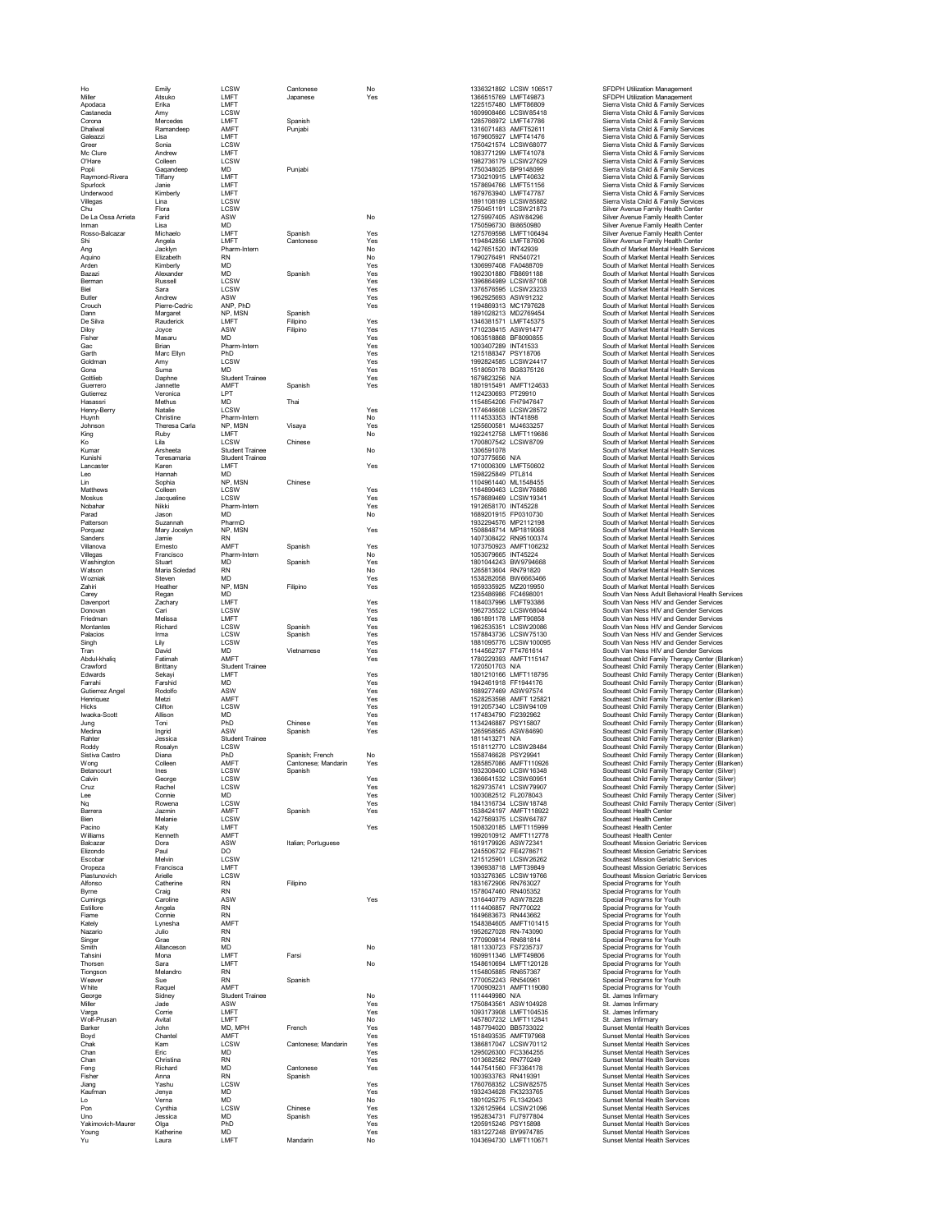| | | | | | | | |
|---|---|---|---|---|---|---|---|
| Ho | Emily | LCSW | Cantonese | No | 1336321892 | LCSW 106517 | SFDPH Utilization Management |
| Miller | Atsuko | LMFT | Japanese | Yes | 1366515769 | LMFT49873 | SFDPH Utilization Management |
| Apodaca | Erika | LMFT | | | 1225157480 | LMFT86809 | Sierra Vista Child & Family Services |
| Castaneda | Amy | LCSW | | | 1609908466 | LCSW85418 | Sierra Vista Child & Family Services |
| Corona | Mercedes | LMFT | Spanish | | 1285766972 | LMFT47786 | Sierra Vista Child & Family Services |
| Dhaliwal | Ramandeep | AMFT | Punjabi | | 1316071483 | AMFT52611 | Sierra Vista Child & Family Services |
| Galeazzi | Lisa | LMFT | | | 1679605927 | LMFT41476 | Sierra Vista Child & Family Services |
| Greer | Sonia | LCSW | | | 1750421574 | LCSW68077 | Sierra Vista Child & Family Services |
| Mc Clure | Andrew | LMFT | | | 1083771299 | LMFT41078 | Sierra Vista Child & Family Services |
| O'Hare | Colleen | LCSW | | | 1982736179 | LCSW27629 | Sierra Vista Child & Family Services |
| Popli | Gagandeep | MD | Punjabi | | 1750348025 | BP9148099 | Sierra Vista Child & Family Services |
| Raymond-Rivera | Tiffany | LMFT | | | 1730210915 | LMFT40632 | Sierra Vista Child & Family Services |
| Spurlock | Janie | LMFT | | | 1578694766 | LMFT51156 | Sierra Vista Child & Family Services |
| Underwood | Kimberly | LMFT | | | 1679763940 | LMFT47787 | Sierra Vista Child & Family Services |
| Villegas | Lina | LCSW | | | 1891108189 | LCSW85882 | Sierra Vista Child & Family Services |
| Chu | Flora | LCSW | | | 1750451191 | LCSW21873 | Silver Avenue Family Health Center |
| De La Ossa Arrieta | Farid | ASW | | No | 1275997405 | ASW84296 | Silver Avenue Family Health Center |
| Inman | Lisa | MD | | | 1750596730 | BI8650980 | Silver Avenue Family Health Center |
| Rosso-Balcazar | Michaelo | LMFT | Spanish | Yes | 1275769598 | LMFT106494 | Silver Avenue Family Health Center |
| Shi | Angela | LMFT | Cantonese | Yes | 1194842856 | LMFT87606 | Silver Avenue Family Health Center |
| Ang | Jacklyn | Pharm-Intern | | No | 1427651520 | INT42939 | South of Market Mental Health Services |
| Aquino | Elizabeth | RN | | No | 1790276491 | RN540721 | South of Market Mental Health Services |
| Arden | Kimberly | MD | | Yes | 1306997408 | FA0488709 | South of Market Mental Health Services |
| Bazazi | Alexander | MD | Spanish | Yes | 1902301880 | FB8691188 | South of Market Mental Health Services |
| Berman | Russell | LCSW | | Yes | 1396864989 | LCSW87108 | South of Market Mental Health Services |
| Biel | Sara | LCSW | | Yes | 1376576595 | LCSW23233 | South of Market Mental Health Services |
| Butler | Andrew | ASW | | Yes | 1962925693 | ASW91232 | South of Market Mental Health Services |
| Crouch | Pierre-Cedric | ANP, PhD | | Yes | 1194869313 | MC1797628 | South of Market Mental Health Services |
| Dann | Margaret | NP, MSN | Spanish | | 1891028213 | MD2769454 | South of Market Mental Health Services |
| De Silva | Rauderick | LMFT | Filipino | Yes | 1346381571 | LMFT45375 | South of Market Mental Health Services |
| Diloy | Joyce | ASW | Filipino | Yes | 1710238415 | ASW91477 | South of Market Mental Health Services |
| Fisher | Masaru | MD | | Yes | 1063518868 | BF8090855 | South of Market Mental Health Services |
| Gac | Brian | Pharm-Intern | | Yes | 1003407289 | INT41533 | South of Market Mental Health Services |
| Garth | Marc Ellyn | PhD | | Yes | 1215188347 | PSY18706 | South of Market Mental Health Services |
| Goldman | Amy | LCSW | | Yes | 1992824585 | LCSW24417 | South of Market Mental Health Services |
| Gona | Suma | MD | | Yes | 1518050178 | BG8375126 | South of Market Mental Health Services |
| Gottlieb | Daphne | Student Trainee | | Yes | 1679823256 | N/A | South of Market Mental Health Services |
| Guerrero | Jannette | AMFT | Spanish | Yes | 1801915491 | AMFT124633 | South of Market Mental Health Services |
| Gutierrez | Veronica | LPT | | | 1124230693 | PT29910 | South of Market Mental Health Services |
| Hasassri | Methus | MD | Thai | | 1154854206 | FH7947647 | South of Market Mental Health Services |
| Henry-Berry | Natalie | LCSW | | Yes | 1174646608 | LCSW28572 | South of Market Mental Health Services |
| Huynh | Christine | Pharm-Intern | | No | 1114533353 | INT41898 | South of Market Mental Health Services |
| Johnson | Theresa Carla | NP, MSN | Visaya | Yes | 1255600581 | MJ4633257 | South of Market Mental Health Services |
| King | Ruby | LMFT | | No | 1922412758 | LMFT119686 | South of Market Mental Health Services |
| Ko | Lila | LCSW | Chinese | | 1700807542 | LCSW8709 | South of Market Mental Health Services |
| Kumar | Arsheeta | Student Trainee | | No | 1306591078 | | South of Market Mental Health Services |
| Kunishi | Teresamaria | Student Trainee | | | 1073775656 | N/A | South of Market Mental Health Services |
| Lancaster | Karen | LMFT | | Yes | 1710006309 | LMFT50602 | South of Market Mental Health Services |
| Leo | Hannah | MD | | | 1598225849 | PTL814 | South of Market Mental Health Services |
| Lin | Sophia | NP, MSN | Chinese | | 1104961440 | ML1548455 | South of Market Mental Health Services |
| Matthews | Colleen | LCSW | | Yes | 1164890463 | LCSW76886 | South of Market Mental Health Services |
| Moskus | Jacqueline | LCSW | | Yes | 1578689469 | LCSW19341 | South of Market Mental Health Services |
| Nobahar | Nikki | Pharm-Intern | | Yes | 1912658170 | INT45228 | South of Market Mental Health Services |
| Parad | Jason | MD | | No | 1689201915 | FP0310730 | South of Market Mental Health Services |
| Patterson | Suzannah | PharmD | | | 1932294576 | MP2112198 | South of Market Mental Health Services |
| Porquez | Mary Jocelyn | NP, MSN | | Yes | 1508848714 | MP1819068 | South of Market Mental Health Services |
| Sanders | Jamie | RN | | | 1407308422 | RN95100374 | South of Market Mental Health Services |
| Villanova | Ernesto | AMFT | Spanish | Yes | 1073750923 | AMFT106232 | South of Market Mental Health Services |
| Villegas | Francisco | Pharm-Intern | | No | 1053079665 | INT45224 | South of Market Mental Health Services |
| Washington | Stuart | MD | Spanish | Yes | 1801044243 | BW9794668 | South of Market Mental Health Services |
| Watson | Maria Soledad | RN | | No | 1265813604 | RN791820 | South of Market Mental Health Services |
| Wozniak | Steven | MD | | Yes | 1538282058 | BW6663466 | South of Market Mental Health Services |
| Zahiri | Heather | NP, MSN | Filipino | Yes | 1659335925 | MZ2019950 | South of Market Mental Health Services |
| Carey | Regan | MD | | | 1235486986 | FC4698001 | South Van Ness Adult Behavioral Health Services |
| Davenport | Zachary | LMFT | | Yes | 1184037996 | LMFT93386 | South Van Ness HIV and Gender Services |
| Donovan | Cari | LCSW | | Yes | 1962735522 | LCSW68044 | South Van Ness HIV and Gender Services |
| Friedman | Melissa | LMFT | | Yes | 1861891178 | LMFT90858 | South Van Ness HIV and Gender Services |
| Montantes | Richard | LCSW | Spanish | Yes | 1962535351 | LCSW20086 | South Van Ness HIV and Gender Services |
| Palacios | Irma | LCSW | Spanish | Yes | 1578843736 | LCSW75130 | South Van Ness HIV and Gender Services |
| Singh | Lily | LCSW | | Yes | 1881095776 | LCSW100095 | South Van Ness HIV and Gender Services |
| Tran | David | MD | Vietnamese | Yes | 1144562737 | FT4761614 | South Van Ness HIV and Gender Services |
| Abdul-khaliq | Fatimah | AMFT | | Yes | 1780229393 | AMFT115147 | Southeast Child Family Therapy Center (Blanken) |
| Crawford | Brittany | Student Trainee | | | 1720501703 | N/A | Southeast Child Family Therapy Center (Blanken) |
| Edwards | Sekayi | LMFT | | Yes | 1801210166 | LMFT118795 | Southeast Child Family Therapy Center (Blanken) |
| Farrahi | Farshid | MD | | Yes | 1942461918 | FF1944176 | Southeast Child Family Therapy Center (Blanken) |
| Gutierrez Angel | Rodolfo | ASW | | Yes | 1689277469 | ASW97574 | Southeast Child Family Therapy Center (Blanken) |
| Henriquez | Metzi | AMFT | | Yes | 1528253598 | AMFT 125821 | Southeast Child Family Therapy Center (Blanken) |
| Hicks | Clifton | LCSW | | Yes | 1912057340 | LCSW94109 | Southeast Child Family Therapy Center (Blanken) |
| Iwaoka-Scott | Allison | MD | | Yes | 1174834790 | FI2392962 | Southeast Child Family Therapy Center (Blanken) |
| Jung | Toni | PhD | Chinese | Yes | 1134246887 | PSY15807 | Southeast Child Family Therapy Center (Blanken) |
| Medina | Ingrid | ASW | Spanish | Yes | 1265958565 | ASW84690 | Southeast Child Family Therapy Center (Blanken) |
| Rahter | Jessica | Student Trainee | | | 1811413271 | N/A | Southeast Child Family Therapy Center (Blanken) |
| Roddy | Rosalyn | LCSW | | | 1518112770 | LCSW28484 | Southeast Child Family Therapy Center (Blanken) |
| Sistiva Castro | Diana | PhD | Spanish; French | No | 1558746628 | PSY29941 | Southeast Child Family Therapy Center (Blanken) |
| Wong | Colleen | AMFT | Cantonese; Mandarin | Yes | 1285857086 | AMFT110926 | Southeast Child Family Therapy Center (Blanken) |
| Betancourt | Ines | LCSW | Spanish | | 1932308400 | LCSW16348 | Southeast Child Family Therapy Center (Silver) |
| Calvin | George | LCSW | | Yes | 1366641532 | LCSW60951 | Southeast Child Family Therapy Center (Silver) |
| Cruz | Rachel | LCSW | | Yes | 1629735741 | LCSW79907 | Southeast Child Family Therapy Center (Silver) |
| Lee | Connie | MD | | Yes | 1003082512 | FL2078043 | Southeast Child Family Therapy Center (Silver) |
| Ng | Rowena | LCSW | | Yes | 1841316734 | LCSW18748 | Southeast Child Family Therapy Center (Silver) |
| Barrera | Jazmin | AMFT | Spanish | Yes | 1538424197 | AMFT118922 | Southeast Health Center |
| Bien | Melanie | LCSW | | | 1427569375 | LCSW64787 | Southeast Health Center |
| Pacino | Katy | LMFT | | Yes | 1508320185 | LMFT115999 | Southeast Health Center |
| Williams | Kenneth | AMFT | | | 1992010912 | AMFT112778 | Southeast Health Center |
| Balcazar | Dora | ASW | Italian; Portuguese | | 1619179926 | ASW72341 | Southeast Mission Geriatric Services |
| Elizondo | Paul | DO | | | 1245506732 | FE4278671 | Southeast Mission Geriatric Services |
| Escobar | Melvin | LCSW | | | 1215125901 | LCSW26262 | Southeast Mission Geriatric Services |
| Oropeza | Francisca | LMFT | | | 1396938718 | LMFT39849 | Southeast Mission Geriatric Services |
| Piastunovich | Arielle | LCSW | | | 1033276365 | LCSW19766 | Southeast Mission Geriatric Services |
| Alfonso | Catherine | RN | Filipino | | 1831672906 | RN763027 | Special Programs for Youth |
| Byrne | Craig | RN | | | 1578047460 | RN405352 | Special Programs for Youth |
| Cumings | Caroline | ASW | | Yes | 1316440779 | ASW78228 | Special Programs for Youth |
| Estillore | Angela | RN | | | 1114406857 | RN770022 | Special Programs for Youth |
| Fiame | Connie | RN | | | 1649683673 | RN443662 | Special Programs for Youth |
| Kately | Lynesha | AMFT | | | 1548384605 | AMFT101415 | Special Programs for Youth |
| Nazario | Julio | RN | | | 1952627028 | RN-743090 | Special Programs for Youth |
| Singer | Grae | RN | | | 1770909814 | RN681814 | Special Programs for Youth |
| Smith | Allanceson | MD | | No | 1811330723 | FS7235737 | Special Programs for Youth |
| Tahsini | Mona | LMFT | Farsi | | 1609911346 | LMFT49806 | Special Programs for Youth |
| Thorsen | Sara | LMFT | | No | 1548610694 | LMFT120128 | Special Programs for Youth |
| Tiongson | Melandro | RN | | | 1154805885 | RN657367 | Special Programs for Youth |
| Weaver | Sue | RN | Spanish | | 1770052243 | RN540961 | Special Programs for Youth |
| White | Raquel | AMFT | | | 1700909231 | AMFT119080 | Special Programs for Youth |
| George | Sidney | Student Trainee | | No | 1114449980 | N/A | St. James Infirmary |
| Miller | Jade | ASW | | Yes | 1750843561 | ASW104928 | St. James Infirmary |
| Varga | Corrie | LMFT | | Yes | 1093173908 | LMFT104535 | St. James Infirmary |
| Wolf-Prusan | Avital | LMFT | | No | 1457807232 | LMFT112841 | St. James Infirmary |
| Barker | John | MD, MPH | French | Yes | 1487794020 | BB5733022 | Sunset Mental Health Services |
| Boyd | Chantel | AMFT | | Yes | 1518493535 | AMFT97968 | Sunset Mental Health Services |
| Chak | Kam | LCSW | Cantonese; Mandarin | Yes | 1386817047 | LCSW70112 | Sunset Mental Health Services |
| Chan | Eric | MD | | Yes | 1295026300 | FC3364255 | Sunset Mental Health Services |
| Chan | Christina | RN | | Yes | 1013682582 | RN770249 | Sunset Mental Health Services |
| Feng | Richard | MD | Cantonese | Yes | 1447541560 | FF3364178 | Sunset Mental Health Services |
| Fisher | Anna | RN | Spanish | | 1003933763 | RN419391 | Sunset Mental Health Services |
| Jiang | Yashu | LCSW | | Yes | 1760768352 | LCSW82575 | Sunset Mental Health Services |
| Kaufman | Jenya | MD | | Yes | 1932434628 | FK3233765 | Sunset Mental Health Services |
| Lo | Verna | MD | | No | 1801025275 | FL1342043 | Sunset Mental Health Services |
| Pon | Cynthia | LCSW | Chinese | Yes | 1326125964 | LCSW21096 | Sunset Mental Health Services |
| Uno | Jessica | MD | Spanish | Yes | 1952834731 | FU7977804 | Sunset Mental Health Services |
| Yakimovich-Maurer | Olga | PhD | | Yes | 1205915246 | PSY15898 | Sunset Mental Health Services |
| Young | Katherine | MD | | Yes | 1831227248 | BY9974785 | Sunset Mental Health Services |
| Yu | Laura | LMFT | Mandarin | No | 1043694730 | LMFT110671 | Sunset Mental Health Services |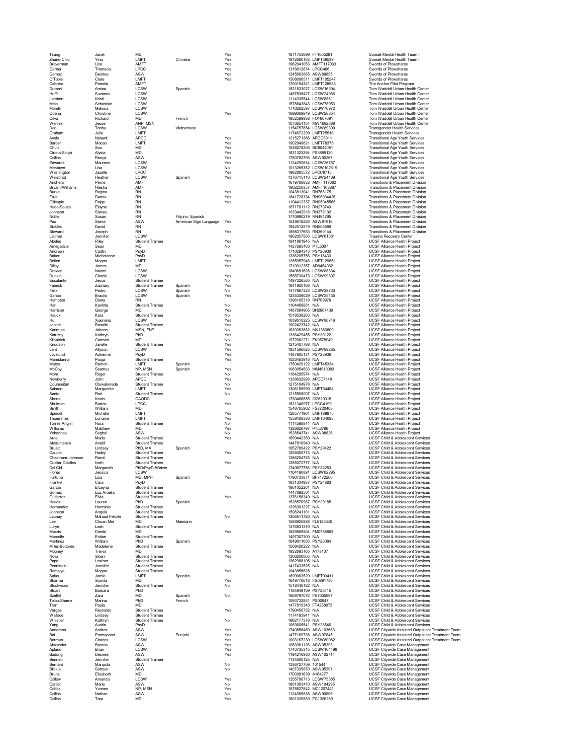| | | | | | | | |
|---|---|---|---|---|---|---|---|
| Tsang | Janet | MD | | Yes | 1871753699 | FT1605281 | Sunset Mental Health Team II |
| Zhang-Chiu | Ying | LMFT | Chinese | Yes | 1972680163 | LMFT39539 | Sunset Mental Health Team II |
| Braverman | Lisa | AMFT | | Yes | 1962041053 | AMFT117033 | Swords of Plowshares |
| Garner | Tramecia | LPCC | | Yes | 1316612674 | LPCC486 | Swords of Plowshares |
| Gomez | Desiree | ASW | | Yes | 1245603885 | ASW89855 | Swords of Plowshares |
| O'Toole | Clare | LMFT | | Yes | 1508006511 | LMFT105247 | Swords of Plowshares |
| Cabrera | Pamela | AMFT | | | 1700194321 | LMFT128583 | The Anchor Pilot Program |
| Durrani | Amina | LCSW | Spanish | | 1821533027 | LCSW16394 | Tom Waddell Urban Health Center |
| Hufft | Suzanne | LCSW | | | 1487835427 | LCSW24966 | Tom Waddell Urban Health Center |
| Lambert | Kristi | LCSW | | | 1114335544 | LCSW88611 | Tom Waddell Urban Health Center |
| Melo | Sebastian | LCSW | | | 1578843843 | LCSW78953 | Tom Waddell Urban Health Center |
| Morelli | Melissa | LCSW | | | 1710262597 | LCSW76972 | Tom Waddell Urban Health Center |
| Odena | Christine | LCSW | | Yes | 1699069849 | LCSW28854 | Tom Waddell Urban Health Center |
| Oliva | Richard | MD | French | | 1952599938 | FO1607691 | Tom Waddell Urban Health Center |
| Wennik | Jesse | ANP, MSN | | | 1073651154 | MW1692688 | Tom Waddell Urban Health Center |
| Dao | Tonhu | LCSW | Vietnamese | | 1154757854 | LCSW89309 | Transgender Health Services |
| Graham | Julie | LMFT | | | 1174672299 | LMFT25518 | Transgender Health Services |
| Ayele | Nolawit | APCC | | Yes | 1215271366 | APCC8911 | Transitional Age Youth Services |
| Barber | Maceo | LMFT | | Yes | 1902949621 | LMFT78375 | Transitional Age Youth Services |
| Chun | Soo | MD | | Yes | 1538278205 | BC9044051 | Transitional Age Youth Services |
| Cirona-Singh | Alysia | MD | | Yes | 1831323294 | FS3889120 | Transitional Age Youth Services |
| Collins | Renya | ASW | | Yes | 1750782793 | ASW90267 | Transitional Age Youth Services |
| Edwards | Maureen | LCSW | | Yes | 1134292634 | LCSW26757 | Transitional Age Youth Services |
| Mestayer | Lisa | LCSW | | No | 1013265362 | LCSW102619 | Transitional Age Youth Services |
| Washington | Jazelle | LPCC | | Yes | 1982865572 | LPCC8715 | Transitional Age Youth Services |
| Weisbrod | Heather | LCSW | Spanish | Yes | 1376715110 | LCSW24489 | Transitional Age Youth Services |
| Ancheta | Perrie | AMFT | | | 1679768832 | AMFT117662 | Transitions & Placement Division |
| Bryant-Williams | Niesha | AMFT | | | 1902256357 | AMFT108887 | Transitions & Placement Division |
| Burke | Regina | RN | | Yes | 1043813041 | RN768175 | Transitions & Placement Division |
| Falla | Danna | RN | | Yes | 1841728334 | RN95034426 | Transitions & Placement Division |
| Gillespie | Paige | RN | | Yes | 1104412337 | RN95045565 | Transitions & Placement Division |
| Hada-Souza | Elayne | RN | | | 1871781112 | RN270749 | Transitions & Placement Division |
| Johnson | Stacey | RN | | | 1033442918 | RN372102 | Transitions & Placement Division |
| Noble | Susan | RN | Filipino; Spanish | | 1770890279 | RN494795 | Transitions & Placement Division |
| Pax | Sierra | ASW | American Sign Language | Yes | 1548618226 | ASW81916 | Transitions & Placement Division |
| Sickles | David | RN | | | 1942512819 | RN555589 | Transitions & Placement Division |
| Steward | Joseph | RN | | Yes | 1598317653 | RN360144 | Transitions & Placement Division |
| Latimer | Jennifer | LCSW | | | 1902057565 | LCSW61361 | Trauma Recovery Center |
| Abeles | Riley | Student Trainee | | Yes | 1841861945 | N/A | UCSF Alliance Health Project |
| Amegadzie | Sean | MD | | No | 1427685403 | PTL5007 | UCSF Alliance Health Project |
| Andrews | Caitlin | PsyD | | | 1710294343 | PSY26930 | UCSF Alliance Health Project |
| Baker | Michelanne | PsyD | | Yes | 1336205756 | PSY18433 | UCSF Alliance Health Project |
| Bolton | Megan | LMFT | | Yes | 1265957948 | LMFT129661 | UCSF Alliance Health Project |
| Dilley | James | MD | | Yes | 1710912357 | AD9454062 | UCSF Alliance Health Project |
| Drexler | Naomi | LCSW | | | 1649681628 | LCSW88334 | UCSF Alliance Health Project |
| Dunkin | Charlie | LCSW | | Yes | 1558730473 | LCSW99307 | UCSF Alliance Health Project |
| Escalante | Jesus | Student Trainee | | No | 1497326565 | N/A | UCSF Alliance Health Project |
| Fabrick | Zachary | Student Trainee | Spanish | Yes | 1841800166 | N/A | UCSF Alliance Health Project |
| Felix | Pedro | LCSW | Spanish | No | 1477867323 | LCSW29730 | UCSF Alliance Health Project |
| Garcia | Braulio | LCSW | Spanish | Yes | 1235339029 | LCSW25135 | UCSF Alliance Health Project |
| Hampton | Diana | RN | | | 1396105318 | RN769976 | UCSF Alliance Health Project |
| Hari | Kavitha | Student Trainee | | No | 1104469881 | N/A | UCSF Alliance Health Project |
| Harrison | George | MD | | Yes | 1487684965 | BH2967430 | UCSF Alliance Health Project |
| Hauck | Kara | Student Trainee | | No | 1518538263 | N/A | UCSF Alliance Health Project |
| Hu | Xiaoming | LCSW | | Yes | 1639510225 | LCSW86746 | UCSF Alliance Health Project |
| Jenkel | Rosalie | Student Trainee | | Yes | 1902423742 | N/A | UCSF Alliance Health Project |
| Karimjee | Jabeen | MSN, FNP | | No | 1639383862 | MK1383809 | UCSF Alliance Health Project |
| Katuzny | Kathryn | PhD | | Yes | 1336429455 | PSY30122 | UCSF Alliance Health Project |
| Kilpatrick | Carmen | MD | | No | 1972062271 | FK9578949 | UCSF Alliance Health Project |
| Knudson | Janelle | Student Trainee | | Yes | 1215407788 | N/A | UCSF Alliance Health Project |
| Lent | Allyson | LCSW | | Yes | 1831566025 | LCSW99285 | UCSF Alliance Health Project |
| Lovelund | Adrienne | PsyD | | Yes | 1487805131 | PSY23936 | UCSF Alliance Health Project |
| Mamidanna | Pooja | Student Trainee | | Yes | 1023463916 | N/A | UCSF Alliance Health Project |
| Matos | Ramon | LMFT | Spanish | | 1750429122 | LMFT45334 | UCSF Alliance Health Project |
| McCoy | Seamus | NP, MSN | Spanish | Yes | 1083054803 | MM4510093 | UCSF Alliance Health Project |
| Mohr | Roger | Student Trainee | | No | 1184295974 | N/A | UCSF Alliance Health Project |
| Newberry | John | APCC | | Yes | 1336632926 | APCC7140 | UCSF Alliance Health Project |
| Ogunseitan | Oluwakorede | Student Trainee | | No | 1275104978 | N/A | UCSF Alliance Health Project |
| Salmon | Marguerite | LMFT | | Yes | 1306155999 | LMFT34484 | UCSF Alliance Health Project |
| Sante | Rori | Student Trainee | | No | 1215508007 | N/A | UCSF Alliance Health Project |
| Shone | Kevin | CAODC | | | 1730466855 | Ci2620315 | UCSF Alliance Health Project |
| Shulman | Barton | LPCC | | Yes | 1821340977 | LPCC4199 | UCSF Alliance Health Project |
| Smith | William | MD | | | 1548765902 | FS8720408 | UCSF Alliance Health Project |
| Spindel | Michelle | LMFT | | Yes | 1285771964 | LMFT88875 | UCSF Alliance Health Project |
| Thoemmes | Lorraine | LMFT | | Yes | 1558408336 | LMFT34098 | UCSF Alliance Health Project |
| Torres Anglin | Nora | Student Trainee | | No | 1114598844 | N/A | UCSF Alliance Health Project |
| Williams | Matthew | MD | | Yes | 1326626797 | PTL6788 | UCSF Alliance Health Project |
| Yohannes | Seghel | ASW | | No | 1528543741 | ASW98826 | UCSF Alliance Health Project |
| Arce | Maria | Student Trainee | | Yes | 1699442350 | N/A | UCSF Child & Adolescent Services |
| Atasuntseva | Anaid | Student Trainee | | | 1447810940 | N/A | UCSF Child & Adolescent Services |
| Bruett | Lindsey | PhD, MA | Spanish | | 1952789422 | PSY29422 | UCSF Child & Adolescent Services |
| Caudle | Hailey | Student Trainee | | Yes | 1255005773 | N/A | UCSF Child & Adolescent Services |
| Cheatham-Johnson | Randi | Student Trainee | | | 1386204725 | N/A | UCSF Child & Adolescent Services |
| Cuellar Celallos | Iveth | Student Trainee | | Yes | 1285072777 | N/A | UCSF Child & Adolescent Services |
| Del Cid | Margareth | PhD/PsyD-Waiver | | | 1740677756 | PSY32253 | UCSF Child & Adolescent Services |
| Flores | Jessica | LCSW | | | 1104190891 | LCSW82295 | UCSF Child & Adolescent Services |
| Fortuna | Lisa | MD, MPH | Spanish | Yes | 1790733871 | BF7472260 | UCSF Child & Adolescent Services |
| Frankel | Cara | PsyD | | | 1831334937 | PSY24883 | UCSF Child & Adolescent Services |
| Garcia | E'Leyna | Student Trainee | | | 1861052201 | N/A | UCSF Child & Adolescent Services |
| Gomez | Luz Argelia | Student Trainee | | | 1447692504 | N/A | UCSF Child & Adolescent Services |
| Gutierrez | Elvia | Student Trainee | | Yes | 1376156349 | N/A | UCSF Child & Adolescent Services |
| Haack | Lauren | PhD | Spanish | | 1528570967 | PSY29185 | UCSF Child & Adolescent Services |
| Hernandez | Herminia | Student Trainee | | | 1326301227 | N/A | UCSF Child & Adolescent Services |
| Johnson | Angela | Student Trainee | | | 1598241101 | N/A | UCSF Child & Adolescent Services |
| Launay | Mahaut Felicite | Student Trainee | | No | 1306511720 | N/A | UCSF Child & Adolescent Services |
| Lee | Chuan Mei | MD | Mandarin | | 1588920888 | FL5125340 | UCSF Child & Adolescent Services |
| Lurye | Leah | Student Trainee | | | 1376831370 | N/A | UCSF Child & Adolescent Services |
| Macris | Dimitri | MD | | Yes | 1629569504 | FM0758853 | UCSF Child & Adolescent Services |
| Marcelle | Enitan | Student Trainee | | | 1497307300 | N/A | UCSF Child & Adolescent Services |
| Martinez | William | PhD | Spanish | | 1649611005 | PSY28084 | UCSF Child & Adolescent Services |
| Miller-Bottome | Madeleine | Student Trainee | | | 1508426222 | N/A | UCSF Child & Adolescent Services |
| Mooney | Trevor | MD | | Yes | 1932693165 | A173407 | UCSF Child & Adolescent Services |
| Nova | Sloan | Student Trainee | | Yes | 1306206065 | N/A | UCSF Child & Adolescent Services |
| Papa | Lesther | Student Trainee | | | 1962988105 | N/A | UCSF Child & Adolescent Services |
| Pearlstein | Jennifer | Student Trainee | | | 1417433525 | N/A | UCSF Child & Adolescent Services |
| Ramaiya | Megan | Student Trainee | | Yes | 1043856628 | | UCSF Child & Adolescent Services |
| Salas | Jamie | LMFT | Spanish | | 1699063529 | LMFT93411 | UCSF Child & Adolescent Services |
| Sharma | Sumita | MD | | Yes | 1649776618 | FS0891730 | UCSF Child & Adolescent Services |
| Stockwood | Jennifer | Student Trainee | | No | 1518440122 | N/A | UCSF Child & Adolescent Services |
| Stuart | Barbara | PhD | | | 1184949109 | PSY23415 | UCSF Child & Adolescent Services |
| Szeftel | Zara | MD | Spanish | No | 1669797072 | FS7035997 | UCSF Child & Adolescent Services |
| Tolou-Shams | Marina | PhD | French | | 1093732851 | PS00947 | UCSF Child & Adolescent Services |
| Tran | Paula | MD | | | 1477815348 | FT4258073 | UCSF Child & Adolescent Services |
| Vargas | Reynaldo | Student Trainee | | Yes | 1790450732 | N/A | UCSF Child & Adolescent Services |
| Wallace | Lindsey | Student Trainee | | | 1174183941 | N/A | UCSF Child & Adolescent Services |
| Whistler | Kathryn | Student Trainee | | No | 1962177378 | N/A | UCSF Child & Adolescent Services |
| Yang | Austin | PsyD | | | 1063605541 | PSY28546 | UCSF Child & Adolescent Services |
| Anderson | Andres | ASW | | Yes | 1740856459 | ASW103653 | UCSF Citywide Assisted Outpatient Treatment Team |
| Bal | Emmapreet | ASW | Punjabi | Yes | 1477169738 | ASW97845 | UCSF Citywide Assisted Outpatient Treatment Team |
| Berman | Charles | LCSW | | Yes | 1003167230 | LCSW80082 | UCSF Citywide Assisted Outpatient Treatment Team |
| Alexander | Brenna | ASW | | Yes | 1063961126 | ASW95393 | UCSF Citywide Case Management |
| Apland | Brian | LCSW | | Yes | 1740735315 | LCSW104498 | UCSF Citywide Case Management |
| Badong | Desiree | ASW | | Yes | 1194210930 | ASW102714 | UCSF Citywide Case Management |
| Bennett | Jennifer | Student Trainee | | | 1134600125 | N/A | UCSF Citywide Case Management |
| Bernard | Marquita | ASW | | No | 1336727759 | 101544 | UCSF Citywide Case Management |
| Blickle | Samuel | ASW | | No | 1407335870 | ASW95391 | UCSF Citywide Case Management |
| Bruns | Elizabeth | MD | | | 1700381639 | A164277 | UCSF Citywide Case Management |
| Callow | Amanda | LCSW | | Yes | 1255790713 | LCSW75385 | UCSF Citywide Case Management |
| Cartier | Marie | ASW | | No | 1861003410 | ASW104295 | UCSF Citywide Case Management |
| Cobbs | Yvonne | NP, MSN | | Yes | 1578527842 | MC1207441 | UCSF Citywide Case Management |
| Collins | Nathan | ASW | | No | 1124365838 | ASW90806 | UCSF Citywide Case Management |
| Collins | Tara | MD | | Yes | 1801039839 | FC1326289 | UCSF Citywide Case Management |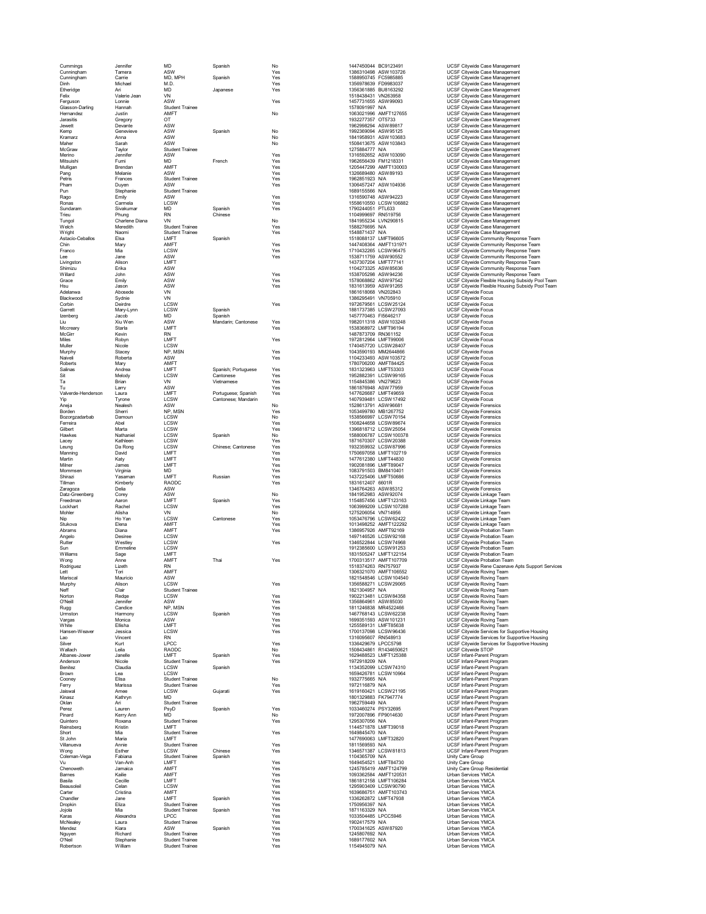| | | | | | | | |
|---|---|---|---|---|---|---|---|
| Cummings | Jennifer | MD | Spanish | No | 1447450044 | BC9123491 | UCSF Citywide Case Management |
| Cunningham | Tamera | ASW | | Yes | 1386310498 | ASW103726 | UCSF Citywide Case Management |
| Cunningham | Carrie | MD, MPH | Spanish | Yes | 1588950745 | FC5985885 | UCSF Citywide Case Management |
| Dinh | Michael | M.D. | | Yes | 1356978639 | FD9983037 | UCSF Citywide Case Management |
| Etheridge | Ari | MD | Japanese | Yes | 1356361885 | BU8163292 | UCSF Citywide Case Management |
| Felix | Valerie Jean | VN | | | 1518438431 | VN263958 | UCSF Citywide Case Management |
| Ferguson | Lonnie | ASW | | Yes | 1457731655 | ASW99093 | UCSF Citywide Case Management |
| Glasson-Darling | Hannah | Student Trainee | | | 1578091997 | N/A | UCSF Citywide Case Management |
| Hernandez | Justin | AMFT | | No | 1063021996 | AMFT127655 | UCSF Citywide Case Management |
| Jarasitis | Gregory | OT | | | 1932277357 | OT5733 | UCSF Citywide Case Management |
| Jewett | Devante | ASW | | | 1962998294 | ASW89817 | UCSF Citywide Case Management |
| Kemp | Genevieve | ASW | Spanish | No | 1992369094 | ASW95125 | UCSF Citywide Case Management |
| Kramarz | Anna | ASW | | No | 1841958931 | ASW103683 | UCSF Citywide Case Management |
| Maher | Sarah | ASW | | No | 1508413675 | ASW103843 | UCSF Citywide Case Management |
| McGraw | Taylor | Student Trainee | | | 1275884777 | N/A | UCSF Citywide Case Management |
| Merino | Jennifer | ASW | | Yes | 1316592652 | ASW103090 | UCSF Citywide Case Management |
| Mitsuishi | Fumi | MD | French | Yes | 1962656439 | FM1218331 | UCSF Citywide Case Management |
| Mulligan | Brendan | AMFT | | Yes | 1205447299 | AMFT130003 | UCSF Citywide Case Management |
| Pang | Melanie | ASW | | Yes | 1326689480 | ASW89193 | UCSF Citywide Case Management |
| Petris | Frances | Student Trainee | | Yes | 1962851923 | N/A | UCSF Citywide Case Management |
| Pham | Duyen | ASW | | Yes | 1306457247 | ASW104936 | UCSF Citywide Case Management |
| Pun | Stephanie | Student Trainee | | | 1689155566 | N/A | UCSF Citywide Case Management |
| Rago | Emily | ASW | | Yes | 1316590748 | ASW94223 | UCSF Citywide Case Management |
| Ronas | Carmela | LCSW | | Yes | 1558610550 | LCSW106882 | UCSF Citywide Case Management |
| Sundaram | Sivakumar | MD | Spanish | Yes | 1790244051 | PTL633 | UCSF Citywide Case Management |
| Trieu | Phung | RN | Chinese | | 1104999697 | RN519756 | UCSF Citywide Case Management |
| Tungol | Charlene Diana | VN | | No | 1841955234 | LVN290815 | UCSF Citywide Case Management |
| Welch | Meredith | Student Trainee | | Yes | 1588276695 | N/A | UCSF Citywide Case Management |
| Wright | Naomi | Student Trainee | | Yes | 1548871437 | N/A | UCSF Citywide Case Management |
| Astacio-Ceballos | Elsa | LMFT | Spanish | | 1518088137 | LMFT96605 | UCSF Citywide Community Response Team |
| Chin | Mary | AMFT | | Yes | 1447408364 | AMFT131971 | UCSF Citywide Community Response Team |
| Franco | Mia | LCSW | | Yes | 1710432265 | LCSW96475 | UCSF Citywide Community Response Team |
| Lee | Jane | ASW | | Yes | 1538711759 | ASW90552 | UCSF Citywide Community Response Team |
| Livingston | Alison | LMFT | | | 1437307204 | LMFT77141 | UCSF Citywide Community Response Team |
| Shimizu | Erika | ASW | | | 1104273325 | ASW85636 | UCSF Citywide Community Response Team |
| Willard | John | ASW | | Yes | 1538705298 | ASW94236 | UCSF Citywide Community Response Team |
| Grace | Emily | ASW | | Yes | 1578068862 | ASW97542 | UCSF Citywide Flexible Housing Subsidy Pool Team |
| Hsu | Jason | ASW | | Yes | 1831613959 | ASW91265 | UCSF Citywide Flexible Housing Subsidy Pool Team |
| Adelanwa | Abosede | VN | | | 1861618068 | VN202843 | UCSF Citywide Focus |
| Blackwood | Sydnie | VN | | | 1386295491 | VN705910 | UCSF Citywide Focus |
| Corbin | Deirdre | LCSW | | Yes | 1972679561 | LCSW25124 | UCSF Citywide Focus |
| Garrett | Mary-Lynn | LCSW | Spanish | | 1881737385 | LCSW27093 | UCSF Citywide Focus |
| Izenberg | Jacob | MD | Spanish | | 1457770463 | FI5646217 | UCSF Citywide Focus |
| Liu | Xiu Wen | ASW | Mandarin; Cantonese | Yes | 1982011318 | ASW103248 | UCSF Citywide Focus |
| Mccreary | Starla | LMFT | | Yes | 1538368972 | LMFT96194 | UCSF Citywide Focus |
| McGirr | Kevin | RN | | | 1487873709 | RN361152 | UCSF Citywide Focus |
| Miles | Robyn | LMFT | | Yes | 1972812964 | LMFT99006 | UCSF Citywide Focus |
| Muller | Nicole | LCSW | | | 1740457720 | LCSW28407 | UCSF Citywide Focus |
| Murphy | Stacey | NP, MSN | | Yes | 1043590193 | MM2644866 | UCSF Citywide Focus |
| Naiveli | Roberta | ASW | | Yes | 1104233493 | ASW103572 | UCSF Citywide Focus |
| Roberts | Mary | AMFT | | | 1780706200 | AMFT84425 | UCSF Citywide Focus |
| Salinas | Andrea | LMFT | Spanish; Portuguese | Yes | 1831323963 | LMFT53303 | UCSF Citywide Focus |
| Sit | Melody | LCSW | Cantonese | Yes | 1952882391 | LCSW99165 | UCSF Citywide Focus |
| Ta | Brian | VN | Vietnamese | Yes | 1154845386 | VN279623 | UCSF Citywide Focus |
| Tu | Larry | ASW | | Yes | 1861876948 | ASW77959 | UCSF Citywide Focus |
| Valverde-Henderson | Laura | LMFT | Portuguese; Spanish | Yes | 1477626687 | LMFT49659 | UCSF Citywide Focus |
| Yip | Tyrone | LCSW | Cantonese; Mandarin | | 1407939481 | LCSW17492 | UCSF Citywide Focus |
| Aneja | Nealesh | ASW | | No | 1528613791 | ASW96681 | UCSF Citywide Forensics |
| Borden | Sherri | NP, MSN | | Yes | 1053499780 | MB1267752 | UCSF Citywide Forensics |
| Bozorgzadarbab | Damoun | LCSW | | No | 1538566997 | LCSW70154 | UCSF Citywide Forensics |
| Ferreira | Abel | LCSW | | Yes | 1508244658 | LCSW89674 | UCSF Citywide Forensics |
| Gilbert | Marta | LCSW | | Yes | 1396818712 | LCSW25054 | UCSF Citywide Forensics |
| Hawkes | Nathaniel | LCSW | Spanish | No | 1588006767 | LCSW100378 | UCSF Citywide Forensics |
| Lacey | Kathleen | LCSW | | Yes | 1871670307 | LCSW20388 | UCSF Citywide Forensics |
| Leung | Da Rong | LCSW | Chinese; Cantonese | Yes | 1932359932 | LCSW87996 | UCSF Citywide Forensics |
| Manning | David | LMFT | | Yes | 1750697058 | LMFT102719 | UCSF Citywide Forensics |
| Martin | Katy | LMFT | | Yes | 1477612380 | LMFT44830 | UCSF Citywide Forensics |
| Milner | James | LMFT | | Yes | 1902081896 | LMFT89047 | UCSF Citywide Forensics |
| Mommsen | Virginia | MD | | Yes | 1083791503 | BM8410401 | UCSF Citywide Forensics |
| Shirazi | Yasaman | LMFT | Russian | Yes | 1437225406 | LMFT50686 | UCSF Citywide Forensics |
| Tillman | Kimberly | RAODC | | Yes | 1831612407 | 6601R | UCSF Citywide Forensics |
| Zaragoza | Delia | ASW | | | 1346764263 | ASW85312 | UCSF Citywide Forensics |
| Datz-Greenberg | Corey | ASW | | No | 1841952983 | ASW92074 | UCSF Citywide Linkage Team |
| Freedman | Aaron | LMFT | Spanish | Yes | 1154857456 | LMFT123163 | UCSF Citywide Linkage Team |
| Lockhart | Rachel | LCSW | | Yes | 1063999209 | LCSW107288 | UCSF Citywide Linkage Team |
| Mohler | Alisha | VN | | No | 1275206054 | VN714956 | UCSF Citywide Linkage Team |
| Nip | Ho Yan | LCSW | Cantonese | Yes | 1053476796 | LCSW62422 | UCSF Citywide Linkage Team |
| Stukova | Elena | AMFT | | Yes | 1013498252 | AMFT122292 | UCSF Citywide Linkage Team |
| Abrams | Diana | AMFT | | Yes | 1386957926 | AMFT92169 | UCSF Citywide Probation Team |
| Angelo | Desiree | LCSW | | | 1497146526 | LCSW92168 | UCSF Citywide Probation Team |
| Rutter | Westley | LCSW | | Yes | 1346522844 | LCSW74968 | UCSF Citywide Probation Team |
| Sun | Emmeline | LCSW | | | 1912385600 | LCSW91253 | UCSF Citywide Probation Team |
| Williams | Sage | LMFT | | | 1831505247 | LMFT122154 | UCSF Citywide Probation Team |
| Wong | Anne | AMFT | Thai | Yes | 1700313517 | AMFT107709 | UCSF Citywide Probation Team |
| Rodriguez | Lizeth | RN | | | 1518374263 | RN757937 | UCSF Citywide Rene Cazenave Apts Support Services |
| Lett | Tori | AMFT | | | 1306321070 | AMFT106552 | UCSF Citywide Roving Team |
| Mariscal | Mauricio | ASW | | | 1821548546 | LCSW104540 | UCSF Citywide Roving Team |
| Murphy | Alison | LCSW | | Yes | 1356588271 | LCSW29065 | UCSF Citywide Roving Team |
| Neff | Clair | Student Trainee | | | 1821304957 | N/A | UCSF Citywide Roving Team |
| Norton | Redge | LCSW | | Yes | 1902213481 | LCSW84358 | UCSF Citywide Roving Team |
| O'Neill | Jennifer | ASW | | Yes | 1356864961 | ASW85030 | UCSF Citywide Roving Team |
| Rugg | Candice | NP, MSN | | Yes | 1811246838 | MR4522466 | UCSF Citywide Roving Team |
| Urmston | Harmony | LCSW | Spanish | Yes | 1467768143 | LCSW62238 | UCSF Citywide Roving Team |
| Vargas | Monica | ASW | | Yes | 1699351593 | ASW101231 | UCSF Citywide Roving Team |
| White | Ellisha | LMFT | | Yes | 1255589131 | LMFT85638 | UCSF Citywide Roving Team |
| Hansen-Weaver | Jessica | LCSW | | Yes | 1700137098 | LCSW96436 | UCSF Citywide Services for Supportive Housing |
| Lao | Vincent | RN | | | 1316095607 | RN548913 | UCSF Citywide Services for Supportive Housing |
| Silver | Kurt | LPCC | | Yes | 1336429679 | LPCC5798 | UCSF Citywide Services for Supportive Housing |
| Wallach | Leila | RAODC | | No | 1508434861 | R1434650621 | UCSF Citywide STOP |
| Albanes-Jower | Janelle | LMFT | Spanish | Yes | 1629488523 | LMFT125388 | UCSF Infant-Parent Program |
| Anderson | Nicole | Student Trainee | | Yes | 1972918209 | N/A | UCSF Infant-Parent Program |
| Benitez | Claudia | LCSW | Spanish | | 1134352099 | LCSW74310 | UCSF Infant-Parent Program |
| Brown | Lea | LCSW | | | 1659426781 | LCSW10964 | UCSF Infant-Parent Program |
| Cooney | Elisa | Student Trainee | | No | 1932775665 | N/A | UCSF Infant-Parent Program |
| Ferry | Marissa | Student Trainee | | Yes | 1972116879 | N/A | UCSF Infant-Parent Program |
| Jaiswal | Amee | LCSW | Gujarati | Yes | 1619160421 | LCSW21195 | UCSF Infant-Parent Program |
| Kinasz | Kathryn | MD | | | 1801329883 | FK7947774 | UCSF Infant-Parent Program |
| Oklan | Ari | Student Trainee | | | 1962759449 | N/A | UCSF Infant-Parent Program |
| Perez | Lauren | PsyD | Spanish | Yes | 1033460274 | PSY32695 | UCSF Infant-Parent Program |
| Pinard | Kerry Ann | MD | | No | 1972007896 | FP9014630 | UCSF Infant-Parent Program |
| Quintero | Roxana | Student Trainee | | Yes | 1295307056 | N/A | UCSF Infant-Parent Program |
| Reinsberg | Kristin | LMFT | | | 1144571878 | LMFT39018 | UCSF Infant-Parent Program |
| Short | Mia | Student Trainee | | Yes | 1649845470 | N/A | UCSF Infant-Parent Program |
| St John | Maria | LMFT | | | 1477690063 | LMFT32820 | UCSF Infant-Parent Program |
| Villanueva | Annie | Student Trainee | | Yes | 1811569593 | N/A | UCSF Infant-Parent Program |
| Wong | Esther | LCSW | Chinese | Yes | 1346571387 | LCSW81813 | UCSF Infant-Parent Program |
| Coleman-Vega | Fabiana | Student Trainee | Spanish | | 1104365709 | N/A | Unity Care Group |
| Vu | Van-Anh | LMFT | | Yes | 1649454521 | LMFT84730 | Unity Care Group |
| Chenoweth | Jamaica | AMFT | | Yes | 1245785419 | AMFT124799 | Unity Care Group Residential |
| Barnes | Kailie | AMFT | | Yes | 1093362584 | AMFT120531 | Urban Services YMCA |
| Basila | Cecille | LMFT | | Yes | 1861812158 | LMFT106284 | Urban Services YMCA |
| Beausoleil | Celan | LCSW | | Yes | 1295903409 | LCSW90790 | Urban Services YMCA |
| Carter | Cristina | AMFT | | Yes | 1639686751 | AMFT103743 | Urban Services YMCA |
| Chandler | Jane | LMFT | Spanish | Yes | 1336262872 | LMFT47938 | Urban Services YMCA |
| Dropkin | Eliza | Student Trainee | | Yes | 1750956397 | N/A | Urban Services YMCA |
| Jojola | Mia | Student Trainee | Spanish | Yes | 1871163329 | N/A | Urban Services YMCA |
| Karas | Alexandra | LPCC | | Yes | 1033504485 | LPCC5946 | Urban Services YMCA |
| McNealey | Laura | Student Trainee | | Yes | 1902417579 | N/A | Urban Services YMCA |
| Mendez | Kiara | ASW | Spanish | Yes | 1700341625 | ASW87920 | Urban Services YMCA |
| Nguyen | Richard | Student Trainee | | Yes | 1245807692 | N/A | Urban Services YMCA |
| O'Neil | Stephanie | Student Trainee | | Yes | 1689177602 | N/A | Urban Services YMCA |
| Robertson | William | Student Trainee | | Yes | 1154945079 | N/A | Urban Services YMCA |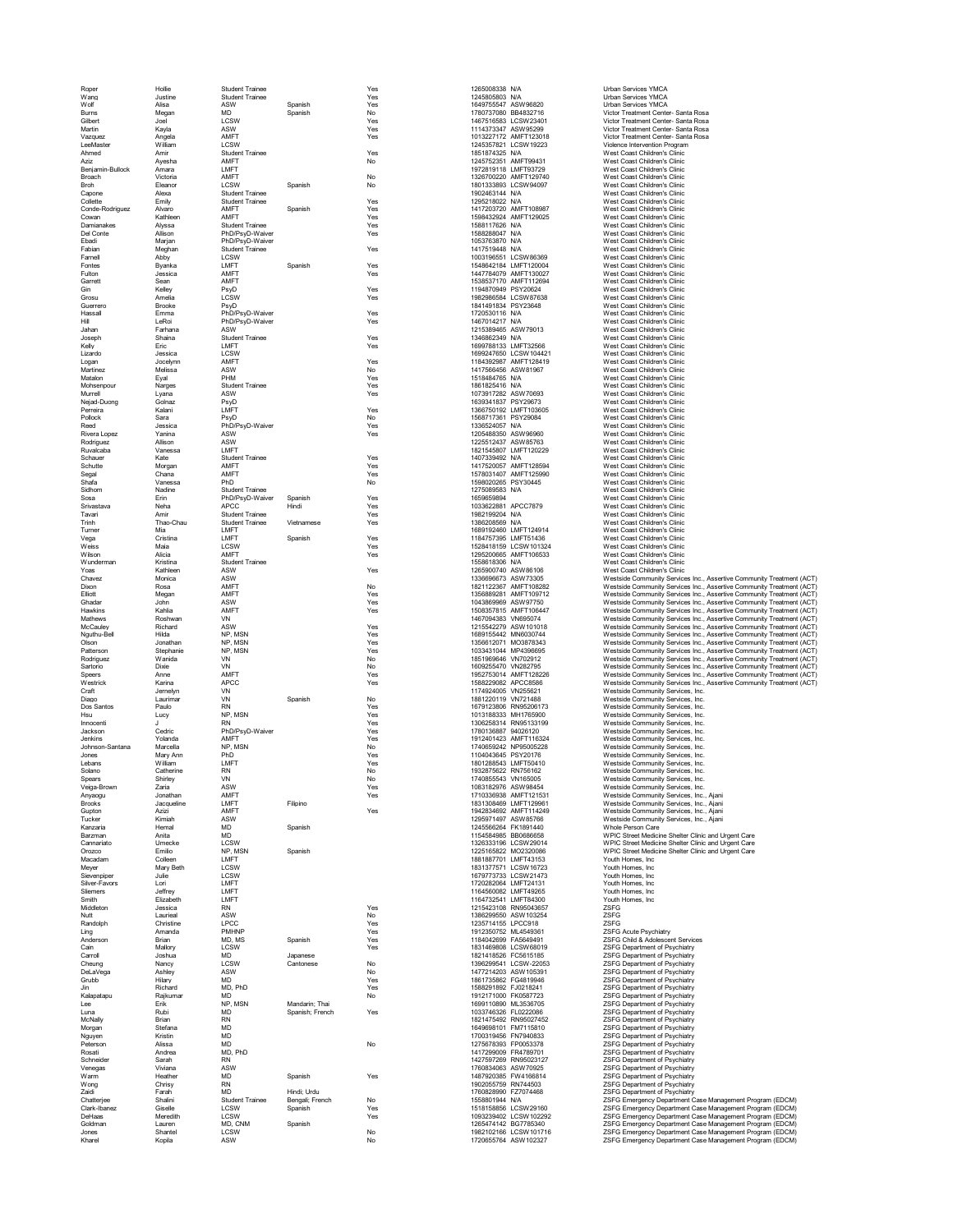| | | | | | | | |
|---|---|---|---|---|---|---|---|
| Roper | Hollie | Student Trainee | | Yes | 1265008338 | N/A | Urban Services YMCA |
| Wang | Justine | Student Trainee | | Yes | 1245805803 | N/A | Urban Services YMCA |
| Wolf | Alisa | ASW | Spanish | Yes | 1649755547 | ASW96820 | Urban Services YMCA |
| Burns | Megan | MD | Spanish | No | 1780737080 | BB4832716 | Victor Treatment Center- Santa Rosa |
| Gilbert | Joel | LCSW | | Yes | 1467516583 | LCSW23401 | Victor Treatment Center- Santa Rosa |
| Martin | Kayla | ASW | | Yes | 1114373347 | ASW95299 | Victor Treatment Center- Santa Rosa |
| Vazquez | Angela | AMFT | | Yes | 1013227172 | AMFT123018 | Victor Treatment Center- Santa Rosa |
| LeeMaster | William | LCSW | | | 1245357821 | LCSW19223 | Violence Intervention Program |
| Ahmed | Amir | Student Trainee | | Yes | 1851874325 | N/A | West Coast Children's Clinic |
| Aziz | Ayesha | AMFT | | No | 1245752351 | AMFT99431 | West Coast Children's Clinic |
| Benjamin-Bullock | Amara | LMFT | | | 1972819118 | LMFT93729 | West Coast Children's Clinic |
| Broach | Victoria | AMFT | | No | 1326700220 | AMFT129740 | West Coast Children's Clinic |
| Broh | Eleanor | LCSW | Spanish | No | 1801333893 | LCSW94097 | West Coast Children's Clinic |
| Capone | Alexa | Student Trainee | | | 1902463144 | N/A | West Coast Children's Clinic |
| Collette | Emily | Student Trainee | | Yes | 1295218022 | N/A | West Coast Children's Clinic |
| Conde-Rodriguez | Alvaro | AMFT | Spanish | Yes | 1417203720 | AMFT108987 | West Coast Children's Clinic |
| Cowan | Kathleen | AMFT | | Yes | 1598432924 | AMFT129025 | West Coast Children's Clinic |
| Damianakes | Alyssa | Student Trainee | | Yes | 1588117626 | N/A | West Coast Children's Clinic |
| Del Conte | Allison | PhD/PsyD-Waiver | | Yes | 1588288047 | N/A | West Coast Children's Clinic |
| Ebadi | Marjan | PhD/PsyD-Waiver | | | 1053763870 | N/A | West Coast Children's Clinic |
| Fabian | Meghan | Student Trainee | | Yes | 1417519448 | N/A | West Coast Children's Clinic |
| Farnell | Abby | LCSW | | | 1003196551 | LCSW86369 | West Coast Children's Clinic |
| Fontes | Byanka | LMFT | Spanish | Yes | 1548642184 | LMFT120004 | West Coast Children's Clinic |
| Fulton | Jessica | AMFT | | Yes | 1447784079 | AMFT130027 | West Coast Children's Clinic |
| Garrett | Sean | AMFT | | | 1538537170 | AMFT112694 | West Coast Children's Clinic |
| Gin | Kelley | PsyD | | Yes | 1194870949 | PSY20624 | West Coast Children's Clinic |
| Grosu | Amelia | LCSW | | Yes | 1982986584 | LCSW87638 | West Coast Children's Clinic |
| Guerrero | Brooke | PsyD | | | 1841491834 | PSY23648 | West Coast Children's Clinic |
| Hassall | Emma | PhD/PsyD-Waiver | | Yes | 1720530116 | N/A | West Coast Children's Clinic |
| Hill | LeRoi | PhD/PsyD-Waiver | | Yes | 1467014217 | N/A | West Coast Children's Clinic |
| Jahan | Farhana | ASW | | | 1215389465 | ASW79013 | West Coast Children's Clinic |
| Joseph | Shaina | Student Trainee | | Yes | 1346862349 | N/A | West Coast Children's Clinic |
| Kelly | Eric | LMFT | | Yes | 1699788133 | LMFT32566 | West Coast Children's Clinic |
| Lizardo | Jessica | LCSW | | | 1699247650 | LCSW104421 | West Coast Children's Clinic |
| Logan | Jocelynn | AMFT | | Yes | 1184392967 | AMFT128419 | West Coast Children's Clinic |
| Martinez | Melissa | ASW | | No | 1417566456 | ASW81967 | West Coast Children's Clinic |
| Matalon | Eyal | PHM | | Yes | 1518484765 | N/A | West Coast Children's Clinic |
| Mohsenpour | Narges | Student Trainee | | Yes | 1861825416 | N/A | West Coast Children's Clinic |
| Murrell | Lyana | ASW | | Yes | 1073917282 | ASW70693 | West Coast Children's Clinic |
| Nejad-Duong | Golnaz | PsyD | | | 1639341837 | PSY29673 | West Coast Children's Clinic |
| Perreira | Kalani | LMFT | | Yes | 1366750192 | LMFT103605 | West Coast Children's Clinic |
| Pollock | Sara | PsyD | | No | 1568717361 | PSY29084 | West Coast Children's Clinic |
| Reed | Jessica | PhD/PsyD-Waiver | | Yes | 1336524057 | N/A | West Coast Children's Clinic |
| Rivera Lopez | Yanina | ASW | | Yes | 1205488350 | ASW96960 | West Coast Children's Clinic |
| Rodriguez | Allison | ASW | | | 1225512437 | ASW85763 | West Coast Children's Clinic |
| Ruvalcaba | Vanessa | LMFT | | | 1821545807 | LMFT120229 | West Coast Children's Clinic |
| Schauer | Kate | Student Trainee | | Yes | 1407339492 | N/A | West Coast Children's Clinic |
| Schutte | Morgan | AMFT | | Yes | 1417520057 | AMFT128594 | West Coast Children's Clinic |
| Segal | Chana | AMFT | | Yes | 1578031407 | AMFT125990 | West Coast Children's Clinic |
| Shafa | Vanessa | PhD | | No | 1598020265 | PSY30445 | West Coast Children's Clinic |
| Sidhom | Nadine | Student Trainee | | | 1275089583 | N/A | West Coast Children's Clinic |
| Sosa | Erin | PhD/PsyD-Waiver | Spanish | Yes | 1659659894 | | West Coast Children's Clinic |
| Srivastava | Neha | APCC | Hindi | Yes | 1033622881 | APCC7879 | West Coast Children's Clinic |
| Tavari | Amir | Student Trainee | | Yes | 1982199204 | N/A | West Coast Children's Clinic |
| Trinh | Thao-Chau | Student Trainee | Vietnamese | Yes | 1386208569 | N/A | West Coast Children's Clinic |
| Turner | Mia | LMFT | | | 1689192460 | LMFT124914 | West Coast Children's Clinic |
| Vega | Cristina | LMFT | Spanish | Yes | 1184757395 | LMFT51436 | West Coast Children's Clinic |
| Weiss | Maia | LCSW | | Yes | 1528418159 | LCSW101324 | West Coast Children's Clinic |
| Wilson | Alicia | AMFT | | Yes | 1295200665 | AMFT106533 | West Coast Children's Clinic |
| Wunderman | Kristina | Student Trainee | | | 1558618306 | N/A | West Coast Children's Clinic |
| Yoas | Kathleen | ASW | | Yes | 1265900740 | ASW86106 | West Coast Children's Clinic |
| Chavez | Monica | ASW | | | 1336696673 | ASW73305 | Westside Community Services Inc., Assertive Community Treatment (ACT) |
| Dixon | Rosa | AMFT | | No | 1821122367 | AMFT108282 | Westside Community Services Inc., Assertive Community Treatment (ACT) |
| Elliott | Megan | AMFT | | Yes | 1356889281 | AMFT109712 | Westside Community Services Inc., Assertive Community Treatment (ACT) |
| Ghadar | John | ASW | | Yes | 1043869969 | ASW97750 | Westside Community Services Inc., Assertive Community Treatment (ACT) |
| Hawkins | Kahlia | AMFT | | Yes | 1508357815 | AMFT106447 | Westside Community Services Inc., Assertive Community Treatment (ACT) |
| Mathews | Roshwan | VN | | | 1467094383 | VN895074 | Westside Community Services Inc., Assertive Community Treatment (ACT) |
| McCauley | Richard | ASW | | Yes | 1215542279 | ASW101018 | Westside Community Services Inc., Assertive Community Treatment (ACT) |
| Nguthu-Bell | Hilda | NP, MSN | | Yes | 1689155442 | MN6030744 | Westside Community Services Inc., Assertive Community Treatment (ACT) |
| Olson | Jonathan | NP, MSN | | Yes | 1356612071 | MO3878343 | Westside Community Services Inc., Assertive Community Treatment (ACT) |
| Patterson | Stephanie | NP, MSN | | Yes | 1033431044 | MP4396695 | Westside Community Services Inc., Assertive Community Treatment (ACT) |
| Rodriguez | Wanida | VN | | No | 1851969846 | VN702912 | Westside Community Services Inc., Assertive Community Treatment (ACT) |
| Sartorio | Dixie | VN | | No | 1609255470 | VN282795 | Westside Community Services Inc., Assertive Community Treatment (ACT) |
| Speers | Anne | AMFT | | Yes | 1952753014 | AMFT128226 | Westside Community Services Inc., Assertive Community Treatment (ACT) |
| Westrick | Karina | APCC | | Yes | 1588229082 | APCC8586 | Westside Community Services Inc., Assertive Community Treatment (ACT) |
| Craft | Jemelyn | VN | | | 1174924005 | VN255621 | Westside Community Services, Inc. |
| Diago | Laurimar | VN | Spanish | No | 1881220119 | VN721488 | Westside Community Services, Inc. |
| Dos Santos | Paulo | RN | | Yes | 1679123806 | RN95206173 | Westside Community Services, Inc. |
| Hsu | Lucy | NP, MSN | | Yes | 1013188333 | MH1765900 | Westside Community Services, Inc. |
| Innocenti | J | RN | | Yes | 1306258314 | RN95133199 | Westside Community Services, Inc. |
| Jackson | Cedric | PhD/PsyD-Waiver | | Yes | 1780136887 | 94026120 | Westside Community Services, Inc. |
| Jenkins | Yolanda | AMFT | | Yes | 1912401423 | AMFT116324 | Westside Community Services, Inc. |
| Johnson-Santana | Marcella | NP, MSN | | No | 1740659242 | NP95005228 | Westside Community Services, Inc. |
| Jones | Mary Ann | PhD | | Yes | 1104043645 | PSY20176 | Westside Community Services, Inc. |
| Lebans | William | LMFT | | Yes | 1801288543 | LMFT50410 | Westside Community Services, Inc. |
| Solano | Catherine | RN | | No | 1932875622 | RN756162 | Westside Community Services, Inc. |
| Spears | Shirley | VN | | No | 1740855543 | VN165005 | Westside Community Services, Inc. |
| Veiga-Brown | Zaria | ASW | | Yes | 1083182976 | ASW98454 | Westside Community Services, Inc. |
| Anyaogu | Jonathan | AMFT | | Yes | 1710336938 | AMFT121531 | Westside Community Services, Inc., Ajani |
| Brooks | Jacqueline | LMFT | Filipino | | 1831308469 | LMFT129961 | Westside Community Services, Inc., Ajani |
| Gupton | Azizi | AMFT | | Yes | 1942834692 | AMFT114249 | Westside Community Services, Inc., Ajani |
| Tucker | Kimiah | ASW | | | 1295971497 | ASW85766 | Westside Community Services, Inc., Ajani |
| Kanzaria | Hemal | MD | Spanish | | 1245566264 | FK1891440 | Whole Person Care |
| Barzman | Anita | MD | | | 1154584985 | BB0686658 | WPIC Street Medicine Shelter Clinic and Urgent Care |
| Cannariato | Umecke | LCSW | | | 1326333196 | LCSW29014 | WPIC Street Medicine Shelter Clinic and Urgent Care |
| Orozco | Emilio | NP, MSN | Spanish | | 1225165822 | MO2320086 | WPIC Street Medicine Shelter Clinic and Urgent Care |
| Macadam | Colleen | LMFT | | | 1881887701 | LMFT43153 | Youth Homes, Inc |
| Meyer | Mary Beth | LCSW | | | 1831377571 | LCSW16723 | Youth Homes, Inc |
| Sievenpiper | Julie | LCSW | | | 1679773733 | LCSW21473 | Youth Homes, Inc |
| Silver-Favors | Lori | LMFT | | | 1720282064 | LMFT24131 | Youth Homes, Inc |
| Sliemers | Jeffrey | LMFT | | | 1164560082 | LMFT49265 | Youth Homes, Inc |
| Smith | Elizabeth | LMFT | | | 1164732541 | LMFT84300 | Youth Homes, Inc |
| Middleton | Jessica | RN | | Yes | 1215423108 | RN95043657 | ZSFG |
| Nutt | Laurieal | ASW | | No | 1386299550 | ASW103254 | ZSFG |
| Randolph | Christine | LPCC | | Yes | 1235714155 | LPCC918 | ZSFG |
| Ling | Amanda | PMHNP | | Yes | 1912350752 | ML4549361 | ZSFG Acute Psychiatry |
| Anderson | Brian | MD, MS | Spanish | Yes | 1184042699 | FA5649491 | ZSFG Child & Adolescent Services |
| Cain | Mallory | LCSW | | Yes | 1831469808 | LCSW68019 | ZSFG Department of Psychiatry |
| Carroll | Joshua | MD | Japanese | | 1821418526 | FC5615185 | ZSFG Department of Psychiatry |
| Cheung | Nancy | LCSW | Cantonese | No | 1396299541 | LCSW-22053 | ZSFG Department of Psychiatry |
| DeLaVega | Ashley | ASW | | No | 1477214203 | ASW105391 | ZSFG Department of Psychiatry |
| Grubb | Hilary | MD | | Yes | 1861735862 | FG4819946 | ZSFG Department of Psychiatry |
| Jin | Richard | MD, PhD | | Yes | 1588291892 | FJ0218241 | ZSFG Department of Psychiatry |
| Kalapatapu | Rajkumar | MD | | No | 1912171000 | FK0587723 | ZSFG Department of Psychiatry |
| Lee | Erik | NP, MSN | Mandarin; Thai | | 1699110890 | ML3536705 | ZSFG Department of Psychiatry |
| Luna | Rubi | MD | Spanish; French | Yes | 1033746326 | FL0222086 | ZSFG Department of Psychiatry |
| McNally | Brian | RN | | | 1821475492 | RN95027452 | ZSFG Department of Psychiatry |
| Morgan | Stefana | MD | | | 1649698101 | FM7115810 | ZSFG Department of Psychiatry |
| Nguyen | Kristin | MD | | | 1700319456 | FN7940833 | ZSFG Department of Psychiatry |
| Peterson | Alissa | MD | | No | 1275678393 | FP0053378 | ZSFG Department of Psychiatry |
| Rosati | Andrea | MD, PhD | | | 1417299009 | FR4789701 | ZSFG Department of Psychiatry |
| Schneider | Sarah | RN | | | 1427597269 | RN95023127 | ZSFG Department of Psychiatry |
| Venegas | Viviana | ASW | | | 1760834063 | ASW70925 | ZSFG Department of Psychiatry |
| Warm | Heather | MD | Spanish | Yes | 1487920385 | FW4166814 | ZSFG Department of Psychiatry |
| Wong | Chrisy | RN | | | 1902055759 | RN744503 | ZSFG Department of Psychiatry |
| Zaidi | Farah | MD | Hindi; Urdu | | 1760828990 | FZ7074468 | ZSFG Department of Psychiatry |
| Chatterjee | Shalini | Student Trainee | Bengali; French | No | 1558801944 | N/A | ZSFG Emergency Department Case Management Program (EDCM) |
| Clark-Ibanez | Giselle | LCSW | Spanish | Yes | 1518158856 | LCSW29160 | ZSFG Emergency Department Case Management Program (EDCM) |
| DeHaas | Meredith | LCSW | | Yes | 1093239402 | LCSW102292 | ZSFG Emergency Department Case Management Program (EDCM) |
| Goldman | Lauren | MD, CNM | Spanish | | 1265474142 | BG7785340 | ZSFG Emergency Department Case Management Program (EDCM) |
| Jones | Shantel | LCSW | | No | 1982102166 | LCSW101716 | ZSFG Emergency Department Case Management Program (EDCM) |
| Kharel | Kopila | ASW | | No | 1720655764 | ASW102327 | ZSFG Emergency Department Case Management Program (EDCM) |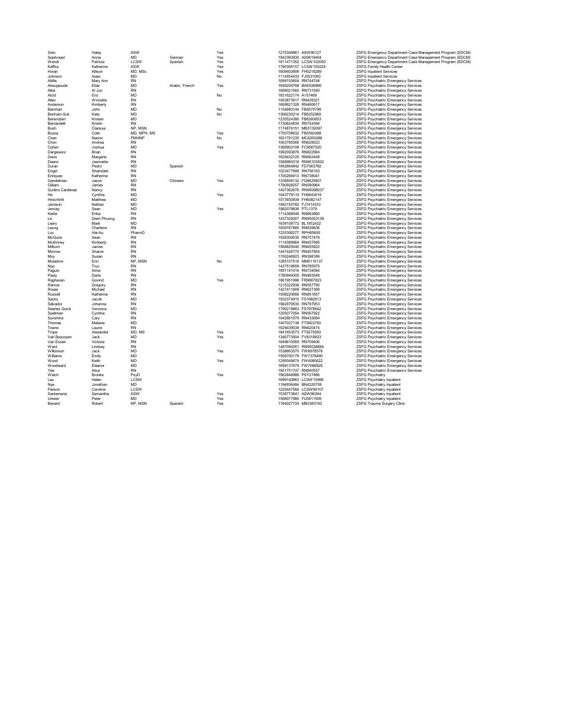| | | | | | | | |
|---|---|---|---|---|---|---|---|
| Soto | Haley | ASW | | Yes | 1215346861 | ASW90127 | ZSFG Emergency Department Case Management Program (EDCM) |
| Spielvogel | Anna | MD | German | Yes | 1942383930 | AS9619404 | ZSFG Emergency Department Case Management Program (EDCM) |
| Wendt | Patricia | LCSW | Spanish | Yes | 1811471352 | LCSW102050 | ZSFG Emergency Department Case Management Program (EDCM) |
| Kaffka | Katherine | ASW | | Yes | 1790306157 | LCSW105224 | ZSFG Family Health Center |
| Horan | Allison | MD, MSc | | Yes | 1609403906 | FH0218289 | ZSFG Inpatient Services |
| Johnson | Isaac | MD | | No | 1114554433 | FJ0531093 | ZSFG Inpatient Services |
| Abille | Mary Ann | RN | | | 1699155804 | RN744748 | ZSFG Psychiatric Emergency Services |
| Aboujaoude | Elias | MD | Arabic; French | Yes | 1649209768 | BA6538966 | ZSFG Psychiatric Emergency Services |
| Alba | Al Jun | RN | | | 1689021560 | RN731540 | ZSFG Psychiatric Emergency Services |
| Alcid | Eric | MD | | No | 1831622174 | A157469 | ZSFG Psychiatric Emergency Services |
| Allen | Winnette | RN | | | 1063873917 | RN426321 | ZSFG Psychiatric Emergency Services |
| Anderson | Kimberly | RN | | | 1669821328 | RN480617 | ZSFG Psychiatric Emergency Services |
| Barnhart | John | MD | | No | 1154880144 | FB9579799 | ZSFG Psychiatric Emergency Services |
| Benham-Suk | Kate | MD | | No | 1306230214 | FB6252960 | ZSFG Psychiatric Emergency Services |
| Berendzen | Kristen | MD | | | 1235524380 | FB6393603 | ZSFG Psychiatric Emergency Services |
| Bernardelli | Kristin | RN | | | 1730624834 | RN754394 | ZSFG Psychiatric Emergency Services |
| Bush | Clarissa | NP, MSN | | | 1174878151 | MB3139397 | ZSFG Psychiatric Emergency Services |
| Buzza | Colin | MD, MPH, MS | | Yes | 1750708632 | FB5592488 | ZSFG Psychiatric Emergency Services |
| Chan | Naomi | PMHNP | | No | 1831791235 | MC6200288 | ZSFG Psychiatric Emergency Services |
| Chon | Andrea | RN | | | 1063785566 | RN629523 | ZSFG Psychiatric Emergency Services |
| Cohen | Joshua | MD | | Yes | 1366903106 | FC9587520 | ZSFG Psychiatric Emergency Services |
| Dargiewicz | Brian | RN | | | 1992093876 | RN822984 | ZSFG Psychiatric Emergency Services |
| Davis | Margarie | RN | | | 1629432125 | RN683448 | ZSFG Psychiatric Emergency Services |
| Deano | Jeannette | RN | | | 1568960318 | RN95103502 | ZSFG Psychiatric Emergency Services |
| Duran | Pedro | MD | Spanish | | 1942664842 | FD7063782 | ZSFG Psychiatric Emergency Services |
| Engel | Shamideh | RN | | | 1023477999 | RN756163 | ZSFG Psychiatric Emergency Services |
| Enriquez | Katherine | RN | | | 1700266913 | RN738041 | ZSFG Psychiatric Emergency Services |
| Gandelman | Jason | MD | Chinese | Yes | 1336808132 | FG9625801 | ZSFG Psychiatric Emergency Services |
| Gilliam | James | RN | | | 1790928257 | RN580964 | ZSFG Psychiatric Emergency Services |
| Gudino Cardenas | Nancy | RN | | | 1407362676 | RN95098037 | ZSFG Psychiatric Emergency Services |
| He | Cynthia | MD | | Yes | 1043779119 | FH9643619 | ZSFG Psychiatric Emergency Services |
| Hirschtritt | Matthew | MD | | | 1073930939 | FH6082147 | ZSFG Psychiatric Emergency Services |
| Jamison | Nathan | MD | | | 1992155782 | FJ7414333 | ZSFG Psychiatric Emergency Services |
| Jenvay | Sean | MD | | Yes | 1982079836 | PTL1379 | ZSFG Psychiatric Emergency Services |
| Kiefer | Erika | RN | | | 1114388048 | RN663860 | ZSFG Psychiatric Emergency Services |
| Le | Diem Phuong | RN | | | 1437329307 | RN95053139 | ZSFG Psychiatric Emergency Services |
| Leary | Mark | MD | | | 1639108772 | BL1652432 | ZSFG Psychiatric Emergency Services |
| Leung | Charlene | RN | | | 1659787885 | RN839636 | ZSFG Psychiatric Emergency Services |
| Luu | Hai-Au | PharmD | | | 1225306277 | RPH65600 | ZSFG Psychiatric Emergency Services |
| McGuire | Sean | RN | | | 1508309535 | RN757479 | ZSFG Psychiatric Emergency Services |
| McKinney | Kimberly | RN | | | 1114388964 | RN457695 | ZSFG Psychiatric Emergency Services |
| Milburn | James | RN | | | 1568825040 | RN655822 | ZSFG Psychiatric Emergency Services |
| Morrow | Sharon | RN | | | 1447426770 | RN457854 | ZSFG Psychiatric Emergency Services |
| Moy | Susan | RN | | | 1700246923 | RN398189 | ZSFG Psychiatric Emergency Services |
| Muladore | Erin | NP, MSN | | No | 1285107516 | MM5116137 | ZSFG Psychiatric Emergency Services |
| Ngo | Truc | RN | | | 1437519659 | RN785975 | ZSFG Psychiatric Emergency Services |
| Paguio | Alma | RN | | | 1891141016 | RN734594 | ZSFG Psychiatric Emergency Services |
| Pauly | Daria | RN | | | 1780949305 | RN483549 | ZSFG Psychiatric Emergency Services |
| Raghavan | Govind | MD | | Yes | 1861951998 | FR9667823 | ZSFG Psychiatric Emergency Services |
| Ramos | Gregory | RN | | | 1215322938 | RN557790 | ZSFG Psychiatric Emergency Services |
| Roxas | Michael | RN | | | 1427411909 | RN627369 | ZSFG Psychiatric Emergency Services |
| Russell | Katherine | RN | | | 1508220666 | RN851657 | ZSFG Psychiatric Emergency Services |
| Sacks | Jacob | MD | | | 1932374915 | FS1682613 | ZSFG Psychiatric Emergency Services |
| Salvador | Johanna | RN | | | 1982979530 | RN797953 | ZSFG Psychiatric Emergency Services |
| Searles Quick | Veronica | MD | | | 1790219863 | FS7978642 | ZSFG Psychiatric Emergency Services |
| Spellman | Cynthia | RN | | | 1205077054 | RN567922 | ZSFG Psychiatric Emergency Services |
| Sunshine | Cary | RN | | | 1942661079 | RN433094 | ZSFG Psychiatric Emergency Services |
| Thomas | Melanie | MD | | | 1407037138 | FT0603793 | ZSFG Psychiatric Emergency Services |
| Towns | Laurie | RN | | | 1629439039 | RN620415 | ZSFG Psychiatric Emergency Services |
| Trope | Alexander | MD, MS | | Yes | 1841653573 | FT9275593 | ZSFG Psychiatric Emergency Services |
| Van Bezooyen | Jack | MD | | Yes | 1346773504 | FV8318823 | ZSFG Psychiatric Emergency Services |
| Van Essen | Victoria | RN | | | 1649610569 | RN709406 | ZSFG Psychiatric Emergency Services |
| Ward | Lindsey | RN | | | 1487095261 | RN95038884 | ZSFG Psychiatric Emergency Services |
| Wilkinson | Jack | MD | | Yes | 1538663570 | FW8978578 | ZSFG Psychiatric Emergency Services |
| Williams | Emily | MD | | | 1558700179 | FW7379490 | ZSFG Psychiatric Emergency Services |
| Wood | Keith | MD | | Yes | 1295049674 | FW4080622 | ZSFG Psychiatric Emergency Services |
| Woodward | Eleanor | MD | | | 1699137679 | FW7086829 | ZSFG Psychiatric Emergency Services |
| Yee | Alice | RN | | | 1851751747 | RN800557 | ZSFG Psychiatric Emergency Services |
| Welch | Brooke | PsyD | | Yes | 1962848986 | PSY27866 | ZSFG Psychiatry |
| Lau | Helen | LCSW | | | 1699140863 | LCSW15998 | ZSFG Psychiatry Inpatient |
| Nye | Jonathan | MD | | | 1194936484 | BN4320759 | ZSFG Psychiatry Inpatient |
| Paxson | Caroline | LCSW | | | 1225447584 | LCSW69107 | ZSFG Psychiatry Inpatient |
| Santamaria | Samantha | ASW | | Yes | 1538773841 | ASW96264 | ZSFG Psychiatry Inpatient |
| Ureste | Peter | MD | | Yes | 1588077960 | FU5811509 | ZSFG Psychiatry Inpatient |
| Benard | Robert | NP, MSN | Spanish | Yes | 1184027724 | MB3383192 | ZSFG Trauma Surgery Clinic |